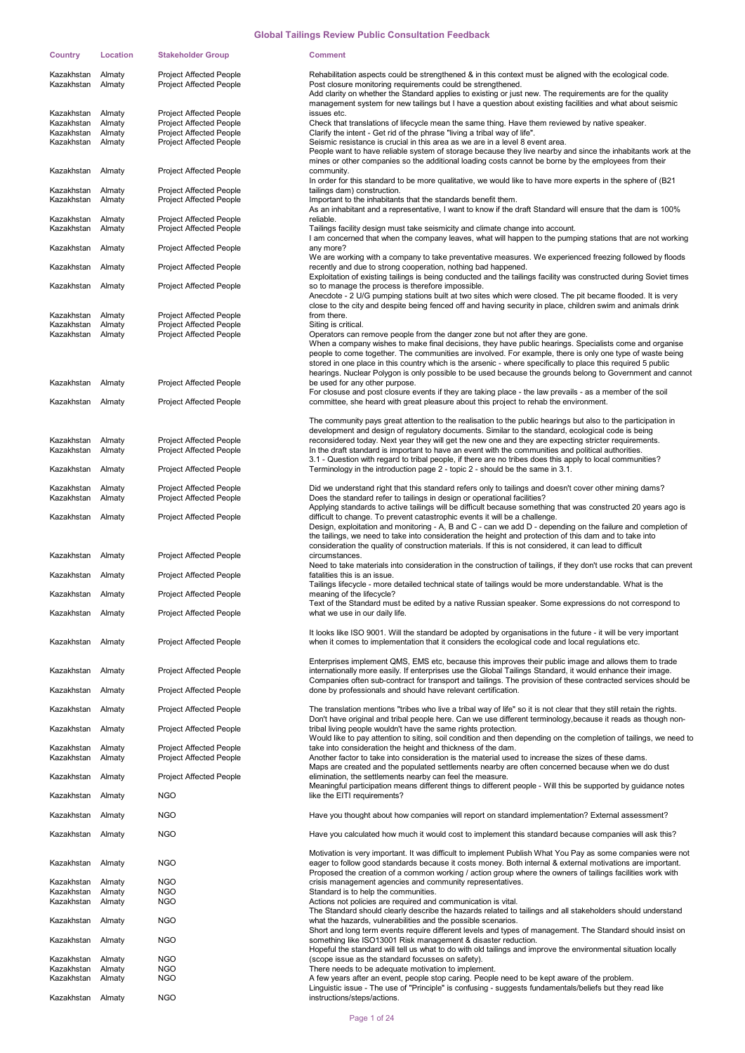# Global Tailings Review Public Consultation Feedback

| Country | Location | Stakeholder Group | Comment |
|---|---|---|---|
| Kazakhstan | Almaty | Project Affected People | Rehabilitation aspects could be strengthened & in this context must be aligned with the ecological code. |
| Kazakhstan | Almaty | Project Affected People | Post closure monitoring requirements could be strengthened. |
| Kazakhstan | Almaty | Project Affected People | Add clarity on whether the Standard applies to existing or just new. The requirements are for the quality management system for new tailings but I have a question about existing facilities and what about seismic issues etc. |
| Kazakhstan | Almaty | Project Affected People | Check that translations of lifecycle mean the same thing. Have them reviewed by native speaker. |
| Kazakhstan | Almaty | Project Affected People | Clarify the intent - Get rid of the phrase "living a tribal way of life". |
| Kazakhstan | Almaty | Project Affected People | Seismic resistance is crucial in this area as we are in a level 8 event area. |
| Kazakhstan | Almaty | Project Affected People | People want to have reliable system of storage because they live nearby and since the inhabitants work at the mines or other companies so the additional loading costs cannot be borne by the employees from their community. |
| Kazakhstan | Almaty | Project Affected People | In order for this standard to be more qualitative, we would like to have more experts in the sphere of (B21 tailings dam) construction. |
| Kazakhstan | Almaty | Project Affected People | Important to the inhabitants that the standards benefit them. |
| Kazakhstan | Almaty | Project Affected People | As an inhabitant and a representative, I want to know if the draft Standard will ensure that the dam is 100% reliable. |
| Kazakhstan | Almaty | Project Affected People | Tailings facility design must take seismicity and climate change into account. |
| Kazakhstan | Almaty | Project Affected People | I am concerned that when the company leaves, what will happen to the pumping stations that are not working any more? |
| Kazakhstan | Almaty | Project Affected People | We are working with a company to take preventative measures. We experienced freezing followed by floods recently and due to strong cooperation, nothing bad happened. |
| Kazakhstan | Almaty | Project Affected People | Exploitation of existing tailings is being conducted and the tailings facility was constructed during Soviet times so to manage the process is therefore impossible. |
| Kazakhstan | Almaty | Project Affected People | Anecdote - 2 U/G pumping stations built at two sites which were closed. The pit became flooded. It is very close to the city and despite being fenced off and having security in place, children swim and animals drink from there. |
| Kazakhstan | Almaty | Project Affected People | Siting is critical. |
| Kazakhstan | Almaty | Project Affected People | Operators can remove people from the danger zone but not after they are gone. |
| Kazakhstan | Almaty | Project Affected People | When a company wishes to make final decisions, they have public hearings. Specialists come and organise people to come together. The communities are involved. For example, there is only one type of waste being stored in one place in this country which is the arsenic - where specifically to place this required 5 public hearings. Nuclear Polygon is only possible to be used because the grounds belong to Government and cannot be used for any other purpose. |
| Kazakhstan | Almaty | Project Affected People | For closure and post closure events if they are taking place - the law prevails - as a member of the soil committee, she heard with great pleasure about this project to rehab the environment. |
| Kazakhstan | Almaty | Project Affected People | The community pays great attention to the realisation to the public hearings but also to the participation in development and design of regulatory documents. Similar to the standard, ecological code is being reconsidered today. Next year they will get the new one and they are expecting stricter requirements. |
| Kazakhstan | Almaty | Project Affected People | In the draft standard is important to have an event with the communities and political authorities. |
| Kazakhstan | Almaty | Project Affected People | 3.1 - Question with regard to tribal people, if there are no tribes does this apply to local communities? Terminology in the introduction page 2 - topic 2 - should be the same in 3.1. |
| Kazakhstan | Almaty | Project Affected People | Did we understand right that this standard refers only to tailings and doesn't cover other mining dams? |
| Kazakhstan | Almaty | Project Affected People | Does the standard refer to tailings in design or operational facilities? |
| Kazakhstan | Almaty | Project Affected People | Applying standards to active tailings will be difficult because something that was constructed 20 years ago is difficult to change. To prevent catastrophic events it will be a challenge. |
| Kazakhstan | Almaty | Project Affected People | Design, exploitation and monitoring - A, B and C - can we add D - depending on the failure and completion of the tailings, we need to take into consideration the height and protection of this dam and to take into consideration the quality of construction materials. If this is not considered, it can lead to difficult circumstances. |
| Kazakhstan | Almaty | Project Affected People | Need to take materials into consideration in the construction of tailings, if they don't use rocks that can prevent fatalities this is an issue. |
| Kazakhstan | Almaty | Project Affected People | Tailings lifecycle - more detailed technical state of tailings would be more understandable. What is the meaning of the lifecycle? |
| Kazakhstan | Almaty | Project Affected People | Text of the Standard must be edited by a native Russian speaker. Some expressions do not correspond to what we use in our daily life. |
| Kazakhstan | Almaty | Project Affected People | It looks like ISO 9001. Will the standard be adopted by organisations in the future - it will be very important when it comes to implementation that it considers the ecological code and local regulations etc. |
| Kazakhstan | Almaty | Project Affected People | Enterprises implement QMS, EMS etc, because this improves their public image and allows them to trade internationally more easily. If enterprises use the Global Tailings Standard, it would enhance their image. |
| Kazakhstan | Almaty | Project Affected People | Companies often sub-contract for transport and tailings. The provision of these contracted services should be done by professionals and should have relevant certification. |
| Kazakhstan | Almaty | Project Affected People | The translation mentions "tribes who live a tribal way of life" so it is not clear that they still retain the rights. |
| Kazakhstan | Almaty | Project Affected People | Don't have original and tribal people here. Can we use different terminology,because it reads as though non-tribal living people wouldn't have the same rights protection. |
| Kazakhstan | Almaty | Project Affected People | Would like to pay attention to siting, soil condition and then depending on the completion of tailings, we need to take into consideration the height and thickness of the dam. |
| Kazakhstan | Almaty | Project Affected People | Another factor to take into consideration is the material used to increase the sizes of these dams. |
| Kazakhstan | Almaty | Project Affected People | Maps are created and the populated settlements nearby are often concerned because when we do dust elimination, the settlements nearby can feel the measure. |
| Kazakhstan | Almaty | NGO | Meaningful participation means different things to different people - Will this be supported by guidance notes like the EITI requirements? |
| Kazakhstan | Almaty | NGO | Have you thought about how companies will report on standard implementation? External assessment? |
| Kazakhstan | Almaty | NGO | Have you calculated how much it would cost to implement this standard because companies will ask this? |
| Kazakhstan | Almaty | NGO | Motivation is very important. It was difficult to implement Publish What You Pay as some companies were not eager to follow good standards because it costs money. Both internal & external motivations are important. |
| Kazakhstan | Almaty | NGO | Proposed the creation of a common working / action group where the owners of tailings facilities work with crisis management agencies and community representatives. |
| Kazakhstan | Almaty | NGO | Standard is to help the communities. |
| Kazakhstan | Almaty | NGO | Actions not policies are required and communication is vital. |
| Kazakhstan | Almaty | NGO | The Standard should clearly describe the hazards related to tailings and all stakeholders should understand what the hazards, vulnerabilities and the possible scenarios. |
| Kazakhstan | Almaty | NGO | Short and long term events require different levels and types of management. The Standard should insist on something like ISO13001 Risk management & disaster reduction. |
| Kazakhstan | Almaty | NGO | Hopeful the standard will tell us what to do with old tailings and improve the environmental situation locally (scope issue as the standard focusses on safety). |
| Kazakhstan | Almaty | NGO | There needs to be adequate motivation to implement. |
| Kazakhstan | Almaty | NGO | A few years after an event, people stop caring. People need to be kept aware of the problem. |
| Kazakhstan | Almaty | NGO | Linguistic issue - The use of "Principle" is confusing - suggests fundamentals/beliefs but they read like instructions/steps/actions. |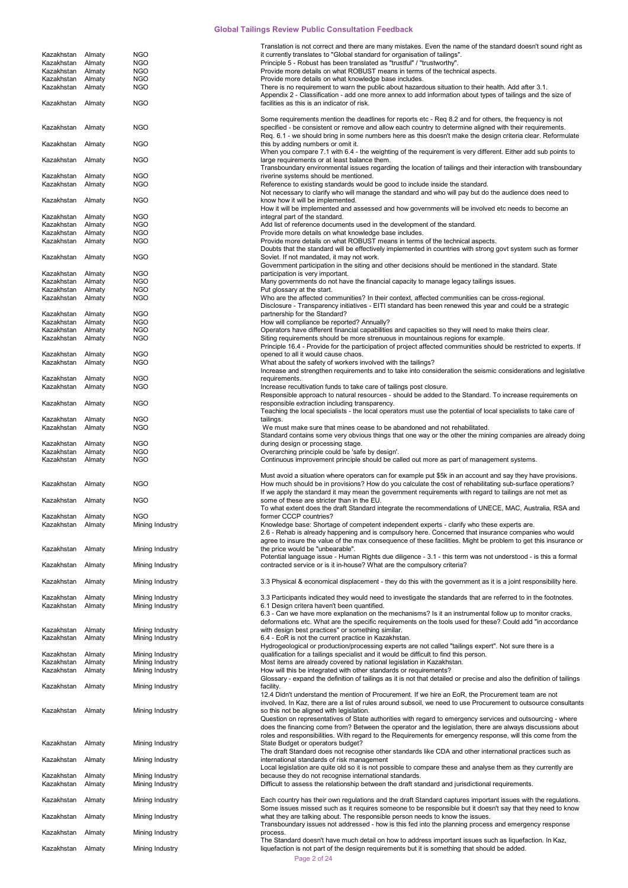| | | | |
|---|---|---|---|
| Kazakhstan | Almaty | NGO | Translation is not correct and there are many mistakes. Even the name of the standard doesn't sound right as it currently translates to "Global standard for organisation of tailings". |
| Kazakhstan | Almaty | NGO | Principle 5 - Robust has been translated as "trustful" / "trustworthy". |
| Kazakhstan | Almaty | NGO | Provide more details on what ROBUST means in terms of the technical aspects. |
| Kazakhstan | Almaty | NGO | Provide more details on what knowledge base includes. |
| Kazakhstan | Almaty | NGO | There is no requirement to warn the public about hazardous situation to their health. Add after 3.1. |
| Kazakhstan | Almaty | NGO | Appendix 2 - Classification - add one more annex to add information about types of tailings and the size of facilities as this is an indicator of risk. |
| Kazakhstan | Almaty | NGO | Some requirements mention the deadlines for reports etc - Req 8.2 and for others, the frequency is not specified - be consistent or remove and allow each country to determine aligned with their requirements. |
| Kazakhstan | Almaty | NGO | Req. 6.1 - we should bring in some numbers here as this doesn't make the design criteria clear. Reformulate this by adding numbers or omit it. |
| Kazakhstan | Almaty | NGO | When you compare 7.1 with 6.4 - the weighting of the requirement is very different. Either add sub points to large requirements or at least balance them. |
| Kazakhstan | Almaty | NGO | Transboundary environmental issues regarding the location of tailings and their interaction with transboundary riverine systems should be mentioned. |
| Kazakhstan | Almaty | NGO | Reference to existing standards would be good to include inside the standard. |
| Kazakhstan | Almaty | NGO | Not necessary to clarify who will manage the standard and who will pay but do the audience does need to know how it will be implemented. |
| Kazakhstan | Almaty | NGO | How it will be implemented and assessed and how governments will be involved etc needs to become an integral part of the standard. |
| Kazakhstan | Almaty | NGO | Add list of reference documents used in the development of the standard. |
| Kazakhstan | Almaty | NGO | Provide more details on what knowledge base includes. |
| Kazakhstan | Almaty | NGO | Provide more details on what ROBUST means in terms of the technical aspects. |
| Kazakhstan | Almaty | NGO | Doubts that the standard will be effectively implemented in countries with strong govt system such as former Soviet. If not mandated, it may not work. |
| Kazakhstan | Almaty | NGO | Government participation in the siting and other decisions should be mentioned in the standard. State participation is very important. |
| Kazakhstan | Almaty | NGO | Many governments do not have the financial capacity to manage legacy tailings issues. |
| Kazakhstan | Almaty | NGO | Put glossary at the start. |
| Kazakhstan | Almaty | NGO | Who are the affected communities? In their context, affected communities can be cross-regional. |
| Kazakhstan | Almaty | NGO | Disclosure - Transparency initiatives - EITI standard has been renewed this year and could be a strategic partnership for the Standard? |
| Kazakhstan | Almaty | NGO | How will compliance be reported? Annually? |
| Kazakhstan | Almaty | NGO | Operators have different financial capabilities and capacities so they will need to make theirs clear. |
| Kazakhstan | Almaty | NGO | Siting requirements should be more strenuous in mountainous regions for example. |
| Kazakhstan | Almaty | NGO | Principle 16.4 - Provide for the participation of project affected communities should be restricted to experts. If opened to all it would cause chaos. |
| Kazakhstan | Almaty | NGO | What about the safety of workers involved with the tailings? |
| Kazakhstan | Almaty | NGO | Increase and strengthen requirements and to take into consideration the seismic considerations and legislative requirements. |
| Kazakhstan | Almaty | NGO | Increase recultivation funds to take care of tailings post closure. |
| Kazakhstan | Almaty | NGO | Responsible approach to natural resources - should be added to the Standard. To increase requirements on responsible extraction including transparency. |
| Kazakhstan | Almaty | NGO | Teaching the local specialists - the local operators must use the potential of local specialists to take care of tailings. |
| Kazakhstan | Almaty | NGO | We must make sure that mines cease to be abandoned and not rehabilitated. |
| Kazakhstan | Almaty | NGO | Standard contains some very obvious things that one way or the other the mining companies are already doing during design or processing stage. |
| Kazakhstan | Almaty | NGO | Overarching principle could be 'safe by design'. |
| Kazakhstan | Almaty | NGO | Continuous improvement principle should be called out more as part of management systems. |
| Kazakhstan | Almaty | NGO | Must avoid a situation where operators can for example put $5k in an account and say they have provisions. How much should be in provisions? How do you calculate the cost of rehabilitating sub-surface operations? |
| Kazakhstan | Almaty | NGO | If we apply the standard it may mean the government requirements with regard to tailings are not met as some of these are stricter than in the EU. |
| Kazakhstan | Almaty | NGO | To what extent does the draft Standard integrate the recommendations of UNECE, MAC, Australia, RSA and former CCCP countries? |
| Kazakhstan | Almaty | Mining Industry | Knowledge base: Shortage of competent independent experts - clarify who these experts are. |
| Kazakhstan | Almaty | Mining Industry | 2.6 - Rehab is already happening and is compulsory here. Concerned that insurance companies who would agree to insure the value of the max consequence of these facilities. Might be problem to get this insurance or the price would be "unbearable". |
| Kazakhstan | Almaty | Mining Industry | Potential language issue - Human Rights due diligence - 3.1 - this term was not understood - is this a formal contracted service or is it in-house? What are the compulsory criteria? |
| Kazakhstan | Almaty | Mining Industry | 3.3 Physical & economical displacement - they do this with the government as it is a joint responsibility here. |
| Kazakhstan | Almaty | Mining Industry | 3.3 Participants indicated they would need to investigate the standards that are referred to in the footnotes. |
| Kazakhstan | Almaty | Mining Industry | 6.1 Design critera haven't been quantified. |
| Kazakhstan | Almaty | Mining Industry | 6.3 - Can we have more explanation on the mechanisms? Is it an instrumental follow up to monitor cracks, deformations etc. What are the specific requirements on the tools used for these? Could add "in accordance with design best practices" or something similar. |
| Kazakhstan | Almaty | Mining Industry | 6.4 - EoR is not the current practice in Kazakhstan. |
| Kazakhstan | Almaty | Mining Industry | Hydrogeological or production/processing experts are not called "tailings expert". Not sure there is a qualification for a tailings specialist and it would be difficult to find this person. |
| Kazakhstan | Almaty | Mining Industry | Most items are already covered by national legislation in Kazakhstan. |
| Kazakhstan | Almaty | Mining Industry | How will this be integrated with other standards or requirements? |
| Kazakhstan | Almaty | Mining Industry | Glossary - expand the definition of tailings as it is not that detailed or precise and also the definition of tailings facility. |
| Kazakhstan | Almaty | Mining Industry | 12.4 Didn't understand the mention of Procurement. If we hire an EoR, the Procurement team are not involved. In Kaz, there are a list of rules around subsoil, we need to use Procurement to outsource consultants so this not be aligned with legislation. |
| Kazakhstan | Almaty | Mining Industry | Question on representatives of State authorities with regard to emergency services and outsourcing - where does the financing come from? Between the operator and the legislation, there are always discussions about roles and responsibilities. With regard to the Requirements for emergency response, will this come from the State Budget or operators budget? |
| Kazakhstan | Almaty | Mining Industry | The draft Standard does not recognise other standards like CDA and other international practices such as international standards of risk management |
| Kazakhstan | Almaty | Mining Industry | Local legislation are quite old so it is not possible to compare these and analyse them as they currently are because they do not recognise international standards. |
| Kazakhstan | Almaty | Mining Industry | Difficult to assess the relationship between the draft standard and jurisdictional requirements. |
| Kazakhstan | Almaty | Mining Industry | Each country has their own regulations and the draft Standard captures important issues with the regulations. Some issues missed such as it requires someone to be responsible but it doesn't say that they need to know what they are talking about. The responsible person needs to know the issues. |
| Kazakhstan | Almaty | Mining Industry | Transboundary issues not addressed - how is this fed into the planning process and emergency response process. |
| Kazakhstan | Almaty | Mining Industry | The Standard doesn't have much detail on how to address important issues such as liquefaction. In Kaz, liquefaction is not part of the design requirements but it is something that should be added. |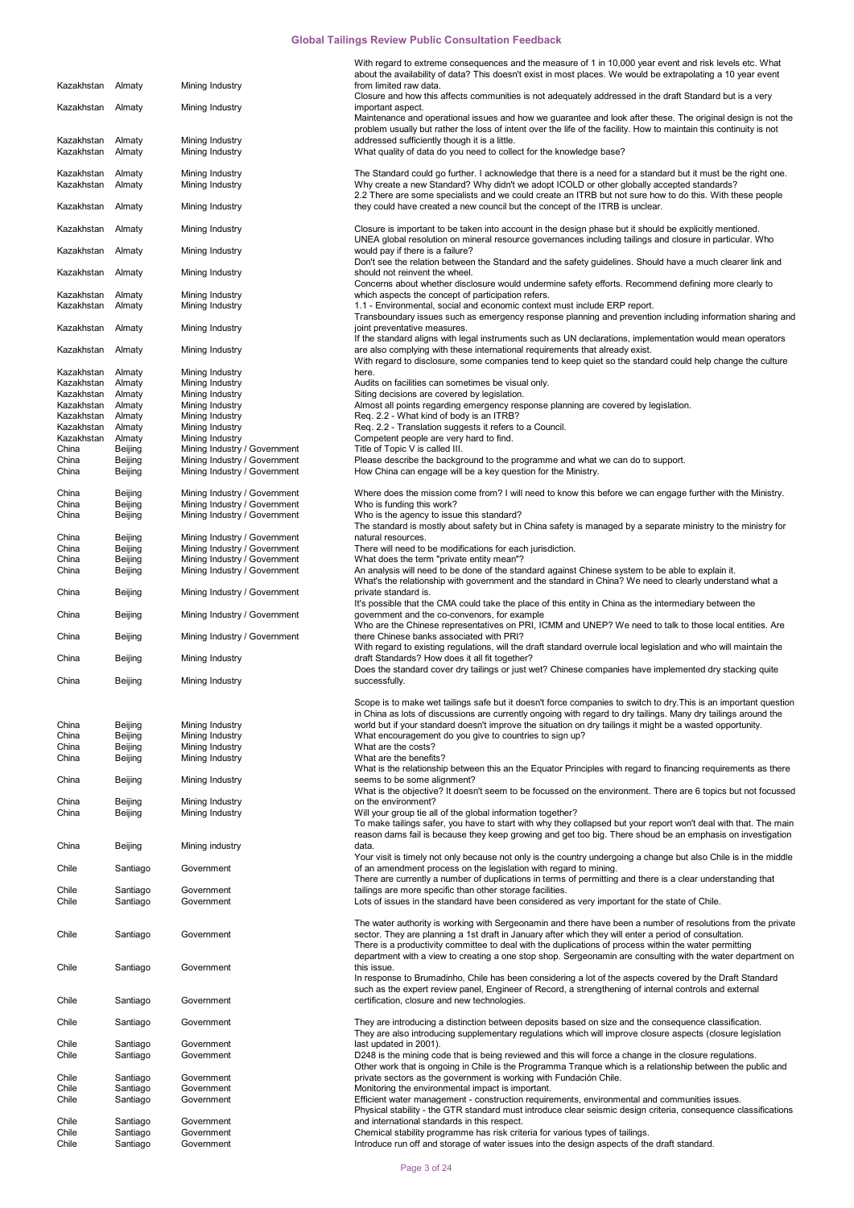# Global Tailings Review Public Consultation Feedback

| | | | |
|---|---|---|---|
| Kazakhstan | Almaty | Mining Industry | With regard to extreme consequences and the measure of 1 in 10,000 year event and risk levels etc. What about the availability of data? This doesn't exist in most places. We would be extrapolating a 10 year event from limited raw data. |
| Kazakhstan | Almaty | Mining Industry | Closure and how this affects communities is not adequately addressed in the draft Standard but is a very important aspect. |
| Kazakhstan | Almaty | Mining Industry | Maintenance and operational issues and how we guarantee and look after these. The original design is not the problem usually but rather the loss of intent over the life of the facility. How to maintain this continuity is not addressed sufficiently though it is a little. |
| Kazakhstan | Almaty | Mining Industry | What quality of data do you need to collect for the knowledge base? |
| Kazakhstan | Almaty | Mining Industry | The Standard could go further. I acknowledge that there is a need for a standard but it must be the right one. |
| Kazakhstan | Almaty | Mining Industry | Why create a new Standard? Why didn't we adopt ICOLD or other globally accepted standards? |
| Kazakhstan | Almaty | Mining Industry | 2.2 There are some specialists and we could create an ITRB but not sure how to do this. With these people they could have created a new council but the concept of the ITRB is unclear. |
| Kazakhstan | Almaty | Mining Industry | Closure is important to be taken into account in the design phase but it should be explicitly mentioned. |
| Kazakhstan | Almaty | Mining Industry | UNEA global resolution on mineral resource governances including tailings and closure in particular. Who would pay if there is a failure? |
| Kazakhstan | Almaty | Mining Industry | Don't see the relation between the Standard and the safety guidelines. Should have a much clearer link and should not reinvent the wheel. |
| Kazakhstan | Almaty | Mining Industry | Concerns about whether disclosure would undermine safety efforts. Recommend defining more clearly to which aspects the concept of participation refers. |
| Kazakhstan | Almaty | Mining Industry | 1.1 - Environmental, social and economic context must include ERP report. |
| Kazakhstan | Almaty | Mining Industry | Transboundary issues such as emergency response planning and prevention including information sharing and joint preventative measures. |
| Kazakhstan | Almaty | Mining Industry | If the standard aligns with legal instruments such as UN declarations, implementation would mean operators are also complying with these international requirements that already exist. |
| Kazakhstan | Almaty | Mining Industry | With regard to disclosure, some companies tend to keep quiet so the standard could help change the culture here. |
| Kazakhstan | Almaty | Mining Industry | Audits on facilities can sometimes be visual only. |
| Kazakhstan | Almaty | Mining Industry | Siting decisions are covered by legislation. |
| Kazakhstan | Almaty | Mining Industry | Almost all points regarding emergency response planning are covered by legislation. |
| Kazakhstan | Almaty | Mining Industry | Req. 2.2 - What kind of body is an ITRB? |
| Kazakhstan | Almaty | Mining Industry | Req. 2.2 - Translation suggests it refers to a Council. |
| Kazakhstan | Almaty | Mining Industry | Competent people are very hard to find. |
| China | Beijing | Mining Industry / Government | Title of Topic V is called III. |
| China | Beijing | Mining Industry / Government | Please describe the background to the programme and what we can do to support. |
| China | Beijing | Mining Industry / Government | How China can engage will be a key question for the Ministry. |
| China | Beijing | Mining Industry / Government | Where does the mission come from? I will need to know this before we can engage further with the Ministry. |
| China | Beijing | Mining Industry / Government | Who is funding this work? |
| China | Beijing | Mining Industry / Government | Who is the agency to issue this standard? |
| China | Beijing | Mining Industry / Government | The standard is mostly about safety but in China safety is managed by a separate ministry to the ministry for natural resources. |
| China | Beijing | Mining Industry / Government | There will need to be modifications for each jurisdiction. |
| China | Beijing | Mining Industry / Government | What does the term "private entity mean"? |
| China | Beijing | Mining Industry / Government | An analysis will need to be done of the standard against Chinese system to be able to explain it. |
| China | Beijing | Mining Industry / Government | What's the relationship with government and the standard in China? We need to clearly understand what a private standard is. |
| China | Beijing | Mining Industry / Government | It's possible that the CMA could take the place of this entity in China as the intermediary between the government and the co-convenors, for example |
| China | Beijing | Mining Industry / Government | Who are the Chinese representatives on PRI, ICMM and UNEP? We need to talk to those local entities. Are there Chinese banks associated with PRI? |
| China | Beijing | Mining Industry | With regard to existing regulations, will the draft standard overrule local legislation and who will maintain the draft Standards? How does it all fit together? |
| China | Beijing | Mining Industry | Does the standard cover dry tailings or just wet? Chinese companies have implemented dry stacking quite successfully. |
| China | Beijing | Mining Industry | Scope is to make wet tailings safe but it doesn't force companies to switch to dry.This is an important question in China as lots of discussions are currently ongoing with regard to dry tailings. Many dry tailings around the world but if your standard doesn't improve the situation on dry tailings it might be a wasted opportunity. |
| China | Beijing | Mining Industry | What encouragement do you give to countries to sign up? |
| China | Beijing | Mining Industry | What are the costs? |
| China | Beijing | Mining Industry | What are the benefits? |
| China | Beijing | Mining Industry | What is the relationship between this an the Equator Principles with regard to financing requirements as there seems to be some alignment? |
| China | Beijing | Mining Industry | What is the objective? It doesn't seem to be focussed on the environment. There are 6 topics but not focussed on the environment? |
| China | Beijing | Mining Industry | Will your group tie all of the global information together? |
| China | Beijing | Mining industry | To make tailings safer, you have to start with why they collapsed but your report won't deal with that. The main reason dams fail is because they keep growing and get too big. There shoud be an emphasis on investigation data. |
| Chile | Santiago | Government | Your visit is timely not only because not only is the country undergoing a change but also Chile is in the middle of an amendment process on the legislation with regard to mining. |
| Chile | Santiago | Government | There are currently a number of duplications in terms of permitting and there is a clear understanding that tailings are more specific than other storage facilities. |
| Chile | Santiago | Government | Lots of issues in the standard have been considered as very important for the state of Chile. |
| Chile | Santiago | Government | The water authority is working with Sergeonamin and there have been a number of resolutions from the private sector. They are planning a 1st draft in January after which they will enter a period of consultation. |
| Chile | Santiago | Government | There is a productivity committee to deal with the duplications of process within the water permitting department with a view to creating a one stop shop. Sergeonamin are consulting with the water department on this issue. |
| Chile | Santiago | Government | In response to Brumadinho, Chile has been considering a lot of the aspects covered by the Draft Standard such as the expert review panel, Engineer of Record, a strengthening of internal controls and external certification, closure and new technologies. |
| Chile | Santiago | Government | They are introducing a distinction between deposits based on size and the consequence classification. |
| Chile | Santiago | Government | They are also introducing supplementary regulations which will improve closure aspects (closure legislation last updated in 2001). |
| Chile | Santiago | Government | D248 is the mining code that is being reviewed and this will force a change in the closure regulations. |
| Chile | Santiago | Government | Other work that is ongoing in Chile is the Programma Tranque which is a relationship between the public and private sectors as the government is working with Fundación Chile. |
| Chile | Santiago | Government | Monitoring the environmental impact is important. |
| Chile | Santiago | Government | Efficient water management - construction requirements, environmental and communities issues. |
| Chile | Santiago | Government | Physical stability - the GTR standard must introduce clear seismic design criteria, consequence classifications and international standards in this respect. |
| Chile | Santiago | Government | Chemical stability programme has risk criteria for various types of tailings. |
| Chile | Santiago | Government | Introduce run off and storage of water issues into the design aspects of the draft standard. |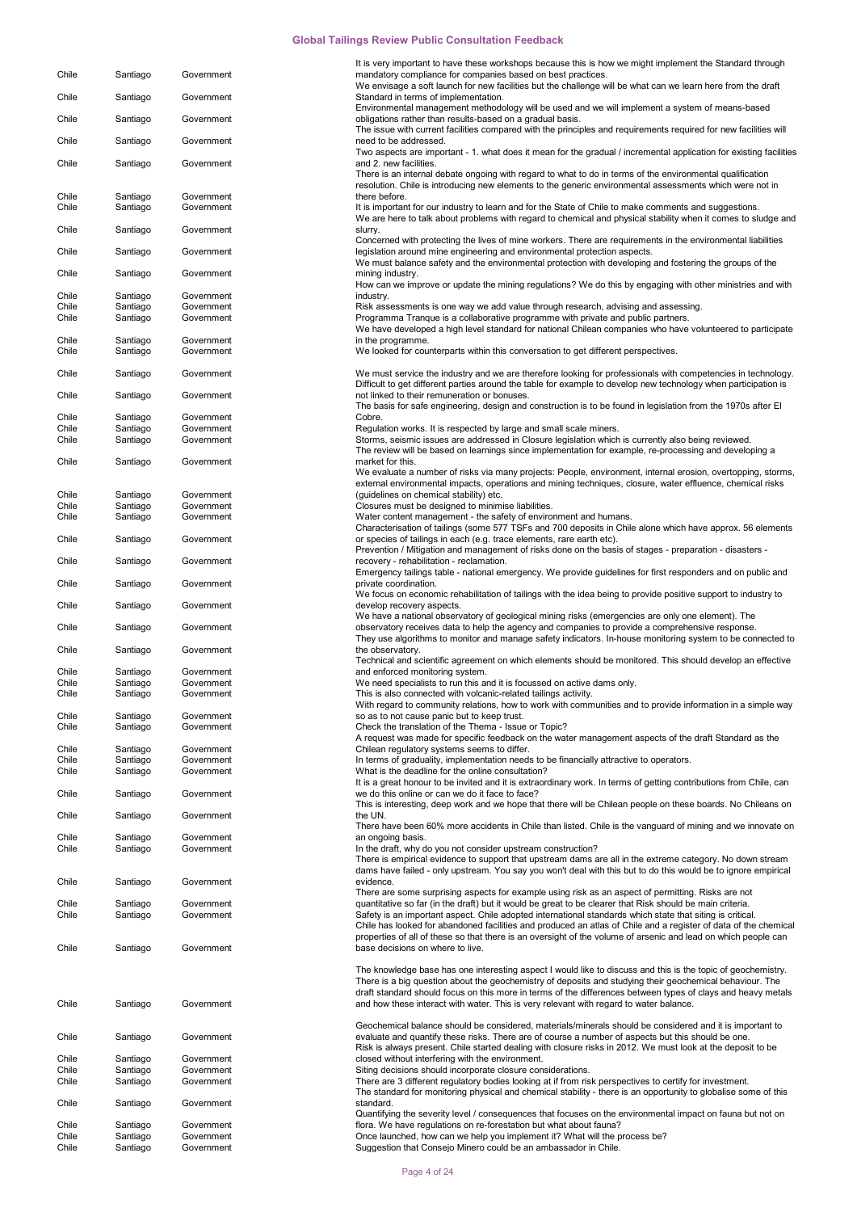| | | | |
|---|---|---|---|
| Chile | Santiago | Government | It is very important to have these workshops because this is how we might implement the Standard through mandatory compliance for companies based on best practices. |
| Chile | Santiago | Government | We envisage a soft launch for new facilities but the challenge will be what can we learn here from the draft Standard in terms of implementation. |
| Chile | Santiago | Government | Environmental management methodology will be used and we will implement a system of means-based obligations rather than results-based on a gradual basis. |
| Chile | Santiago | Government | The issue with current facilities compared with the principles and requirements required for new facilities will need to be addressed. |
| Chile | Santiago | Government | Two aspects are important - 1. what does it mean for the gradual / incremental application for existing facilities and 2. new facilities. |
| Chile | Santiago | Government | There is an internal debate ongoing with regard to what to do in terms of the environmental qualification resolution. Chile is introducing new elements to the generic environmental assessments which were not in there before. |
| Chile | Santiago | Government | It is important for our industry to learn and for the State of Chile to make comments and suggestions. |
| Chile | Santiago | Government | We are here to talk about problems with regard to chemical and physical stability when it comes to sludge and slurry. |
| Chile | Santiago | Government | Concerned with protecting the lives of mine workers. There are requirements in the environmental liabilities legislation around mine engineering and environmental protection aspects. |
| Chile | Santiago | Government | We must balance safety and the environmental protection with developing and fostering the groups of the mining industry. |
| Chile | Santiago | Government | How can we improve or update the mining regulations? We do this by engaging with other ministries and with industry. |
| Chile | Santiago | Government | Risk assessments is one way we add value through research, advising and assessing. |
| Chile | Santiago | Government | Programma Tranque is a collaborative programme with private and public partners. |
| Chile | Santiago | Government | We have developed a high level standard for national Chilean companies who have volunteered to participate in the programme. |
| Chile | Santiago | Government | We looked for counterparts within this conversation to get different perspectives. |
| Chile | Santiago | Government | We must service the industry and we are therefore looking for professionals with competencies in technology. |
| Chile | Santiago | Government | Difficult to get different parties around the table for example to develop new technology when participation is not linked to their remuneration or bonuses. |
| Chile | Santiago | Government | The basis for safe engineering, design and construction is to be found in legislation from the 1970s after El Cobre. |
| Chile | Santiago | Government | Regulation works. It is respected by large and small scale miners. |
| Chile | Santiago | Government | Storms, seismic issues are addressed in Closure legislation which is currently also being reviewed. |
| Chile | Santiago | Government | The review will be based on learnings since implementation for example, re-processing and developing a market for this. |
| Chile | Santiago | Government | We evaluate a number of risks via many projects: People, environment, internal erosion, overtopping, storms, external environmental impacts, operations and mining techniques, closure, water effluence, chemical risks (guidelines on chemical stability) etc. |
| Chile | Santiago | Government | Closures must be designed to minimise liabilities. |
| Chile | Santiago | Government | Water content management - the safety of environment and humans. |
| Chile | Santiago | Government | Characterisation of tailings (some 577 TSFs and 700 deposits in Chile alone which have approx. 56 elements or species of tailings in each (e.g. trace elements, rare earth etc). |
| Chile | Santiago | Government | Prevention / Mitigation and management of risks done on the basis of stages - preparation - disasters - recovery - rehabilitation - reclamation. |
| Chile | Santiago | Government | Emergency tailings table - national emergency. We provide guidelines for first responders and on public and private coordination. |
| Chile | Santiago | Government | We focus on economic rehabilitation of tailings with the idea being to provide positive support to industry to develop recovery aspects. |
| Chile | Santiago | Government | We have a national observatory of geological mining risks (emergencies are only one element). The observatory receives data to help the agency and companies to provide a comprehensive response. |
| Chile | Santiago | Government | They use algorithms to monitor and manage safety indicators. In-house monitoring system to be connected to the observatory. |
| Chile | Santiago | Government | Technical and scientific agreement on which elements should be monitored. This should develop an effective and enforced monitoring system. |
| Chile | Santiago | Government | We need specialists to run this and it is focussed on active dams only. |
| Chile | Santiago | Government | This is also connected with volcanic-related tailings activity. |
| Chile | Santiago | Government | With regard to community relations, how to work with communities and to provide information in a simple way so as to not cause panic but to keep trust. |
| Chile | Santiago | Government | Check the translation of the Thema - Issue or Topic? |
| Chile | Santiago | Government | A request was made for specific feedback on the water management aspects of the draft Standard as the Chilean regulatory systems seems to differ. |
| Chile | Santiago | Government | In terms of graduality, implementation needs to be financially attractive to operators. |
| Chile | Santiago | Government | What is the deadline for the online consultation? |
| Chile | Santiago | Government | It is a great honour to be invited and it is extraordinary work. In terms of getting contributions from Chile, can we do this online or can we do it face to face? |
| Chile | Santiago | Government | This is interesting, deep work and we hope that there will be Chilean people on these boards. No Chileans on the UN. |
| Chile | Santiago | Government | There have been 60% more accidents in Chile than listed. Chile is the vanguard of mining and we innovate on an ongoing basis. |
| Chile | Santiago | Government | In the draft, why do you not consider upstream construction? |
| Chile | Santiago | Government | There is empirical evidence to support that upstream dams are all in the extreme category. No down stream dams have failed - only upstream. You say you won't deal with this but to do this would be to ignore empirical evidence. |
| Chile | Santiago | Government | There are some surprising aspects for example using risk as an aspect of permitting. Risks are not quantitative so far (in the draft) but it would be great to be clearer that Risk should be main criteria. |
| Chile | Santiago | Government | Safety is an important aspect. Chile adopted international standards which state that siting is critical. |
| Chile | Santiago | Government | Chile has looked for abandoned facilities and produced an atlas of Chile and a register of data of the chemical properties of all of these so that there is an oversight of the volume of arsenic and lead on which people can base decisions on where to live. |
| Chile | Santiago | Government | The knowledge base has one interesting aspect I would like to discuss and this is the topic of geochemistry. There is a big question about the geochemistry of deposits and studying their geochemical behaviour. The draft standard should focus on this more in terms of the differences between types of clays and heavy metals and how these interact with water. This is very relevant with regard to water balance. |
| Chile | Santiago | Government | Geochemical balance should be considered, materials/minerals should be considered and it is important to evaluate and quantify these risks. There are of course a number of aspects but this should be one. |
| Chile | Santiago | Government | Risk is always present. Chile started dealing with closure risks in 2012. We must look at the deposit to be closed without interfering with the environment. |
| Chile | Santiago | Government | Siting decisions should incorporate closure considerations. |
| Chile | Santiago | Government | There are 3 different regulatory bodies looking at it from risk perspectives to certify for investment. |
| Chile | Santiago | Government | The standard for monitoring physical and chemical stability - there is an opportunity to globalise some of this standard. |
| Chile | Santiago | Government | Quantifying the severity level / consequences that focuses on the environmental impact on fauna but not on flora. We have regulations on re-forestation but what about fauna? |
| Chile | Santiago | Government | Once launched, how can we help you implement it? What will the process be? |
| Chile | Santiago | Government | Suggestion that Consejo Minero could be an ambassador in Chile. |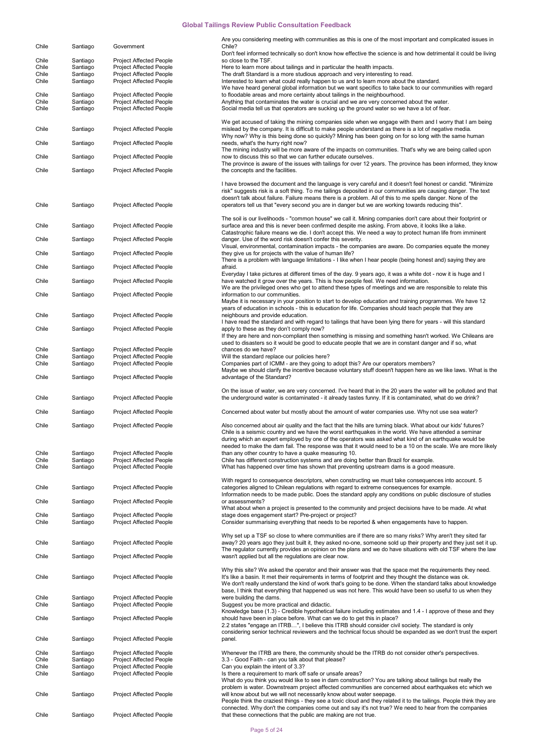| | | | |
|---|---|---|---|
| Chile | Santiago | Government | Are you considering meeting with communities as this is one of the most important and complicated issues in Chile? |
| Chile | Santiago | Project Affected People | Don't feel informed technically so don't know how effective the science is and how detrimental it could be living so close to the TSF. |
| Chile | Santiago | Project Affected People | Here to learn more about tailings and in particular the health impacts. |
| Chile | Santiago | Project Affected People | The draft Standard is a more studious approach and very interesting to read. |
| Chile | Santiago | Project Affected People | Interested to learn what could really happen to us and to learn more about the standard. |
| Chile | Santiago | Project Affected People | We have heard general global information but we want specifics to take back to our communities with regard to floodable areas and more certainty about tailings in the neighbourhood. |
| Chile | Santiago | Project Affected People | Anything that contaminates the water is crucial and we are very concerned about the water. |
| Chile | Santiago | Project Affected People | Social media tell us that operators are sucking up the ground water so we have a lot of fear. |
| Chile | Santiago | Project Affected People | We get accused of taking the mining companies side when we engage with them and I worry that I am being mislead by the company. It is difficult to make people understand as there is a lot of negative media. |
| Chile | Santiago | Project Affected People | Why now? Why is this being done so quickly? Mining has been going on for so long with the same human needs, what's the hurry right now? |
| Chile | Santiago | Project Affected People | The mining industry will be more aware of the impacts on communities. That's why we are being called upon now to discuss this so that we can further educate ourselves. |
| Chile | Santiago | Project Affected People | The province is aware of the issues with tailings for over 12 years. The province has been informed, they know the concepts and the facilities. |
| Chile | Santiago | Project Affected People | I have browsed the document and the language is very careful and it doesn't feel honest or candid. "Minimize risk" suggests risk is a soft thing. To me tailings deposited in our communities are causing danger. The text doesn't talk about failure. Failure means there is a problem. All of this to me spells danger. None of the operators tell us that "every second you are in danger but we are working towards reducing this". |
| Chile | Santiago | Project Affected People | The soil is our livelihoods - "common house" we call it. Mining companies don't care about their footprint or surface area and this is never been confirmed despite me asking. From above, it looks like a lake. |
| Chile | Santiago | Project Affected People | Catastrophic failure means we die. I don't accept this. We need a way to protect human life from imminent danger. Use of the word risk doesn't confer this severity. |
| Chile | Santiago | Project Affected People | Visual, environmental, contamination impacts - the companies are aware. Do companies equate the money they give us for projects with the value of human life? |
| Chile | Santiago | Project Affected People | There is a problem with language limitations - I like when I hear people (being honest and) saying they are afraid. |
| Chile | Santiago | Project Affected People | Everyday I take pictures at different times of the day. 9 years ago, it was a white dot - now it is huge and I have watched it grow over the years. This is how people feel. We need information. |
| Chile | Santiago | Project Affected People | We are the privileged ones who get to attend these types of meetings and we are responsible to relate this information to our communities. |
| Chile | Santiago | Project Affected People | Maybe it is necessary in your position to start to develop education and training programmes. We have 12 years of education in schools - this is education for life. Companies should teach people that they are neighbours and provide education. |
| Chile | Santiago | Project Affected People | I have read the standard and with regard to tailings that have been lying there for years - will this standard apply to these as they don't comply now? |
| Chile | Santiago | Project Affected People | If they are here and non-compliant then something is missing and something hasn't worked. We Chileans are used to disasters so it would be good to educate people that we are in constant danger and if so, what chances do we have? |
| Chile | Santiago | Project Affected People | Will the standard replace our policies here? |
| Chile | Santiago | Project Affected People | Companies part of ICMM - are they going to adopt this? Are our operators members? |
| Chile | Santiago | Project Affected People | Maybe we should clarify the incentive because voluntary stuff doesn't happen here as we like laws. What is the advantage of the Standard? |
| Chile | Santiago | Project Affected People | On the issue of water, we are very concerned. I've heard that in the 20 years the water will be polluted and that the underground water is contaminated - it already tastes funny. If it is contaminated, what do we drink? |
| Chile | Santiago | Project Affected People | Concerned about water but mostly about the amount of water companies use. Why not use sea water? |
| Chile | Santiago | Project Affected People | Also concerned about air quality and the fact that the hills are turning black. What about our kids' futures? |
| Chile | Santiago | Project Affected People | Chile is a seismic country and we have the worst earthquakes in the world. We have attended a seminar during which an expert employed by one of the operators was asked what kind of an earthquake would be needed to make the dam fail. The response was that it would need to be a 10 on the scale. We are more likely than any other country to have a quake measuring 10. |
| Chile | Santiago | Project Affected People | Chile has different construction systems and are doing better than Brazil for example. |
| Chile | Santiago | Project Affected People | What has happened over time has shown that preventing upstream dams is a good measure. |
| Chile | Santiago | Project Affected People | With regard to consequence descriptors, when constructing we must take consequences into account. 5 categories aligned to Chilean regulations with regard to extreme consequences for example. |
| Chile | Santiago | Project Affected People | Information needs to be made public. Does the standard apply any conditions on public disclosure of studies or assessments? |
| Chile | Santiago | Project Affected People | What about when a project is presented to the community and project decisions have to be made. At what stage does engagement start? Pre-project or project? |
| Chile | Santiago | Project Affected People | Consider summarising everything that needs to be reported & when engagements have to happen. |
| Chile | Santiago | Project Affected People | Why set up a TSF so close to where communities are if there are so many risks? Why aren't they sited far away? 20 years ago they just built it, they asked no-one, someone sold up their property and they just set it up. |
| Chile | Santiago | Project Affected People | The regulator currently provides an opinion on the plans and we do have situations with old TSF where the law wasn't applied but all the regulations are clear now. |
| Chile | Santiago | Project Affected People | Why this site? We asked the operator and their answer was that the space met the requirements they need. It's like a basin. It met their requirements in terms of footprint and they thought the distance was ok. |
| Chile | Santiago | Project Affected People | We don't really understand the kind of work that's going to be done. When the standard talks about knowledge base, I think that everything that happened us was not here. This would have been so useful to us when they were building the dams. |
| Chile | Santiago | Project Affected People | Suggest you be more practical and didactic. |
| Chile | Santiago | Project Affected People | Knowledge base (1.3) - Credible hypothetical failure including estimates and 1.4 - I approve of these and they should have been in place before. What can we do to get this in place? |
| Chile | Santiago | Project Affected People | 2.2 states "engage an ITRB…", I believe this ITRB should consider civil society. The standard is only considering senior technical reviewers and the technical focus should be expanded as we don't trust the expert panel. |
| Chile | Santiago | Project Affected People | Whenever the ITRB are there, the community should be the ITRB do not consider other's perspectives. |
| Chile | Santiago | Project Affected People | 3.3 - Good Faith - can you talk about that please? |
| Chile | Santiago | Project Affected People | Can you explain the intent of 3.3? |
| Chile | Santiago | Project Affected People | Is there a requirement to mark off safe or unsafe areas? |
| Chile | Santiago | Project Affected People | What do you think you would like to see in dam construction? You are talking about tailings but really the problem is water. Downstream project affected communities are concerned about earthquakes etc which we will know about but we will not necessarily know about water seepage. |
| Chile | Santiago | Project Affected People | People think the craziest things - they see a toxic cloud and they related it to the tailings. People think they are connected. Why don't the companies come out and say it's not true? We need to hear from the companies that these connections that the public are making are not true. |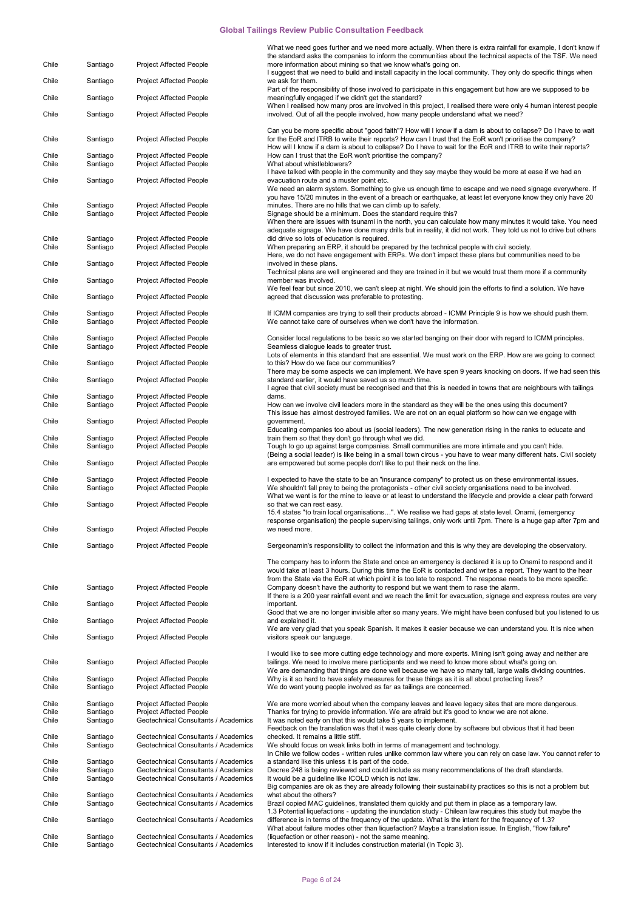| | | | |
|---|---|---|---|
| Chile | Santiago | Project Affected People | What we need goes further and we need more actually. When there is extra rainfall for example, I don't know if the standard asks the companies to inform the communities about the technical aspects of the TSF. We need more information about mining so that we know what's going on. |
| Chile | Santiago | Project Affected People | I suggest that we need to build and install capacity in the local community. They only do specific things when we ask for them. |
| Chile | Santiago | Project Affected People | Part of the responsibility of those involved to participate in this engagement but how are we supposed to be meaningfully engaged if we didn't get the standard? |
| Chile | Santiago | Project Affected People | When I realised how many pros are involved in this project, I realised there were only 4 human interest people involved. Out of all the people involved, how many people understand what we need? |
| Chile | Santiago | Project Affected People | Can you be more specific about "good faith"? How will I know if a dam is about to collapse? Do I have to wait for the EoR and ITRB to write their reports? How can I trust that the EoR won't prioritise the company? |
| Chile | Santiago | Project Affected People | How will I know if a dam is about to collapse? Do I have to wait for the EoR and ITRB to write their reports? How can I trust that the EoR won't prioritise the company? |
| Chile | Santiago | Project Affected People | What about whistleblowers? |
| Chile | Santiago | Project Affected People | I have talked with people in the community and they say maybe they would be more at ease if we had an evacuation route and a muster point etc. |
| Chile | Santiago | Project Affected People | We need an alarm system. Something to give us enough time to escape and we need signage everywhere. If you have 15/20 minutes in the event of a breach or earthquake, at least let everyone know they only have 20 minutes. There are no hills that we can climb up to safety. |
| Chile | Santiago | Project Affected People | Signage should be a minimum. Does the standard require this? |
| Chile | Santiago | Project Affected People | When there are issues with tsunami in the north, you can calculate how many minutes it would take. You need adequate signage. We have done many drills but in reality, it did not work. They told us not to drive but others did drive so lots of education is required. |
| Chile | Santiago | Project Affected People | When preparing an ERP, it should be prepared by the technical people with civil society. |
| Chile | Santiago | Project Affected People | Here, we do not have engagement with ERPs. We don't impact these plans but communities need to be involved in these plans. |
| Chile | Santiago | Project Affected People | Technical plans are well engineered and they are trained in it but we would trust them more if a community member was involved. |
| Chile | Santiago | Project Affected People | We feel fear but since 2010, we can't sleep at night. We should join the efforts to find a solution. We have agreed that discussion was preferable to protesting. |
| Chile | Santiago | Project Affected People | If ICMM companies are trying to sell their products abroad - ICMM Principle 9 is how we should push them. |
| Chile | Santiago | Project Affected People | We cannot take care of ourselves when we don't have the information. |
| Chile | Santiago | Project Affected People | Consider local regulations to be basic so we started banging on their door with regard to ICMM principles. |
| Chile | Santiago | Project Affected People | Seamless dialogue leads to greater trust. |
| Chile | Santiago | Project Affected People | Lots of elements in this standard that are essential. We must work on the ERP. How are we going to connect to this? How do we face our communities? |
| Chile | Santiago | Project Affected People | There may be some aspects we can implement. We have spen 9 years knocking on doors. If we had seen this standard earlier, it would have saved us so much time. |
| Chile | Santiago | Project Affected People | I agree that civil society must be recognised and that this is needed in towns that are neighbours with tailings dams. |
| Chile | Santiago | Project Affected People | How can we involve civil leaders more in the standard as they will be the ones using this document? |
| Chile | Santiago | Project Affected People | This issue has almost destroyed families. We are not on an equal platform so how can we engage with government. |
| Chile | Santiago | Project Affected People | Educating companies too about us (social leaders). The new generation rising in the ranks to educate and train them so that they don't go through what we did. |
| Chile | Santiago | Project Affected People | Tough to go up against large companies. Small communities are more intimate and you can't hide. |
| Chile | Santiago | Project Affected People | (Being a social leader) is like being in a small town circus - you have to wear many different hats. Civil society are empowered but some people don't like to put their neck on the line. |
| Chile | Santiago | Project Affected People | I expected to have the state to be an "insurance company" to protect us on these environmental issues. |
| Chile | Santiago | Project Affected People | We shouldn't fall prey to being the protagonists - other civil society organisations need to be involved. |
| Chile | Santiago | Project Affected People | What we want is for the mine to leave or at least to understand the lifecycle and provide a clear path forward so that we can rest easy. |
| Chile | Santiago | Project Affected People | 15.4 states "to train local organisations…". We realise we had gaps at state level. Onami, (emergency response organisation) the people supervising tailings, only work until 7pm. There is a huge gap after 7pm and we need more. |
| Chile | Santiago | Project Affected People | Sergeonamin's responsibility to collect the information and this is why they are developing the observatory. |
| Chile | Santiago | Project Affected People | The company has to inform the State and once an emergency is declared it is up to Onami to respond and it would take at least 3 hours. During this time the EoR is contacted and writes a report. They want to the hear from the State via the EoR at which point it is too late to respond. The response needs to be more specific. Company doesn't have the authority to respond but we want them to rase the alarm. |
| Chile | Santiago | Project Affected People | If there is a 200 year rainfall event and we reach the limit for evacuation, signage and express routes are very important. |
| Chile | Santiago | Project Affected People | Good that we are no longer invisible after so many years. We might have been confused but you listened to us and explained it. |
| Chile | Santiago | Project Affected People | We are very glad that you speak Spanish. It makes it easier because we can understand you. It is nice when visitors speak our language. |
| Chile | Santiago | Project Affected People | I would like to see more cutting edge technology and more experts. Mining isn't going away and neither are tailings. We need to involve mere participants and we need to know more about what's going on. |
| Chile | Santiago | Project Affected People | We are demanding that things are done well because we have so many tall, large walls dividing countries. |
| Chile | Santiago | Project Affected People | Why is it so hard to have safety measures for these things as it is all about protecting lives? |
| Chile | Santiago | Project Affected People | We do want young people involved as far as tailings are concerned. |
| Chile | Santiago | Project Affected People | We are more worried about when the company leaves and leave legacy sites that are more dangerous. |
| Chile | Santiago | Project Affected People | Thanks for trying to provide information. We are afraid but it's good to know we are not alone. |
| Chile | Santiago | Geotechnical Consultants / Academics | It was noted early on that this would take 5 years to implement. |
| Chile | Santiago | Geotechnical Consultants / Academics | Feedback on the translation was that it was quite clearly done by software but obvious that it had been checked. It remains a little stiff. |
| Chile | Santiago | Geotechnical Consultants / Academics | We should focus on weak links both in terms of management and technology. |
| Chile | Santiago | Geotechnical Consultants / Academics | In Chile we follow codes - written rules unlike common law where you can rely on case law. You cannot refer to a standard like this unless it is part of the code. |
| Chile | Santiago | Geotechnical Consultants / Academics | Decree 248 is being reviewed and could include as many recommendations of the draft standards. |
| Chile | Santiago | Geotechnical Consultants / Academics | It would be a guideline like ICOLD which is not law. |
| Chile | Santiago | Geotechnical Consultants / Academics | Big companies are ok as they are already following their sustainability practices so this is not a problem but what about the others? |
| Chile | Santiago | Geotechnical Consultants / Academics | Brazil copied MAC guidelines, translated them quickly and put them in place as a temporary law. |
| Chile | Santiago | Geotechnical Consultants / Academics | 1.3 Potential liquefactions - updating the inundation study - Chilean law requires this study but maybe the difference is in terms of the frequency of the update. What is the intent for the frequency of 1.3? |
| Chile | Santiago | Geotechnical Consultants / Academics | What about failure modes other than liquefaction? Maybe a translation issue. In English, "flow failure" (liquefaction or other reason) - not the same meaning. |
| Chile | Santiago | Geotechnical Consultants / Academics | Interested to know if it includes construction material (In Topic 3). |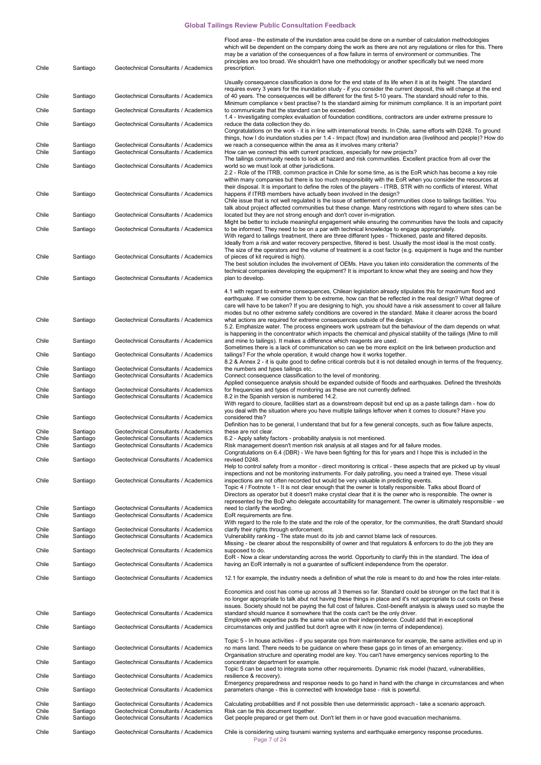| | | | |
|---|---|---|---|
| Chile | Santiago | Geotechnical Consultants / Academics | Flood area - the estimate of the inundation area could be done on a number of calculation methodologies which will be dependent on the company doing the work as there are not any regulations or riles for this. There may be a variation of the consequences of a flow failure in terms of environment or communities. The principles are too broad. We shouldn't have one methodology or another specifically but we need more prescription. |
| Chile | Santiago | Geotechnical Consultants / Academics | Usually consequence classification is done for the end state of its life when it is at its height. The standard requires every 3 years for the inundation study - if you consider the current deposit, this will change at the end of 40 years. The consequences will be different for the first 5-10 years. The standard should refer to this. |
| Chile | Santiago | Geotechnical Consultants / Academics | Minimum compliance v best practise? Is the standard aiming for minimum compliance. It is an important point to communicate that the standard can be exceeded. |
| Chile | Santiago | Geotechnical Consultants / Academics | 1.4 - Investigating complex evaluation of foundation conditions, contractors are under extreme pressure to reduce the data collection they do. |
| Chile | Santiago | Geotechnical Consultants / Academics | Congratulations on the work - it is in line with international trends. In Chile, same efforts with D248. To ground things, how I do inundation studies per 1.4 - Impact (flow) and inundation area (livelihood and people)? How do we reach a consequence within the area as it involves many criteria? |
| Chile | Santiago | Geotechnical Consultants / Academics | How can we connect this with current practices, especially for new projects? |
| Chile | Santiago | Geotechnical Consultants / Academics | The tailings community needs to look at hazard and risk communities. Excellent practice from all over the world so we must look at other jurisdictions. |
| Chile | Santiago | Geotechnical Consultants / Academics | 2.2 - Role of the ITRB, common practice in Chile for some time, as is the EoR which has become a key role within many companies but there is too much responsibility with the EoR when you consider the resources at their disposal. It is important to define the roles of the players - ITRB, STR with no conflicts of interest. What happens if ITRB members have actually been involved in the design? |
| Chile | Santiago | Geotechnical Consultants / Academics | Chile issue that is not well regulated is the issue of settlement of communities close to tailings facilities. You talk about project affected communities but these change. Many restrictions with regard to where sites can be located but they are not strong enough and don't cover in-migration. |
| Chile | Santiago | Geotechnical Consultants / Academics | Might be better to include meaningful engagement while ensuring the communities have the tools and capacity to be informed. They need to be on a par with technical knowledge to engage appropriately. |
| Chile | Santiago | Geotechnical Consultants / Academics | With regard to tailings treatment, there are three different types - Thickened, paste and filtered deposits. Ideally from a risk and water recovery perspective, filtered is best. Usually the most ideal is the most costly. The size of the operators and the volume of treatment is a cost factor (e.g. equipment is huge and the number of pieces of kit required is high). |
| Chile | Santiago | Geotechnical Consultants / Academics | The best solution includes the involvement of OEMs. Have you taken into consideration the comments of the technical companies developing the equipment? It is important to know what they are seeing and how they plan to develop. |
| Chile | Santiago | Geotechnical Consultants / Academics | 4.1 with regard to extreme consequences, Chilean legislation already stipulates this for maximum flood and earthquake. If we consider them to be extreme, how can that be reflected in the real design? What degree of care will have to be taken? If you are designing to high, you should have a risk assessment to cover all failure modes but no other extreme safety conditions are covered in the standard. Make it clearer across the board what actions are required for extreme consequences outside of the design. |
| Chile | Santiago | Geotechnical Consultants / Academics | 5.2. Emphasize water. The process engineers work upstream but the behaviour of the dam depends on what is happening in the concentrator which impacts the chemical and physical stability of the tailings (Mine to mill and mine to tailings). It makes a difference which reagents are used. |
| Chile | Santiago | Geotechnical Consultants / Academics | Sometimes there is a lack of communication so can we be more explicit on the link between production and tailings? For the whole operation, it would change how it works together. |
| Chile | Santiago | Geotechnical Consultants / Academics | 8.2 & Annex 2 - it is quite good to define critical controls but it is not detailed enough in terms of the frequency, the numbers and types tailings etc. |
| Chile | Santiago | Geotechnical Consultants / Academics | Connect consequence classification to the level of monitoring. |
| Chile | Santiago | Geotechnical Consultants / Academics | Applied consequence analysis should be expanded outside of floods and earthquakes. Defined the thresholds for frequencies and types of monitoring as these are not currently defined. |
| Chile | Santiago | Geotechnical Consultants / Academics | 8.2 in the Spanish version is numbered 14.2. |
| Chile | Santiago | Geotechnical Consultants / Academics | With regard to closure, facilities start as a downstream deposit but end up as a paste tailings dam - how do you deal with the situation where you have multiple tailings leftover when it comes to closure? Have you considered this? |
| Chile | Santiago | Geotechnical Consultants / Academics | Definition has to be general, I understand that but for a few general concepts, such as flow failure aspects, these are not clear. |
| Chile | Santiago | Geotechnical Consultants / Academics | 6.2 - Apply safety factors - probability analysis is not mentioned. |
| Chile | Santiago | Geotechnical Consultants / Academics | Risk management doesn't mention risk analysis at all stages and for all failure modes. |
| Chile | Santiago | Geotechnical Consultants / Academics | Congratulations on 6.4 (DBR) - We have been fighting for this for years and I hope this is included in the revised D248. |
| Chile | Santiago | Geotechnical Consultants / Academics | Help to control safety from a monitor - direct monitoring is critical - these aspects that are picked up by visual inspections and not be monitoring instruments. For daily patrolling, you need a trained eye. These visual inspections are not often recorded but would be very valuable in predicting events. |
| Chile | Santiago | Geotechnical Consultants / Academics | Topic 4 / Footnote 1 - It is not clear enough that the owner is totally responsible. Talks about Board of Directors as operator but it doesn't make crystal clear that it is the owner who is responsible. The owner is represented by the BoD who delegate accountability for management. The owner is ultimately responsible - we need to clarify the wording. |
| Chile | Santiago | Geotechnical Consultants / Academics | EoR requirements are fine. |
| Chile | Santiago | Geotechnical Consultants / Academics | With regard to the role fo the state and the role of the operator, for the communities, the draft Standard should clarify their rights through enforcement. |
| Chile | Santiago | Geotechnical Consultants / Academics | Vulnerability ranking - The state must do its job and cannot blame lack of resources. |
| Chile | Santiago | Geotechnical Consultants / Academics | Missing - be clearer about the responsibility of owner and that regulators & enforcers to do the job they are supposed to do. |
| Chile | Santiago | Geotechnical Consultants / Academics | EoR - Now a clear understanding across the world. Opportunity to clarify this in the standard. The idea of having an EoR internally is not a guarantee of sufficient independence from the operator. |
| Chile | Santiago | Geotechnical Consultants / Academics | 12.1 for example, the industry needs a definition of what the role is meant to do and how the roles inter-relate. |
| Chile | Santiago | Geotechnical Consultants / Academics | Economics and cost has come up across all 3 themes so far. Standard could be stronger on the fact that it is no longer appropriate to talk abut not having these things in place and it's not appropriate to cut costs on these issues. Society should not be paying the full cost of failures. Cost-benefit analysis is always used so maybe the standard should nuance it somewhere that the costs can't be the only driver. |
| Chile | Santiago | Geotechnical Consultants / Academics | Employee with expertise puts the same value on their independence. Could add that in exceptional circumstances only and justified but don't agree with it now (in terms of independence). |
| Chile | Santiago | Geotechnical Consultants / Academics | Topic 5 - In house activities - if you separate ops from maintenance for example, the same activities end up in no mans land. There needs to be guidance on where these gaps go in times of an emergency. |
| Chile | Santiago | Geotechnical Consultants / Academics | Organisation structure and operating model are key. You can't have emergency services reporting to the concentrator department for example. |
| Chile | Santiago | Geotechnical Consultants / Academics | Topic 5 can be used to integrate some other requirements. Dynamic risk model (hazard, vulnerabilities, resilience & recovery). |
| Chile | Santiago | Geotechnical Consultants / Academics | Emergency preparedness and response needs to go hand in hand with the change in circumstances and when parameters change - this is connected with knowledge base - risk is powerful. |
| Chile | Santiago | Geotechnical Consultants / Academics | Calculating probabilities and if not possible then use deterministic approach - take a scenario approach. |
| Chile | Santiago | Geotechnical Consultants / Academics | Risk can tie this document together. |
| Chile | Santiago | Geotechnical Consultants / Academics | Get people prepared or get them out. Don't let them in or have good evacuation mechanisms. |
| Chile | Santiago | Geotechnical Consultants / Academics | Chile is considering using tsunami warning systems and earthquake emergency response procedures. |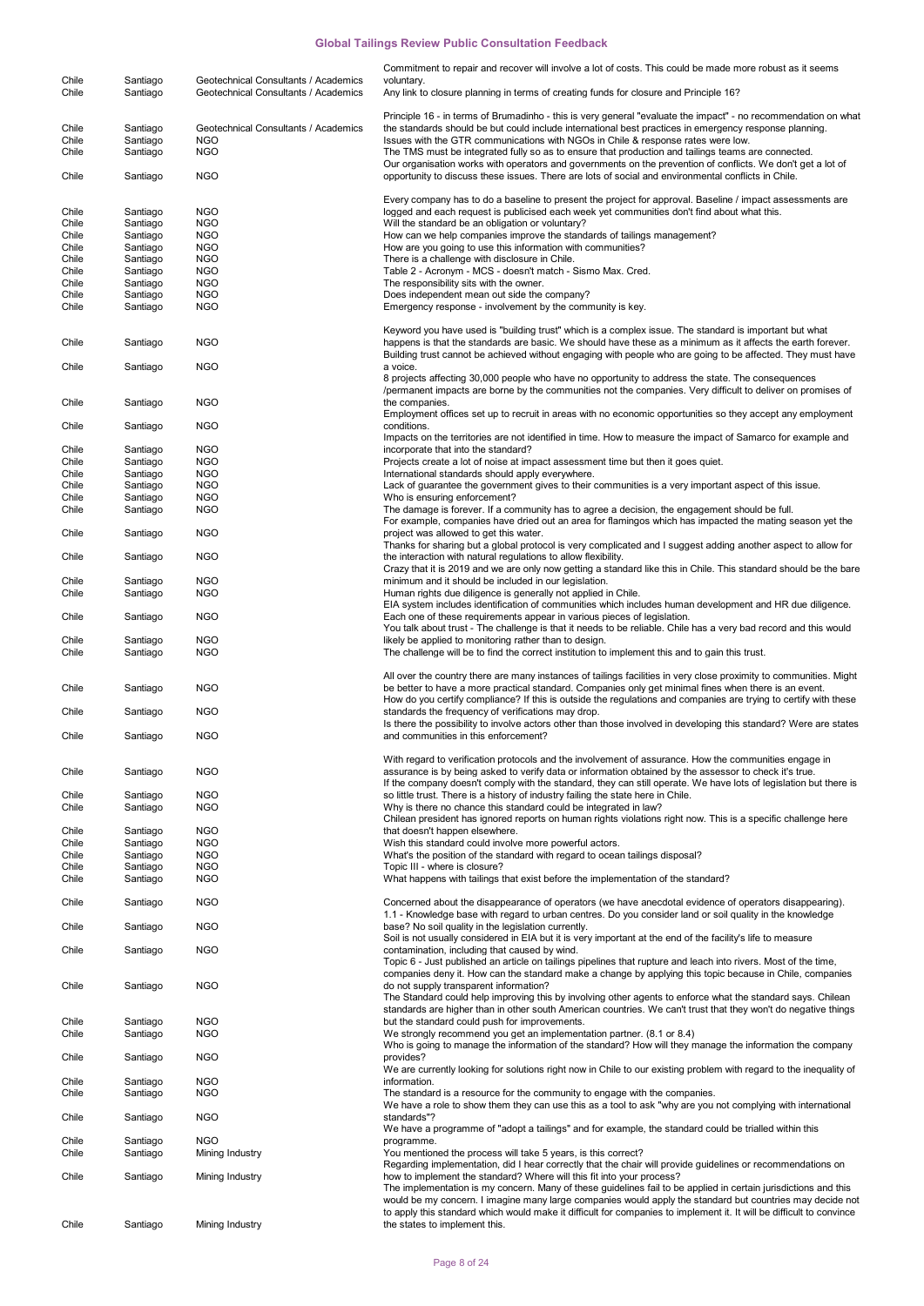| | | | |
|---|---|---|---|
| Chile | Santiago | Geotechnical Consultants / Academics | Commitment to repair and recover will involve a lot of costs. This could be made more robust as it seems voluntary. |
| Chile | Santiago | Geotechnical Consultants / Academics | Any link to closure planning in terms of creating funds for closure and Principle 16? |
| Chile | Santiago | Geotechnical Consultants / Academics | Principle 16 - in terms of Brumadinho - this is very general "evaluate the impact" - no recommendation on what the standards should be but could include international best practices in emergency response planning. |
| Chile | Santiago | NGO | Issues with the GTR communications with NGOs in Chile & response rates were low. |
| Chile | Santiago | NGO | The TMS must be integrated fully so as to ensure that production and tailings teams are connected. |
| Chile | Santiago | NGO | Our organisation works with operators and governments on the prevention of conflicts. We don't get a lot of opportunity to discuss these issues. There are lots of social and environmental conflicts in Chile. |
| Chile | Santiago | NGO | Every company has to do a baseline to present the project for approval. Baseline / impact assessments are logged and each request is publicised each week yet communities don't find about what this. |
| Chile | Santiago | NGO | Will the standard be an obligation or voluntary? |
| Chile | Santiago | NGO | How can we help companies improve the standards of tailings management? |
| Chile | Santiago | NGO | How are you going to use this information with communities? |
| Chile | Santiago | NGO | There is a challenge with disclosure in Chile. |
| Chile | Santiago | NGO | Table 2 - Acronym - MCS - doesn't match - Sismo Max. Cred. |
| Chile | Santiago | NGO | The responsibility sits with the owner. |
| Chile | Santiago | NGO | Does independent mean out side the company? |
| Chile | Santiago | NGO | Emergency response - involvement by the community is key. |
| Chile | Santiago | NGO | Keyword you have used is "building trust" which is a complex issue. The standard is important but what happens is that the standards are basic. We should have these as a minimum as it affects the earth forever. |
| Chile | Santiago | NGO | Building trust cannot be achieved without engaging with people who are going to be affected. They must have a voice. |
| Chile | Santiago | NGO | 8 projects affecting 30,000 people who have no opportunity to address the state. The consequences /permanent impacts are borne by the communities not the companies. Very difficult to deliver on promises of the companies. |
| Chile | Santiago | NGO | Employment offices set up to recruit in areas with no economic opportunities so they accept any employment conditions. |
| Chile | Santiago | NGO | Impacts on the territories are not identified in time. How to measure the impact of Samarco for example and incorporate that into the standard? |
| Chile | Santiago | NGO | Projects create a lot of noise at impact assessment time but then it goes quiet. |
| Chile | Santiago | NGO | International standards should apply everywhere. |
| Chile | Santiago | NGO | Lack of guarantee the government gives to their communities is a very important aspect of this issue. |
| Chile | Santiago | NGO | Who is ensuring enforcement? |
| Chile | Santiago | NGO | The damage is forever. If a community has to agree a decision, the engagement should be full. |
| Chile | Santiago | NGO | For example, companies have dried out an area for flamingos which has impacted the mating season yet the project was allowed to get this water. |
| Chile | Santiago | NGO | Thanks for sharing but a global protocol is very complicated and I suggest adding another aspect to allow for the interaction with natural regulations to allow flexibility. |
| Chile | Santiago | NGO | Crazy that it is 2019 and we are only now getting a standard like this in Chile. This standard should be the bare minimum and it should be included in our legislation. |
| Chile | Santiago | NGO | Human rights due diligence is generally not applied in Chile. |
| Chile | Santiago | NGO | EIA system includes identification of communities which includes human development and HR due diligence. Each one of these requirements appear in various pieces of legislation. |
| Chile | Santiago | NGO | You talk about trust - The challenge is that it needs to be reliable. Chile has a very bad record and this would likely be applied to monitoring rather than to design. |
| Chile | Santiago | NGO | The challenge will be to find the correct institution to implement this and to gain this trust. |
| Chile | Santiago | NGO | All over the country there are many instances of tailings facilities in very close proximity to communities. Might be better to have a more practical standard. Companies only get minimal fines when there is an event. |
| Chile | Santiago | NGO | How do you certify compliance? If this is outside the regulations and companies are trying to certify with these standards the frequency of verifications may drop. |
| Chile | Santiago | NGO | Is there the possibility to involve actors other than those involved in developing this standard? Were are states and communities in this enforcement? |
| Chile | Santiago | NGO | With regard to verification protocols and the involvement of assurance. How the communities engage in assurance is by being asked to verify data or information obtained by the assessor to check it's true. |
| Chile | Santiago | NGO | If the company doesn't comply with the standard, they can still operate. We have lots of legislation but there is so little trust. There is a history of industry failing the state here in Chile. |
| Chile | Santiago | NGO | Why is there no chance this standard could be integrated in law? |
| Chile | Santiago | NGO | Chilean president has ignored reports on human rights violations right now. This is a specific challenge here that doesn't happen elsewhere. |
| Chile | Santiago | NGO | Wish this standard could involve more powerful actors. |
| Chile | Santiago | NGO | What's the position of the standard with regard to ocean tailings disposal? |
| Chile | Santiago | NGO | Topic III - where is closure? |
| Chile | Santiago | NGO | What happens with tailings that exist before the implementation of the standard? |
| Chile | Santiago | NGO | Concerned about the disappearance of operators (we have anecdotal evidence of operators disappearing). |
| Chile | Santiago | NGO | 1.1 - Knowledge base with regard to urban centres. Do you consider land or soil quality in the knowledge base? No soil quality in the legislation currently. |
| Chile | Santiago | NGO | Soil is not usually considered in EIA but it is very important at the end of the facility's life to measure contamination, including that caused by wind. |
| Chile | Santiago | NGO | Topic 6 - Just published an article on tailings pipelines that rupture and leach into rivers. Most of the time, companies deny it. How can the standard make a change by applying this topic because in Chile, companies do not supply transparent information? |
| Chile | Santiago | NGO | The Standard could help improving this by involving other agents to enforce what the standard says. Chilean standards are higher than in other south American countries. We can't trust that they won't do negative things but the standard could push for improvements. |
| Chile | Santiago | NGO | We strongly recommend you get an implementation partner. (8.1 or 8.4) |
| Chile | Santiago | NGO | Who is going to manage the information of the standard? How will they manage the information the company provides? |
| Chile | Santiago | NGO | We are currently looking for solutions right now in Chile to our existing problem with regard to the inequality of information. |
| Chile | Santiago | NGO | The standard is a resource for the community to engage with the companies. |
| Chile | Santiago | NGO | We have a role to show them they can use this as a tool to ask "why are you not complying with international standards"? |
| Chile | Santiago | NGO | We have a programme of "adopt a tailings" and for example, the standard could be trialled within this programme. |
| Chile | Santiago | Mining Industry | You mentioned the process will take 5 years, is this correct? |
| Chile | Santiago | Mining Industry | Regarding implementation, did I hear correctly that the chair will provide guidelines or recommendations on how to implement the standard? Where will this fit into your process? |
| Chile | Santiago | Mining Industry | The implementation is my concern. Many of these guidelines fail to be applied in certain jurisdictions and this would be my concern. I imagine many large companies would apply the standard but countries may decide not to apply this standard which would make it difficult for companies to implement it. It will be difficult to convince the states to implement this. |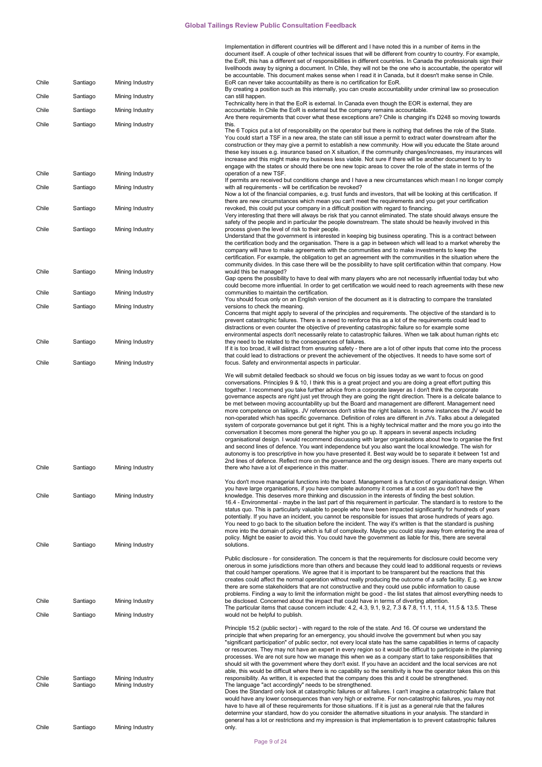| | | | |
|---|---|---|---|
| Chile | Santiago | Mining Industry | Implementation in different countries will be different and I have noted this in a number of items in the document itself. A couple of other technical issues that will be different from country to country. For example, the EoR, this has a different set of responsibilities in different countries. In Canada the professionals sign their livelihoods away by signing a document. In Chile, they will not be the one who is accountable, the operator will be accountable. This document makes sense when I read it in Canada, but it doesn't make sense in Chile. EoR can never take accountability as there is no certification for EoR. |
| Chile | Santiago | Mining Industry | By creating a position such as this internally, you can create accountability under criminal law so prosecution can still happen. |
| Chile | Santiago | Mining Industry | Technicality here in that the EoR is external. In Canada even though the EOR is external, they are accountable. In Chile the EoR is external but the company remains accountable. |
| Chile | Santiago | Mining Industry | Are there requirements that cover what these exceptions are? Chile is changing it's D248 so moving towards this. |
| Chile | Santiago | Mining Industry | The 6 Topics put a lot of responsibility on the operator but there is nothing that defines the role of the State. You could start a TSF in a new area, the state can still issue a permit to extract water downstream after the construction or they may give a permit to establish a new community. How will you educate the State around these key issues e.g. insurance based on X situation, if the community changes/increases, my insurances will increase and this might make my business less viable. Not sure if there will be another document to try to engage with the states or should there be one new topic areas to cover the role of the state in terms of the operation of a new TSF. |
| Chile | Santiago | Mining Industry | If permits are received but conditions change and I have a new circumstances which mean I no longer comply with all requirements - will be certification be revoked? |
| Chile | Santiago | Mining Industry | Now a lot of the financial companies, e.g. trust funds and investors, that will be looking at this certification. If there are new circumstances which mean you can't meet the requirements and you get your certification revoked, this could put your company in a difficult position with regard to financing. |
| Chile | Santiago | Mining Industry | Very interesting that there will always be risk that you cannot eliminated. The state should always ensure the safety of the people and in particular the people downstream. The state should be heavily involved in this process given the level of risk to their people. |
| Chile | Santiago | Mining Industry | Understand that the government is interested in keeping big business operating. This is a contract between the certification body and the organisation. There is a gap in between which will lead to a market whereby the company will have to make agreements with the communities and to make investments to keep the certification. For example, the obligation to get an agreement with the communities in the situation where the community divides. In this case there will be the possibility to have split certification within that company. How would this be managed? |
| Chile | Santiago | Mining Industry | Gap opens the possibility to have to deal with many players who are not necessarily influential today but who could become more influential. In order to get certification we would need to reach agreements with these new communities to maintain the certification. |
| Chile | Santiago | Mining Industry | You should focus only on an English version of the document as it is distracting to compare the translated versions to check the meaning. |
| Chile | Santiago | Mining Industry | Concerns that might apply to several of the principles and requirements. The objective of the standard is to prevent catastrophic failures. There is a need to reinforce this as a lot of the requirements could lead to distractions or even counter the objective of preventing catastrophic failure so for example some environmental aspects don't necessarily relate to catastrophic failures. When we talk about human rights etc they need to be related to the consequences of failures. |
| Chile | Santiago | Mining Industry | If it is too broad, it will distract from ensuring safety - there are a lot of other inputs that come into the process that could lead to distractions or prevent the achievement of the objectives. It needs to have some sort of focus. Safety and environmental aspects in particular. |
| Chile | Santiago | Mining Industry | We will submit detailed feedback so should we focus on big issues today as we want to focus on good conversations. Principles 9 & 10, I think this is a great project and you are doing a great effort putting this together. I recommend you take further advice from a corporate lawyer as I don't think the corporate governance aspects are right just yet through they are going the right direction. There is a delicate balance to be met between moving accountability up but the Board and management are different. Management need more competence on tailings. JV references don't strike the right balance. In some instances the JV would be non-operated which has specific governance. Definition of roles are different in JVs. Talks about a delegated system of corporate governance but get it right. This is a highly technical matter and the more you go into the conversation it becomes more general the higher you go up. It appears in several aspects including organisational design. I would recommend discussing with larger organisations about how to organise the first and second lines of defence. You want independence but you also want the local knowledge. The wish for autonomy is too prescriptive in how you have presented it. Best way would be to separate it between 1st and 2nd lines of defence. Reflect more on the governance and the org design issues. There are many experts out there who have a lot of experience in this matter. |
| Chile | Santiago | Mining Industry | You don't move managerial functions into the board. Management is a function of organisational design. When you have large organisations, if you have complete autonomy it comes at a cost as you don't have the knowledge. This deserves more thinking and discussion in the interests of finding the best solution. |
| Chile | Santiago | Mining Industry | 16.4 - Environmental - maybe in the last part of this requirement in particular. The standard is to restore to the status quo. This is particularly valuable to people who have been impacted significantly for hundreds of years potentially. If you have an incident, you cannot be responsible for issues that arose hundreds of years ago. You need to go back to the situation before the incident. The way it's written is that the standard is pushing more into the domain of policy which is full of complexity. Maybe you could stay away from entering the area of policy. Might be easier to avoid this. You could have the government as liable for this, there are several solutions. |
| Chile | Santiago | Mining Industry | Public disclosure - for consideration. The concern is that the requirements for disclosure could become very onerous in some jurisdictions more than others and because they could lead to additional requests or reviews that could hamper operations. We agree that it is important to be transparent but the reactions that this creates could affect the normal operation without really producing the outcome of a safe facility. E.g. we know there are some stakeholders that are not constructive and they could use public information to cause problems. Finding a way to limit the information might be good - the list states that almost everything needs to be disclosed. Concerned about the impact that could have in terms of diverting attention. |
| Chile | Santiago | Mining Industry | The particular items that cause concern include: 4.2, 4.3, 9.1, 9.2, 7.3 & 7.8, 11.1, 11.4, 11.5 & 13.5. These would not be helpful to publish. |
| Chile | Santiago | Mining Industry | Principle 15.2 (public sector) - with regard to the role of the state. And 16. Of course we understand the principle that when preparing for an emergency, you should involve the government but when you say "significant participation" of public sector, not every local state has the same capabilities in terms of capacity or resources. They may not have an expert in every region so it would be difficult to participate in the planning processes. We are not sure how we manage this when we as a company start to take responsibilities that should sit with the government where they don't exist. If you have an accident and the local services are not able, this would be difficult where there is no capability so the sensitivity is how the operator takes this on this responsibility. As written, it is expected that the company does this and it could be strengthened. |
| Chile | Santiago | Mining Industry | The language "act accordingly" needs to be strengthened. |
| Chile | Santiago | Mining Industry | Does the Standard only look at catastrophic failures or all failures. I can't imagine a catastrophic failure that would have any lower consequences than very high or extreme. For non-catastrophic failures, you may not have to have all of these requirements for those situations. If it is just as a general rule that the failures determine your standard, how do you consider the alternative situations in your analysis. The standard in general has a lot or restrictions and my impression is that implementation is to prevent catastrophic failures only. |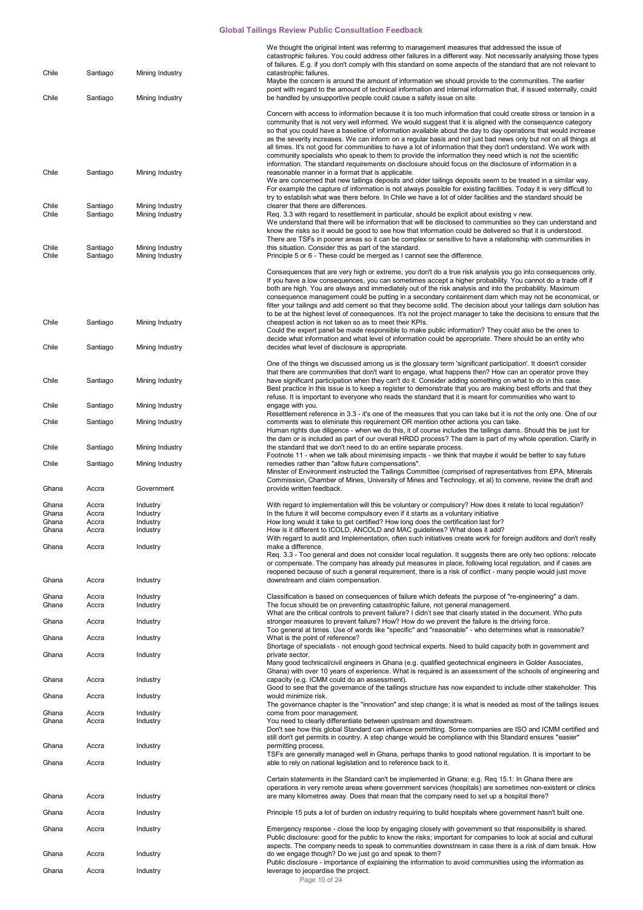| | | | |
|---|---|---|---|
| Chile | Santiago | Mining Industry | We thought the original intent was referring to management measures that addressed the issue of catastrophic failures. You could address other failures in a different way. Not necessarily analysing those types of failures. E.g. if you don't comply with this standard on some aspects of the standard that are not relevant to catastrophic failures. |
| Chile | Santiago | Mining Industry | Maybe the concern is around the amount of information we should provide to the communities. The earlier point with regard to the amount of technical information and internal information that, if issued externally, could be handled by unsupportive people could cause a safety issue on site. |
| Chile | Santiago | Mining Industry | Concern with access to information because it is too much information that could create stress or tension in a community that is not very well informed. We would suggest that it is aligned with the consequence category so that you could have a baseline of information available about the day to day operations that would increase as the severity increases. We can inform on a regular basis and not just bad news only but not on all things at all times. It's not good for communities to have a lot of information that they don't understand. We work with community specialists who speak to them to provide the information they need which is not the scientific information. The standard requirements on disclosure should focus on the disclosure of information in a reasonable manner in a format that is applicable. |
| Chile | Santiago | Mining Industry | We are concerned that new tailings deposits and older tailings deposits seem to be treated in a similar way. For example the capture of information is not always possible for existing facilities. Today it is very difficult to try to establish what was there before. In Chile we have a lot of older facilities and the standard should be clearer that there are differences. |
| Chile | Santiago | Mining Industry | Req. 3.3 with regard to resettlement in particular, should be explicit about existing v new. |
| Chile | Santiago | Mining Industry | We understand that there will be information that will be disclosed to communities so they can understand and know the risks so it would be good to see how that information could be delivered so that it is understood. There are TSFs in poorer areas so it can be complex or sensitive to have a relationship with communities in this situation. Consider this as part of the standard. |
| Chile | Santiago | Mining Industry | Principle 5 or 6 - These could be merged as I cannot see the difference. |
| Chile | Santiago | Mining Industry | Consequences that are very high or extreme, you don't do a true risk analysis you go into consequences only. If you have a low consequences, you can sometimes accept a higher probability. You cannot do a trade off if both are high. You are always and immediately out of the risk analysis and into the probability. Maximum consequence management could be putting in a secondary containment dam which may not be economical, or filter your tailings and add cement so that they become solid. The decision about your tailings dam solution has to be at the highest level of consequences. It's not the project manager to take the decisions to ensure that the cheapest action is not taken so as to meet their KPIs. |
| Chile | Santiago | Mining Industry | Could the expert panel be made responsible to make public information? They could also be the ones to decide what information and what level of information could be appropriate. There should be an entity who decides what level of disclosure is appropriate. |
| Chile | Santiago | Mining Industry | One of the things we discussed among us is the glossary term 'significant participation'. It doesn't consider that there are communities that don't want to engage, what happens then? How can an operator prove they have significant participation when they can't do it. Consider adding something on what to do in this case. |
| Chile | Santiago | Mining Industry | Best practice in this issue is to keep a register to demonstrate that you are making best efforts and that they refuse. It is important to everyone who reads the standard that it is meant for communities who want to engage with you. |
| Chile | Santiago | Mining Industry | Resettlement reference in 3.3 - it's one of the measures that you can take but it is not the only one. One of our comments was to eliminate this requirement OR mention other actions you can take. |
| Chile | Santiago | Mining Industry | Human rights due diligence - when we do this, it of course includes the tailings dams. Should this be just for the dam or is included as part of our overall HRDD process? The dam is part of my whole operation. Clarify in the standard that we don't need to do an entire separate process. |
| Chile | Santiago | Mining Industry | Footnote 11 - when we talk about minimising impacts - we think that maybe it would be better to say future remedies rather than "allow future compensations". |
| Ghana | Accra | Government | Minster of Environment instructed the Tailings Committee (comprised of representatives from EPA, Minerals Commission, Chamber of Mines, University of Mines and Technology, et al) to convene, review the draft and provide written feedback. |
| Ghana | Accra | Industry | With regard to implementation will this be voluntary or compulsory? How does it relate to local regulation? |
| Ghana | Accra | Industry | In the future it will become compulsory even if it starts as a voluntary initiative |
| Ghana | Accra | Industry | How long would it take to get certified? How long does the certification last for? |
| Ghana | Accra | Industry | How is it different to ICOLD, ANCOLD and MAC guidelines? What does it add? |
| Ghana | Accra | Industry | With regard to audit and Implementation, often such initiatives create work for foreign auditors and don't really make a difference. |
| Ghana | Accra | Industry | Req. 3.3 - Too general and does not consider local regulation. It suggests there are only two options: relocate or compensate. The company has already put measures in place, following local regulation, and if cases are reopened because of such a general requirement, there is a risk of conflict - many people would just move downstream and claim compensation. |
| Ghana | Accra | Industry | Classification is based on consequences of failure which defeats the purpose of "re-engineering" a dam. |
| Ghana | Accra | Industry | The focus should be on preventing catastrophic failure, not general management. |
| Ghana | Accra | Industry | What are the critical controls to prevent failure? I didn't see that clearly stated in the document. Who puts stronger measures to prevent failure? How? How do we prevent the failure is the driving force. |
| Ghana | Accra | Industry | Too general at times. Use of words like "specific" and "reasonable" - who determines what is reasonable? What is the point of reference? |
| Ghana | Accra | Industry | Shortage of specialists - not enough good technical experts. Need to build capacity both in government and private sector. |
| Ghana | Accra | Industry | Many good technical/civil engineers in Ghana (e.g. qualified geotechnical engineers in Golder Associates, Ghana) with over 10 years of experience. What is required is an assessment of the schools of engineering and capacity (e.g. ICMM could do an assessment). |
| Ghana | Accra | Industry | Good to see that the governance of the tailings structure has now expanded to include other stakeholder. This would minimise risk. |
| Ghana | Accra | Industry | The governance chapter is the "innovation" and step change; it is what is needed as most of the tailings issues come from poor management. |
| Ghana | Accra | Industry | You need to clearly differentiate between upstream and downstream. |
| Ghana | Accra | Industry | Don't see how this global Standard can influence permitting. Some companies are ISO and ICMM certified and still don't get permits in country. A step change would be compliance with this Standard ensures "easier" permitting process. |
| Ghana | Accra | Industry | TSFs are generally managed well in Ghana, perhaps thanks to good national regulation. It is important to be able to rely on national legislation and to reference back to it. |
| Ghana | Accra | Industry | Certain statements in the Standard can't be implemented in Ghana: e.g. Req 15.1: In Ghana there are operations in very remote areas where government services (hospitals) are sometimes non-existent or clinics are many kilometres away. Does that mean that the company need to set up a hospital there? |
| Ghana | Accra | Industry | Principle 15 puts a lot of burden on industry requiring to build hospitals where government hasn't built one. |
| Ghana | Accra | Industry | Emergency response - close the loop by engaging closely with government so that responsibility is shared. |
| Ghana | Accra | Industry | Public disclosure: good for the public to know the risks; important for companies to look at social and cultural aspects. The company needs to speak to communities downstream in case there is a risk of dam break. How do we engage though? Do we just go and speak to them? |
| Ghana | Accra | Industry | Public disclosure - importance of explaining the information to avoid communities using the information as leverage to jeopardise the project. |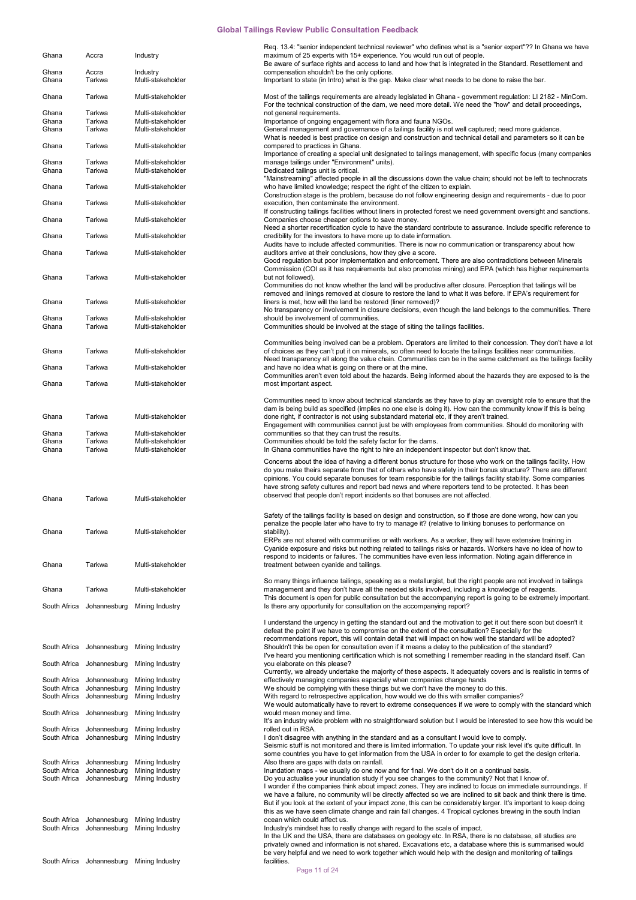| | | | |
|---|---|---|---|
| Ghana | Accra | Industry | Req. 13.4: "senior independent technical reviewer" who defines what is a "senior expert"?? In Ghana we have maximum of 25 experts with 15+ experience. You would run out of people. |
| Ghana | Accra | Industry | Be aware of surface rights and access to land and how that is integrated in the Standard. Resettlement and compensation shouldn't be the only options. |
| Ghana | Tarkwa | Multi-stakeholder | Important to state (in Intro) what is the gap. Make clear what needs to be done to raise the bar. |
| Ghana | Tarkwa | Multi-stakeholder | Most of the tailings requirements are already legislated in Ghana - government regulation: LI 2182 - MinCom. |
| Ghana | Tarkwa | Multi-stakeholder | For the technical construction of the dam, we need more detail. We need the "how" and detail proceedings, not general requirements. |
| Ghana | Tarkwa | Multi-stakeholder | Importance of ongoing engagement with flora and fauna NGOs. |
| Ghana | Tarkwa | Multi-stakeholder | General management and governance of a tailings facility is not well captured; need more guidance. |
| Ghana | Tarkwa | Multi-stakeholder | What is needed is best practice on design and construction and technical detail and parameters so it can be compared to practices in Ghana. |
| Ghana | Tarkwa | Multi-stakeholder | Importance of creating a special unit designated to tailings management, with specific focus (many companies manage tailings under "Environment" units). |
| Ghana | Tarkwa | Multi-stakeholder | Dedicated tailings unit is critical. |
| Ghana | Tarkwa | Multi-stakeholder | "Mainstreaming" affected people in all the discussions down the value chain; should not be left to technocrats who have limited knowledge; respect the right of the citizen to explain. |
| Ghana | Tarkwa | Multi-stakeholder | Construction stage is the problem, because do not follow engineering design and requirements - due to poor execution, then contaminate the environment. |
| Ghana | Tarkwa | Multi-stakeholder | If constructing tailings facilities without liners in protected forest we need government oversight and sanctions. Companies choose cheaper options to save money. |
| Ghana | Tarkwa | Multi-stakeholder | Need a shorter recertification cycle to have the standard contribute to assurance. Include specific reference to credibility for the investors to have more up to date information. |
| Ghana | Tarkwa | Multi-stakeholder | Audits have to include affected communities. There is now no communication or transparency about how auditors arrive at their conclusions, how they give a score. |
| Ghana | Tarkwa | Multi-stakeholder | Good regulation but poor implementation and enforcement. There are also contradictions between Minerals Commission (COI as it has requirements but also promotes mining) and EPA (which has higher requirements but not followed). |
| Ghana | Tarkwa | Multi-stakeholder | Communities do not know whether the land will be productive after closure. Perception that tailings will be removed and linings removed at closure to restore the land to what it was before. If EPA's requirement for liners is met, how will the land be restored (liner removed)? |
| Ghana | Tarkwa | Multi-stakeholder | No transparency or involvement in closure decisions, even though the land belongs to the communities. There should be involvement of communities. |
| Ghana | Tarkwa | Multi-stakeholder | Communities should be involved at the stage of siting the tailings facilities. |
| Ghana | Tarkwa | Multi-stakeholder | Communities being involved can be a problem. Operators are limited to their concession. They don't have a lot of choices as they can't put it on minerals, so often need to locate the tailings facilities near communities. |
| Ghana | Tarkwa | Multi-stakeholder | Need transparency all along the value chain. Communities can be in the same catchment as the tailings facility and have no idea what is going on there or at the mine. |
| Ghana | Tarkwa | Multi-stakeholder | Communities aren't even told about the hazards. Being informed about the hazards they are exposed to is the most important aspect. |
| Ghana | Tarkwa | Multi-stakeholder | Communities need to know about technical standards as they have to play an oversight role to ensure that the dam is being build as specified (implies no one else is doing it). How can the community know if this is being done right, if contractor is not using substandard material etc, if they aren't trained. |
| Ghana | Tarkwa | Multi-stakeholder | Engagement with communities cannot just be with employees from communities. Should do monitoring with communities so that they can trust the results. |
| Ghana | Tarkwa | Multi-stakeholder | Communities should be told the safety factor for the dams. |
| Ghana | Tarkwa | Multi-stakeholder | In Ghana communities have the right to hire an independent inspector but don't know that. |
| Ghana | Tarkwa | Multi-stakeholder | Concerns about the idea of having a different bonus structure for those who work on the tailings facility. How do you make theirs separate from that of others who have safety in their bonus structure? There are different opinions. You could separate bonuses for team responsible for the tailings facility stability. Some companies have strong safety cultures and report bad news and where reporters tend to be protected. It has been observed that people don't report incidents so that bonuses are not affected. |
| Ghana | Tarkwa | Multi-stakeholder | Safety of the tailings facility is based on design and construction, so if those are done wrong, how can you penalize the people later who have to try to manage it? (relative to linking bonuses to performance on stability). |
| Ghana | Tarkwa | Multi-stakeholder | ERPs are not shared with communities or with workers. As a worker, they will have extensive training in Cyanide exposure and risks but nothing related to tailings risks or hazards. Workers have no idea of how to respond to incidents or failures. The communities have even less information. Noting again difference in treatment between cyanide and tailings. |
| Ghana | Tarkwa | Multi-stakeholder | So many things influence tailings, speaking as a metallurgist, but the right people are not involved in tailings management and they don't have all the needed skills involved, including a knowledge of reagents. |
| South Africa | Johannesburg | Mining Industry | This document is open for public consultation but the accompanying report is going to be extremely important. Is there any opportunity for consultation on the accompanying report? |
| South Africa | Johannesburg | Mining Industry | I understand the urgency in getting the standard out and the motivation to get it out there soon but doesn't it defeat the point if we have to compromise on the extent of the consultation? Especially for the recommendations report, this will contain detail that will impact on how well the standard will be adopted? Shouldn't this be open for consultation even if it means a delay to the publication of the standard? |
| South Africa | Johannesburg | Mining Industry | I've heard you mentioning certification which is not something I remember reading in the standard itself. Can you elaborate on this please? |
| South Africa | Johannesburg | Mining Industry | Currently, we already undertake the majority of these aspects. It adequately covers and is realistic in terms of effectively managing companies especially when companies change hands |
| South Africa | Johannesburg | Mining Industry | We should be complying with these things but we don't have the money to do this. |
| South Africa | Johannesburg | Mining Industry | With regard to retrospective application, how would we do this with smaller companies? |
| South Africa | Johannesburg | Mining Industry | We would automatically have to revert to extreme consequences if we were to comply with the standard which would mean money and time. |
| South Africa | Johannesburg | Mining Industry | It's an industry wide problem with no straightforward solution but I would be interested to see how this would be rolled out in RSA. |
| South Africa | Johannesburg | Mining Industry | I don't disagree with anything in the standard and as a consultant I would love to comply. |
| South Africa | Johannesburg | Mining Industry | Seismic stuff is not monitored and there is limited information. To update your risk level it's quite difficult. In some countries you have to get information from the USA in order to for example to get the design criteria. Also there are gaps with data on rainfall. |
| South Africa | Johannesburg | Mining Industry | Inundation maps - we usually do one now and for final. We don't do it on a continual basis. |
| South Africa | Johannesburg | Mining Industry | Do you actualise your inundation study if you see changes to the community? Not that I know of. |
| South Africa | Johannesburg | Mining Industry | I wonder if the companies think about impact zones. They are inclined to focus on immediate surroundings. If we have a failure, no community will be directly affected so we are inclined to sit back and think there is time. But if you look at the extent of your impact zone, this can be considerably larger. It's important to keep doing this as we have seen climate change and rain fall changes. 4 Tropical cyclones brewing in the south Indian ocean which could affect us. |
| South Africa | Johannesburg | Mining Industry | Industry's mindset has to really change with regard to the scale of impact. |
| South Africa | Johannesburg | Mining Industry | In the UK and the USA, there are databases on geology etc. In RSA, there is no database, all studies are privately owned and information is not shared. Excavations etc, a database where this is summarised would be very helpful and we need to work together which would help with the design and monitoring of tailings facilities. |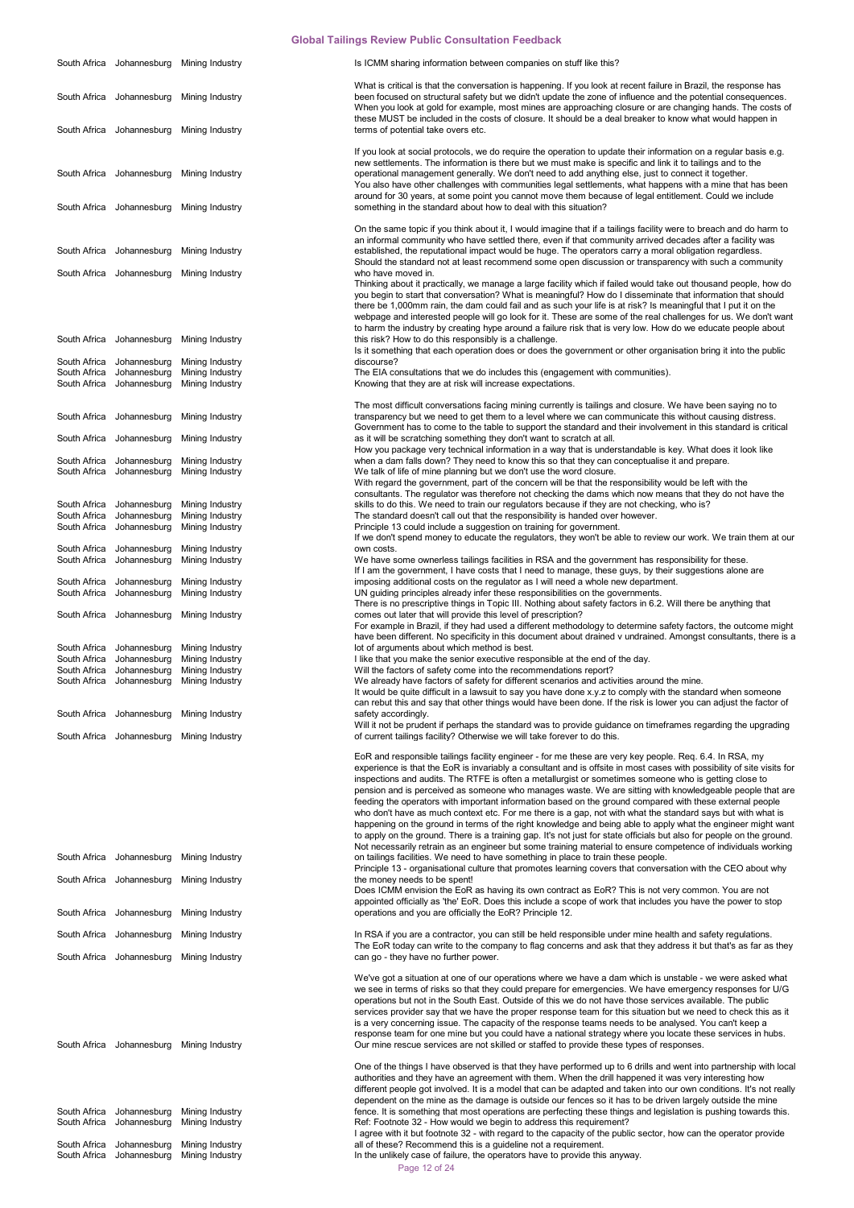| | | | |
|---|---|---|---|
| South Africa | Johannesburg | Mining Industry | Is ICMM sharing information between companies on stuff like this? |
| South Africa | Johannesburg | Mining Industry | What is critical is that the conversation is happening. If you look at recent failure in Brazil, the response has been focused on structural safety but we didn't update the zone of influence and the potential consequences. |
| South Africa | Johannesburg | Mining Industry | When you look at gold for example, most mines are approaching closure or are changing hands. The costs of these MUST be included in the costs of closure. It should be a deal breaker to know what would happen in terms of potential take overs etc. |
| South Africa | Johannesburg | Mining Industry | If you look at social protocols, we do require the operation to update their information on a regular basis e.g. new settlements. The information is there but we must make is specific and link it to tailings and to the operational management generally. We don't need to add anything else, just to connect it together. |
| South Africa | Johannesburg | Mining Industry | You also have other challenges with communities legal settlements, what happens with a mine that has been around for 30 years, at some point you cannot move them because of legal entitlement. Could we include something in the standard about how to deal with this situation? |
| South Africa | Johannesburg | Mining Industry | On the same topic if you think about it, I would imagine that if a tailings facility were to breach and do harm to an informal community who have settled there, even if that community arrived decades after a facility was established, the reputational impact would be huge. The operators carry a moral obligation regardless. |
| South Africa | Johannesburg | Mining Industry | Should the standard not at least recommend some open discussion or transparency with such a community who have moved in. |
| South Africa | Johannesburg | Mining Industry | Thinking about it practically, we manage a large facility which if failed would take out thousand people, how do you begin to start that conversation? What is meaningful? How do I disseminate that information that should there be 1,000mm rain, the dam could fail and as such your life is at risk? Is meaningful that I put it on the webpage and interested people will go look for it. These are some of the real challenges for us. We don't want to harm the industry by creating hype around a failure risk that is very low. How do we educate people about this risk? How to do this responsibly is a challenge. |
| South Africa | Johannesburg | Mining Industry | Is it something that each operation does or does the government or other organisation bring it into the public discourse? |
| South Africa | Johannesburg | Mining Industry | The EIA consultations that we do includes this (engagement with communities). |
| South Africa | Johannesburg | Mining Industry | Knowing that they are at risk will increase expectations. |
| South Africa | Johannesburg | Mining Industry | The most difficult conversations facing mining currently is tailings and closure. We have been saying no to transparency but we need to get them to a level where we can communicate this without causing distress. |
| South Africa | Johannesburg | Mining Industry | Government has to come to the table to support the standard and their involvement in this standard is critical as it will be scratching something they don't want to scratch at all. |
| South Africa | Johannesburg | Mining Industry | How you package very technical information in a way that is understandable is key. What does it look like when a dam falls down? They need to know this so that they can conceptualise it and prepare. |
| South Africa | Johannesburg | Mining Industry | We talk of life of mine planning but we don't use the word closure. |
| South Africa | Johannesburg | Mining Industry | With regard the government, part of the concern will be that the responsibility would be left with the consultants. The regulator was therefore not checking the dams which now means that they do not have the skills to do this. We need to train our regulators because if they are not checking, who is? |
| South Africa | Johannesburg | Mining Industry | The standard doesn't call out that the responsibility is handed over however. |
| South Africa | Johannesburg | Mining Industry | Principle 13 could include a suggestion on training for government. |
| South Africa | Johannesburg | Mining Industry | If we don't spend money to educate the regulators, they won't be able to review our work. We train them at our own costs. |
| South Africa | Johannesburg | Mining Industry | We have some ownerless tailings facilities in RSA and the government has responsibility for these. |
| South Africa | Johannesburg | Mining Industry | If I am the government, I have costs that I need to manage, these guys, by their suggestions alone are imposing additional costs on the regulator as I will need a whole new department. |
| South Africa | Johannesburg | Mining Industry | UN guiding principles already infer these responsibilities on the governments. |
| South Africa | Johannesburg | Mining Industry | There is no prescriptive things in Topic III. Nothing about safety factors in 6.2. Will there be anything that comes out later that will provide this level of prescription? |
| South Africa | Johannesburg | Mining Industry | For example in Brazil, if they had used a different methodology to determine safety factors, the outcome might have been different. No specificity in this document about drained v undrained. Amongst consultants, there is a lot of arguments about which method is best. |
| South Africa | Johannesburg | Mining Industry | I like that you make the senior executive responsible at the end of the day. |
| South Africa | Johannesburg | Mining Industry | Will the factors of safety come into the recommendations report? |
| South Africa | Johannesburg | Mining Industry | We already have factors of safety for different scenarios and activities around the mine. |
| South Africa | Johannesburg | Mining Industry | It would be quite difficult in a lawsuit to say you have done x.y.z to comply with the standard when someone can rebut this and say that other things would have been done. If the risk is lower you can adjust the factor of safety accordingly. |
| South Africa | Johannesburg | Mining Industry | Will it not be prudent if perhaps the standard was to provide guidance on timeframes regarding the upgrading of current tailings facility? Otherwise we will take forever to do this. |
| South Africa | Johannesburg | Mining Industry | EoR and responsible tailings facility engineer - for me these are very key people. Req. 6.4. In RSA, my experience is that the EoR is invariably a consultant and in most cases with possibility of site visits for inspections and audits. The RTFE is often a metallurgist or sometimes someone who is getting close to pension and is perceived as someone who manages waste. We are sitting with knowledgeable people that are feeding the operators with important information based on the ground compared with these external people who don't have as much context etc. For me there is a gap, not with what the standard says but with what is happening on the ground in terms of the right knowledge and being able to apply what the engineer might want to apply on the ground. There is a training gap. It's not just for state officials but also for people on the ground. Not necessarily retrain as an engineer but some training material to ensure competence of individuals working on tailings facilities. We need to have something in place to train these people. |
| South Africa | Johannesburg | Mining Industry | Principle 13 - organisational culture that promotes learning covers that conversation with the CEO about why the money needs to be spent! |
| South Africa | Johannesburg | Mining Industry | Does ICMM envision the EoR as having its own contract as EoR? This is not very common. You are not appointed officially as 'the' EoR. Does this include a scope of work that includes you have the power to stop operations and you are officially the EoR? Principle 12. |
| South Africa | Johannesburg | Mining Industry | In RSA if you are a contractor, you can still be held responsible under mine health and safety regulations. |
| South Africa | Johannesburg | Mining Industry | The EoR today can write to the company to flag concerns and ask that they address it but that's as far as they can go - they have no further power. |
| South Africa | Johannesburg | Mining Industry | We've got a situation at one of our operations where we have a dam which is unstable - we were asked what we see in terms of risks so that they could prepare for emergencies. We have emergency responses for U/G operations but not in the South East. Outside of this we do not have those services available. The public services provider say that we have the proper response team for this situation but we need to check this as it is a very concerning issue. The capacity of the response teams needs to be analysed. You can't keep a response team for one mine but you could have a national strategy where you locate these services in hubs. Our mine rescue services are not skilled or staffed to provide these types of responses. |
| South Africa | Johannesburg | Mining Industry | One of the things I have observed is that they have performed up to 6 drills and went into partnership with local authorities and they have an agreement with them. When the drill happened it was very interesting how different people got involved. It is a model that can be adapted and taken into our own conditions. It's not really dependent on the mine as the damage is outside our fences so it has to be driven largely outside the mine fence. It is something that most operations are perfecting these things and legislation is pushing towards this. |
| South Africa | Johannesburg | Mining Industry | Ref: Footnote 32 - How would we begin to address this requirement? |
| South Africa | Johannesburg | Mining Industry | I agree with it but footnote 32 - with regard to the capacity of the public sector, how can the operator provide all of these? Recommend this is a guideline not a requirement. |
| South Africa | Johannesburg | Mining Industry | In the unlikely case of failure, the operators have to provide this anyway. |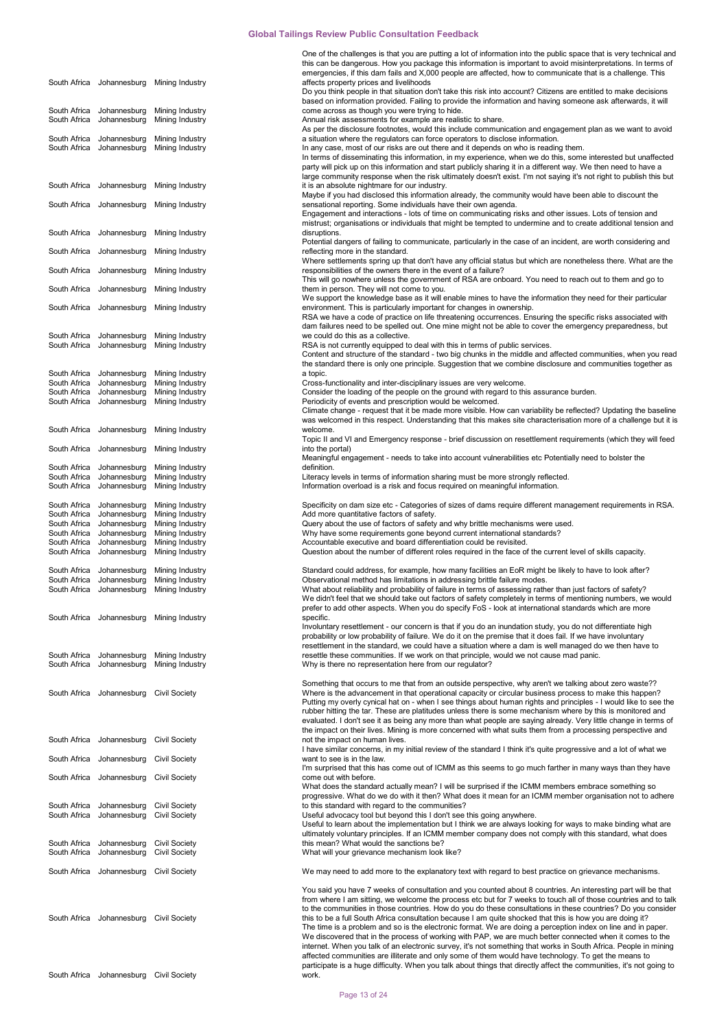| | | | |
|---|---|---|---|
| South Africa | Johannesburg | Mining Industry | One of the challenges is that you are putting a lot of information into the public space that is very technical and this can be dangerous. How you package this information is important to avoid misinterpretations. In terms of emergencies, if this dam fails and X,000 people are affected, how to communicate that is a challenge. This affects property prices and livelihoods |
| South Africa | Johannesburg | Mining Industry | Do you think people in that situation don't take this risk into account? Citizens are entitled to make decisions based on information provided. Failing to provide the information and having someone ask afterwards, it will come across as though you were trying to hide. |
| South Africa | Johannesburg | Mining Industry | Annual risk assessments for example are realistic to share. |
| South Africa | Johannesburg | Mining Industry | As per the disclosure footnotes, would this include communication and engagement plan as we want to avoid a situation where the regulators can force operators to disclose information. |
| South Africa | Johannesburg | Mining Industry | In any case, most of our risks are out there and it depends on who is reading them. |
| South Africa | Johannesburg | Mining Industry | In terms of disseminating this information, in my experience, when we do this, some interested but unaffected party will pick up on this information and start publicly sharing it in a different way. We then need to have a large community response when the risk ultimately doesn't exist. I'm not saying it's not right to publish this but it is an absolute nightmare for our industry. |
| South Africa | Johannesburg | Mining Industry | Maybe if you had disclosed this information already, the community would have been able to discount the sensational reporting. Some individuals have their own agenda. |
| South Africa | Johannesburg | Mining Industry | Engagement and interactions - lots of time on communicating risks and other issues. Lots of tension and mistrust; organisations or individuals that might be tempted to undermine and to create additional tension and disruptions. |
| South Africa | Johannesburg | Mining Industry | Potential dangers of failing to communicate, particularly in the case of an incident, are worth considering and reflecting more in the standard. |
| South Africa | Johannesburg | Mining Industry | Where settlements spring up that don't have any official status but which are nonetheless there. What are the responsibilities of the owners there in the event of a failure? |
| South Africa | Johannesburg | Mining Industry | This will go nowhere unless the government of RSA are onboard. You need to reach out to them and go to them in person. They will not come to you. |
| South Africa | Johannesburg | Mining Industry | We support the knowledge base as it will enable mines to have the information they need for their particular environment. This is particularly important for changes in ownership. |
| South Africa | Johannesburg | Mining Industry | RSA we have a code of practice on life threatening occurrences. Ensuring the specific risks associated with dam failures need to be spelled out. One mine might not be able to cover the emergency preparedness, but we could do this as a collective. |
| South Africa | Johannesburg | Mining Industry | RSA is not currently equipped to deal with this in terms of public services. |
| South Africa | Johannesburg | Mining Industry | Content and structure of the standard - two big chunks in the middle and affected communities, when you read the standard there is only one principle. Suggestion that we combine disclosure and communities together as a topic. |
| South Africa | Johannesburg | Mining Industry | Cross-functionality and inter-disciplinary issues are very welcome. |
| South Africa | Johannesburg | Mining Industry | Consider the loading of the people on the ground with regard to this assurance burden. |
| South Africa | Johannesburg | Mining Industry | Periodicity of events and prescription would be welcomed. |
| South Africa | Johannesburg | Mining Industry | Climate change - request that it be made more visible. How can variability be reflected? Updating the baseline was welcomed in this respect. Understanding that this makes site characterisation more of a challenge but it is welcome. |
| South Africa | Johannesburg | Mining Industry | Topic II and VI and Emergency response - brief discussion on resettlement requirements (which they will feed into the portal) |
| South Africa | Johannesburg | Mining Industry | Meaningful engagement - needs to take into account vulnerabilities etc Potentially need to bolster the definition. |
| South Africa | Johannesburg | Mining Industry | Literacy levels in terms of information sharing must be more strongly reflected. |
| South Africa | Johannesburg | Mining Industry | Information overload is a risk and focus required on meaningful information. |
| South Africa | Johannesburg | Mining Industry | Specificity on dam size etc - Categories of sizes of dams require different management requirements in RSA. |
| South Africa | Johannesburg | Mining Industry | Add more quantitative factors of safety. |
| South Africa | Johannesburg | Mining Industry | Query about the use of factors of safety and why brittle mechanisms were used. |
| South Africa | Johannesburg | Mining Industry | Why have some requirements gone beyond current international standards? |
| South Africa | Johannesburg | Mining Industry | Accountable executive and board differentiation could be revisited. |
| South Africa | Johannesburg | Mining Industry | Question about the number of different roles required in the face of the current level of skills capacity. |
| South Africa | Johannesburg | Mining Industry | Standard could address, for example, how many facilities an EoR might be likely to have to look after? |
| South Africa | Johannesburg | Mining Industry | Observational method has limitations in addressing brittle failure modes. |
| South Africa | Johannesburg | Mining Industry | What about reliability and probability of failure in terms of assessing rather than just factors of safety? |
| South Africa | Johannesburg | Mining Industry | We didn't feel that we should take out factors of safety completely in terms of mentioning numbers, we would prefer to add other aspects. When you do specify FoS - look at international standards which are more specific. |
| South Africa | Johannesburg | Mining Industry | Involuntary resettlement - our concern is that if you do an inundation study, you do not differentiate high probability or low probability of failure. We do it on the premise that it does fail. If we have involuntary resettlement in the standard, we could have a situation where a dam is well managed do we then have to resettle these communities. If we work on that principle, would we not cause mad panic. |
| South Africa | Johannesburg | Mining Industry | Why is there no representation here from our regulator? |
| South Africa | Johannesburg | Civil Society | Something that occurs to me that from an outside perspective, why aren't we talking about zero waste?? Where is the advancement in that operational capacity or circular business process to make this happen? Putting my overly cynical hat on - when I see things about human rights and principles - I would like to see the rubber hitting the tar. These are platitudes unless there is some mechanism where by this is monitored and evaluated. I don't see it as being any more than what people are saying already. Very little change in terms of the impact on their lives. Mining is more concerned with what suits them from a processing perspective and not the impact on human lives. |
| South Africa | Johannesburg | Civil Society | I have similar concerns, in my initial review of the standard I think it's quite progressive and a lot of what we want to see is in the law. |
| South Africa | Johannesburg | Civil Society | I'm surprised that this has come out of ICMM as this seems to go much farther in many ways than they have come out with before. |
| South Africa | Johannesburg | Civil Society | What does the standard actually mean? I will be surprised if the ICMM members embrace something so progressive. What do we do with it then? What does it mean for an ICMM member organisation not to adhere to this standard with regard to the communities? |
| South Africa | Johannesburg | Civil Society | Useful advocacy tool but beyond this I don't see this going anywhere. |
| South Africa | Johannesburg | Civil Society | Useful to learn about the implementation but I think we are always looking for ways to make binding what are ultimately voluntary principles. If an ICMM member company does not comply with this standard, what does this mean? What would the sanctions be? |
| South Africa | Johannesburg | Civil Society | What will your grievance mechanism look like? |
| South Africa | Johannesburg | Civil Society | We may need to add more to the explanatory text with regard to best practice on grievance mechanisms. |
| South Africa | Johannesburg | Civil Society | You said you have 7 weeks of consultation and you counted about 8 countries. An interesting part will be that from where I am sitting, we welcome the process etc but for 7 weeks to touch all of those countries and to talk to the communities in those countries. How do you do these consultations in these countries? Do you consider this to be a full South Africa consultation because I am quite shocked that this is how you are doing it? |
| South Africa | Johannesburg | Civil Society | The time is a problem and so is the electronic format. We are doing a perception index on line and in paper. We discovered that in the process of working with PAP, we are much better connected when it comes to the internet. When you talk of an electronic survey, it's not something that works in South Africa. People in mining affected communities are illiterate and only some of them would have technology. To get the means to participate is a huge difficulty. When you talk about things that directly affect the communities, it's not going to work. |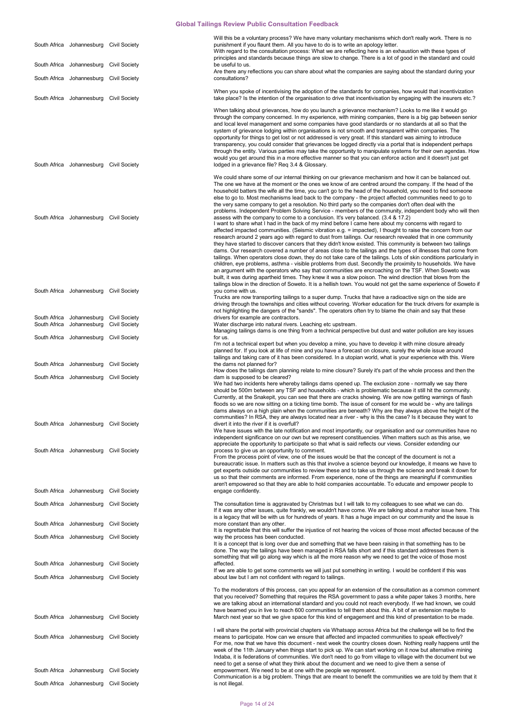| | | | |
|---|---|---|---|
| South Africa | Johannesburg | Civil Society | Will this be a voluntary process? We have many voluntary mechanisms which don't really work. There is no punishment if you flaunt them. All you have to do is to write an apology letter. |
| South Africa | Johannesburg | Civil Society | With regard to the consultation process: What we are reflecting here is an exhaustion with these types of principles and standards because things are slow to change. There is a lot of good in the standard and could be useful to us. |
| South Africa | Johannesburg | Civil Society | Are there any reflections you can share about what the companies are saying about the standard during your consultations? |
| South Africa | Johannesburg | Civil Society | When you spoke of incentivising the adoption of the standards for companies, how would that incentivization take place? Is the intention of the organisation to drive that incentivisation by engaging with the insurers etc.? |
| South Africa | Johannesburg | Civil Society | When talking about grievances, how do you launch a grievance mechanism? Looks to me like it would go through the company concerned. In my experience, with mining companies, there is a big gap between senior and local level management and some companies have good standards or no standards at all so that the system of grievance lodging within organisations is not smooth and transparent within companies. The opportunity for things to get lost or not addressed is very great. If this standard was aiming to introduce transparency, you could consider that grievances be logged directly via a portal that is independent perhaps through the entity. Various parties may take the opportunity to manipulate systems for their own agendas. How would you get around this in a more effective manner so that you can enforce action and it doesn't just get lodged in a grievance file? Req 3.4 & Glossary. |
| South Africa | Johannesburg | Civil Society | We could share some of our internal thinking on our grievance mechanism and how it can be balanced out. The one we have at the moment or the ones we know of are centred around the company. If the head of the household batters the wife all the time, you can't go to the head of the household, you need to find someone else to go to. Most mechanisms lead back to the company - the project affected communities need to go to the very same company to get a resolution. No third party so the companies don't often deal with the problems. Independent Problem Solving Service - members of the community, independent body who will then assess with the company to come to a conclusion. It's very balanced. (3.4 & 17.2) |
| South Africa | Johannesburg | Civil Society | I want to share what I had in the back of my mind before I came here about my concerns with regard to affected impacted communities. (Seismic vibration e.g. = impacted), I thought to raise the concern from our research around 2 years ago with regard to dust from tailings. Our research revealed that in one community they have started to discover cancers that they didn't know existed. This community is between two tailings dams. Our research covered a number of areas close to the tailings and the types of illnesses that come from tailings. When operators close down, they do not take care of the tailings. Lots of skin conditions particularly in children, eye problems, asthma - visible problems from dust. Secondly the proximity to households. We have an argument with the operators who say that communities are encroaching on the TSF. When Soweto was built, it was during apartheid times. They knew it was a slow poison. The wind direction that blows from the tailings blow in the direction of Soweto. It is a hellish town. You would not get the same experience of Soweto if you come with us. |
| South Africa | Johannesburg | Civil Society | Trucks are now transporting tailings to a super dump. Trucks that have a radioactive sign on the side are driving through the townships and cities without covering. Worker education for the truck drivers for example is not highlighting the dangers of the "sands". The operators often try to blame the chain and say that these drivers for example are contractors. |
| South Africa | Johannesburg | Civil Society | Water discharge into natural rivers. Leaching etc upstream. |
| South Africa | Johannesburg | Civil Society | Managing tailings dams is one thing from a technical perspective but dust and water pollution are key issues for us. |
| South Africa | Johannesburg | Civil Society | I'm not a technical expert but when you develop a mine, you have to develop it with mine closure already planned for. If you look at life of mine and you have a forecast on closure, surely the whole issue around tailings and taking care of it has been considered. In a utopian world, what is your experience with this. Were the dams not planned for? |
| South Africa | Johannesburg | Civil Society | How does the tailings dam planning relate to mine closure? Surely it's part of the whole process and then the dam is supposed to be cleared? |
| South Africa | Johannesburg | Civil Society | We had two incidents here whereby tailings dams opened up. The exclusion zone - normally we say there should be 500m between any TSF and households - which is problematic because it still hit the community. Currently, at the Snakepit, you can see that there are cracks showing. We are now getting warnings of flash floods so we are now sitting on a ticking time bomb. The issue of consent for me would be - why are tailings dams always on a high plain when the communities are beneath? Why are they always above the height of the communities? In RSA, they are always located near a river - why is this the case? Is it because they want to divert it into the river if it is overfull? |
| South Africa | Johannesburg | Civil Society | We have issues with the late notification and most importantly, our organisation and our communities have no independent significance on our own but we represent constituencies. When matters such as this arise, we appreciate the opportunity to participate so that what is said reflects our views. Consider extending our process to give us an opportunity to comment. |
| South Africa | Johannesburg | Civil Society | From the process point of view, one of the issues would be that the concept of the document is not a bureaucratic issue. In matters such as this that involve a science beyond our knowledge, it means we have to get experts outside our communities to review these and to take us through the science and break it down for us so that their comments are informed. From experience, none of the things are meaningful if communities aren't empowered so that they are able to hold companies accountable. To educate and empower people to engage confidently. |
| South Africa | Johannesburg | Civil Society | The consultation time is aggravated by Christmas but I will talk to my colleagues to see what we can do. |
| South Africa | Johannesburg | Civil Society | If it was any other issues, quite frankly, we wouldn't have come. We are talking about a mahor issue here. This is a legacy that will be with us for hundreds of years. It has a huge impact on our community and the issue is more constant than any other. |
| South Africa | Johannesburg | Civil Society | It is regrettable that this will suffer the injustice of not hearing the voices of those most affected because of the way the process has been conducted. |
| South Africa | Johannesburg | Civil Society | It is a concept that is long over due and something that we have been raising in that something has to be done. The way the tailings have been managed in RSA falls short and if this standard addresses them is something that will go along way which is all the more reason why we need to get the voice of those most affected. |
| South Africa | Johannesburg | Civil Society | If we are able to get some comments we will just put something in writing. I would be confident if this was about law but I am not confident with regard to tailings. |
| South Africa | Johannesburg | Civil Society | To the moderators of this process, can you appeal for an extension of the consultation as a common comment that you received? Something that requires the RSA government to pass a white paper takes 3 months, here we are talking about an international standard and you could not reach everybody. If we had known, we could have beamed you in live to reach 600 communities to tell them about this. A bit of an extension maybe to March next year so that we give space for this kind of engagement and this kind of presentation to be made. |
| South Africa | Johannesburg | Civil Society | I will share the portal with provincial chapters via Whatsapp across Africa but the challenge will be to find the means to participate. How can we ensure that affected and impacted communities to speak effectively? |
| South Africa | Johannesburg | Civil Society | For me, now that we have this document - next week the country closes down. Nothing really happens until the week of the 11th January when things start to pick up. We can start working on it now but alternative mining Indaba, it is federations of communities. We don't need to go from village to village with the document but we need to get a sense of what they think about the document and we need to give them a sense of empowerment. We need to be at one with the people we represent. |
| South Africa | Johannesburg | Civil Society | Communication is a big problem. Things that are meant to benefit the communities we are told by them that it is not illegal. |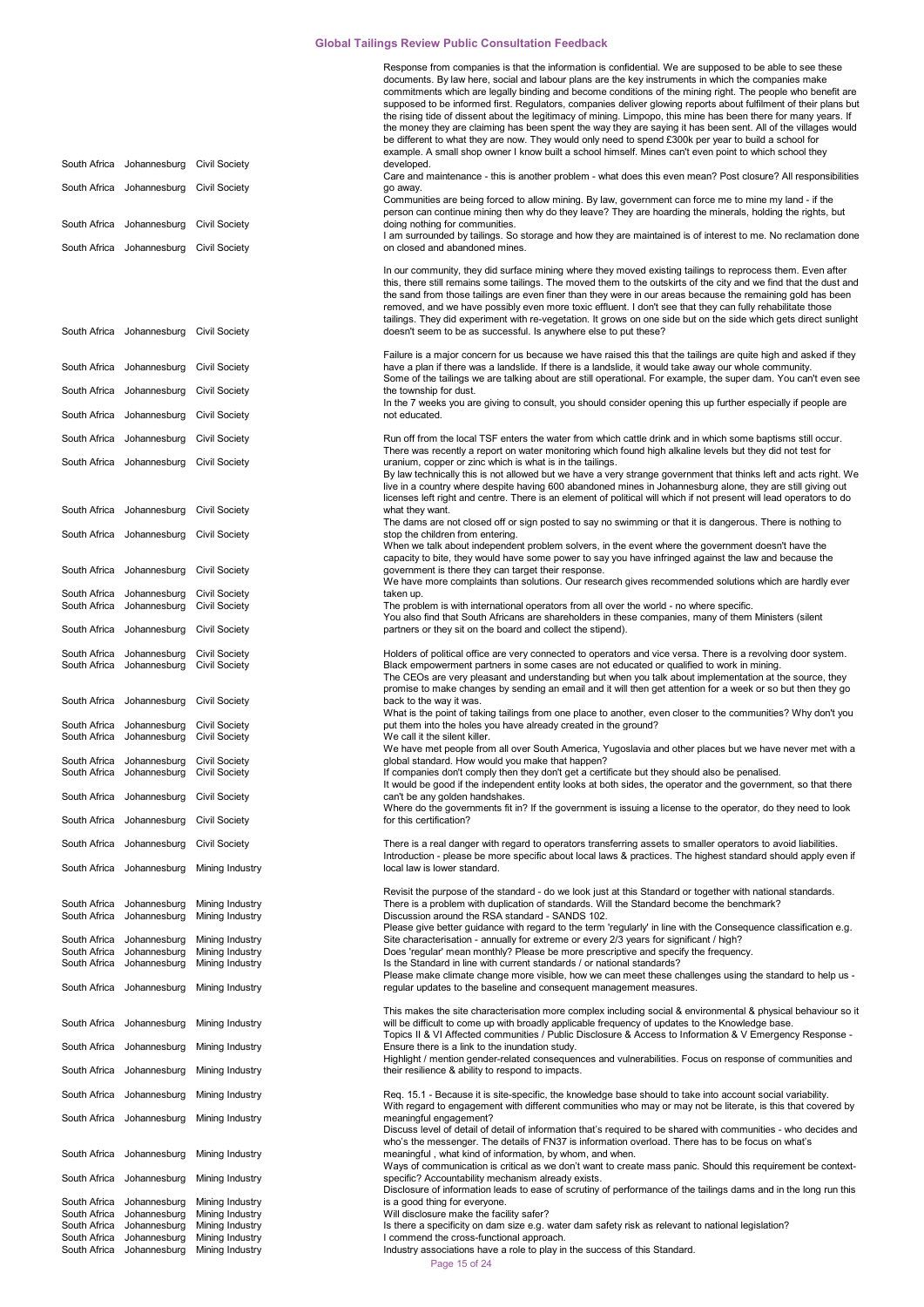| | | | |
|---|---|---|---|
| South Africa | Johannesburg | Civil Society | Response from companies is that the information is confidential. We are supposed to be able to see these documents. By law here, social and labour plans are the key instruments in which the companies make commitments which are legally binding and become conditions of the mining right. The people who benefit are supposed to be informed first. Regulators, companies deliver glowing reports about fulfilment of their plans but the rising tide of dissent about the legitimacy of mining. Limpopo, this mine has been there for many years. If the money they are claiming has been spent the way they are saying it has been sent. All of the villages would be different to what they are now. They would only need to spend £300k per year to build a school for example. A small shop owner I know built a school himself. Mines can't even point to which school they developed. |
| South Africa | Johannesburg | Civil Society | Care and maintenance - this is another problem - what does this even mean? Post closure? All responsibilities go away. |
| South Africa | Johannesburg | Civil Society | Communities are being forced to allow mining. By law, government can force me to mine my land - if the person can continue mining then why do they leave? They are hoarding the minerals, holding the rights, but doing nothing for communities. |
| South Africa | Johannesburg | Civil Society | I am surrounded by tailings. So storage and how they are maintained is of interest to me. No reclamation done on closed and abandoned mines. |
| South Africa | Johannesburg | Civil Society | In our community, they did surface mining where they moved existing tailings to reprocess them. Even after this, there still remains some tailings. The moved them to the outskirts of the city and we find that the dust and the sand from those tailings are even finer than they were in our areas because the remaining gold has been removed, and we have possibly even more toxic effluent. I don't see that they can fully rehabilitate those tailings. They did experiment with re-vegetation. It grows on one side but on the side which gets direct sunlight doesn't seem to be as successful. Is anywhere else to put these? |
| South Africa | Johannesburg | Civil Society | Failure is a major concern for us because we have raised this that the tailings are quite high and asked if they have a plan if there was a landslide. If there is a landslide, it would take away our whole community. |
| South Africa | Johannesburg | Civil Society | Some of the tailings we are talking about are still operational. For example, the super dam. You can't even see the township for dust. |
| South Africa | Johannesburg | Civil Society | In the 7 weeks you are giving to consult, you should consider opening this up further especially if people are not educated. |
| South Africa | Johannesburg | Civil Society | Run off from the local TSF enters the water from which cattle drink and in which some baptisms still occur. |
| South Africa | Johannesburg | Civil Society | There was recently a report on water monitoring which found high alkaline levels but they did not test for uranium, copper or zinc which is what is in the tailings. |
| South Africa | Johannesburg | Civil Society | By law technically this is not allowed but we have a very strange government that thinks left and acts right. We live in a country where despite having 600 abandoned mines in Johannesburg alone, they are still giving out licenses left right and centre. There is an element of political will which if not present will lead operators to do what they want. |
| South Africa | Johannesburg | Civil Society | The dams are not closed off or sign posted to say no swimming or that it is dangerous. There is nothing to stop the children from entering. |
| South Africa | Johannesburg | Civil Society | When we talk about independent problem solvers, in the event where the government doesn't have the capacity to bite, they would have some power to say you have infringed against the law and because the government is there they can target their response. |
| South Africa | Johannesburg | Civil Society | We have more complaints than solutions. Our research gives recommended solutions which are hardly ever taken up. |
| South Africa | Johannesburg | Civil Society | The problem is with international operators from all over the world - no where specific. |
| South Africa | Johannesburg | Civil Society | You also find that South Africans are shareholders in these companies, many of them Ministers (silent partners or they sit on the board and collect the stipend). |
| South Africa | Johannesburg | Civil Society | Holders of political office are very connected to operators and vice versa. There is a revolving door system. |
| South Africa | Johannesburg | Civil Society | Black empowerment partners in some cases are not educated or qualified to work in mining. |
| South Africa | Johannesburg | Civil Society | The CEOs are very pleasant and understanding but when you talk about implementation at the source, they promise to make changes by sending an email and it will then get attention for a week or so but then they go back to the way it was. |
| South Africa | Johannesburg | Civil Society | What is the point of taking tailings from one place to another, even closer to the communities? Why don't you put them into the holes you have already created in the ground? |
| South Africa | Johannesburg | Civil Society | We call it the silent killer. |
| South Africa | Johannesburg | Civil Society | We have met people from all over South America, Yugoslavia and other places but we have never met with a global standard. How would you make that happen? |
| South Africa | Johannesburg | Civil Society | If companies don't comply then they don't get a certificate but they should also be penalised. |
| South Africa | Johannesburg | Civil Society | It would be good if the independent entity looks at both sides, the operator and the government, so that there can't be any golden handshakes. |
| South Africa | Johannesburg | Civil Society | Where do the governments fit in? If the government is issuing a license to the operator, do they need to look for this certification? |
| South Africa | Johannesburg | Civil Society | There is a real danger with regard to operators transferring assets to smaller operators to avoid liabilities. |
| South Africa | Johannesburg | Mining Industry | Introduction - please be more specific about local laws & practices. The highest standard should apply even if local law is lower standard. |
| South Africa | Johannesburg | Mining Industry | Revisit the purpose of the standard - do we look just at this Standard or together with national standards. |
| South Africa | Johannesburg | Mining Industry | There is a problem with duplication of standards. Will the Standard become the benchmark? |
| South Africa | Johannesburg | Mining Industry | Discussion around the RSA standard - SANDS 102. |
| South Africa | Johannesburg | Mining Industry | Please give better guidance with regard to the term 'regularly' in line with the Consequence classification e.g. Site characterisation - annually for extreme or every 2/3 years for significant / high? |
| South Africa | Johannesburg | Mining Industry | Does 'regular' mean monthly? Please be more prescriptive and specify the frequency. |
| South Africa | Johannesburg | Mining Industry | Is the Standard in line with current standards / or national standards? |
| South Africa | Johannesburg | Mining Industry | Please make climate change more visible, how we can meet these challenges using the standard to help us - regular updates to the baseline and consequent management measures. |
| South Africa | Johannesburg | Mining Industry | This makes the site characterisation more complex including social & environmental & physical behaviour so it will be difficult to come up with broadly applicable frequency of updates to the Knowledge base. |
| South Africa | Johannesburg | Mining Industry | Topics II & VI Affected communities / Public Disclosure & Access to Information & V Emergency Response - Ensure there is a link to the inundation study. |
| South Africa | Johannesburg | Mining Industry | Highlight / mention gender-related consequences and vulnerabilities. Focus on response of communities and their resilience & ability to respond to impacts. |
| South Africa | Johannesburg | Mining Industry | Req. 15.1 - Because it is site-specific, the knowledge base should to take into account social variability. |
| South Africa | Johannesburg | Mining Industry | With regard to engagement with different communities who may or may not be literate, is this that covered by meaningful engagement? |
| South Africa | Johannesburg | Mining Industry | Discuss level of detail of information that's required to be shared with communities - who decides and who's the messenger. The details of FN37 is information overload. There has to be focus on what's meaningful , what kind of information, by whom, and when. |
| South Africa | Johannesburg | Mining Industry | Ways of communication is critical as we don't want to create mass panic. Should this requirement be context-specific? Accountability mechanism already exists. |
| South Africa | Johannesburg | Mining Industry | Disclosure of information leads to ease of scrutiny of performance of the tailings dams and in the long run this is a good thing for everyone. |
| South Africa | Johannesburg | Mining Industry | Will disclosure make the facility safer? |
| South Africa | Johannesburg | Mining Industry | Is there a specificity on dam size e.g. water dam safety risk as relevant to national legislation? |
| South Africa | Johannesburg | Mining Industry | I commend the cross-functional approach. |
| South Africa | Johannesburg | Mining Industry | Industry associations have a role to play in the success of this Standard. |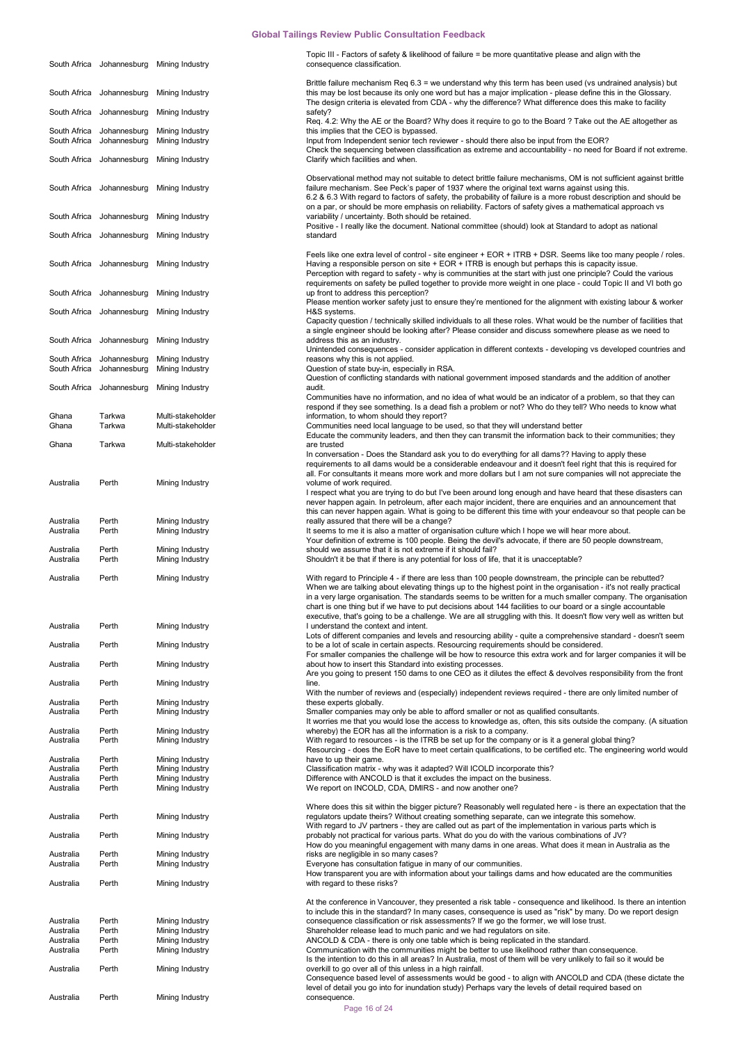| | | | |
|---|---|---|---|
| South Africa | Johannesburg | Mining Industry | Topic III - Factors of safety & likelihood of failure = be more quantitative please and align with the consequence classification. |
| South Africa | Johannesburg | Mining Industry | Brittle failure mechanism Req 6.3 = we understand why this term has been used (vs undrained analysis) but this may be lost because its only one word but has a major implication - please define this in the Glossary. |
| South Africa | Johannesburg | Mining Industry | The design criteria is elevated from CDA - why the difference? What difference does this make to facility safety? |
| South Africa | Johannesburg | Mining Industry | Req. 4.2: Why the AE or the Board? Why does it require to go to the Board ? Take out the AE altogether as this implies that the CEO is bypassed. |
| South Africa | Johannesburg | Mining Industry | Input from Independent senior tech reviewer - should there also be input from the EOR? |
| South Africa | Johannesburg | Mining Industry | Check the sequencing between classification as extreme and accountability - no need for Board if not extreme. Clarify which facilities and when. |
| South Africa | Johannesburg | Mining Industry | Observational method may not suitable to detect brittle failure mechanisms, OM is not sufficient against brittle failure mechanism. See Peck's paper of 1937 where the original text warns against using this. |
| South Africa | Johannesburg | Mining Industry | 6.2 & 6.3 With regard to factors of safety, the probability of failure is a more robust description and should be on a par, or should be more emphasis on reliability. Factors of safety gives a mathematical approach vs variability / uncertainty. Both should be retained. |
| South Africa | Johannesburg | Mining Industry | Positive - I really like the document. National committee (should) look at Standard to adopt as national standard |
| South Africa | Johannesburg | Mining Industry | Feels like one extra level of control - site engineer + EOR + ITRB + DSR. Seems like too many people / roles. Having a responsible person on site + EOR + ITRB is enough but perhaps this is capacity issue. |
| South Africa | Johannesburg | Mining Industry | Perception with regard to safety - why is communities at the start with just one principle? Could the various requirements on safety be pulled together to provide more weight in one place - could Topic II and VI both go up front to address this perception? |
| South Africa | Johannesburg | Mining Industry | Please mention worker safety just to ensure they're mentioned for the alignment with existing labour & worker H&S systems. |
| South Africa | Johannesburg | Mining Industry | Capacity question / technically skilled individuals to all these roles. What would be the number of facilities that a single engineer should be looking after? Please consider and discuss somewhere please as we need to address this as an industry. |
| South Africa | Johannesburg | Mining Industry | Unintended consequences - consider application in different contexts - developing vs developed countries and reasons why this is not applied. |
| South Africa | Johannesburg | Mining Industry | Question of state buy-in, especially in RSA. |
| South Africa | Johannesburg | Mining Industry | Question of conflicting standards with national government imposed standards and the addition of another audit. |
| Ghana | Tarkwa | Multi-stakeholder | Communities have no information, and no idea of what would be an indicator of a problem, so that they can respond if they see something. Is a dead fish a problem or not? Who do they tell? Who needs to know what information, to whom should they report? |
| Ghana | Tarkwa | Multi-stakeholder | Communities need local language to be used, so that they will understand better |
| Ghana | Tarkwa | Multi-stakeholder | Educate the community leaders, and then they can transmit the information back to their communities; they are trusted |
| Australia | Perth | Mining Industry | In conversation - Does the Standard ask you to do everything for all dams?? Having to apply these requirements to all dams would be a considerable endeavour and it doesn't feel right that this is required for all. For consultants it means more work and more dollars but I am not sure companies will not appreciate the volume of work required. |
| Australia | Perth | Mining Industry | I respect what you are trying to do but I've been around long enough and have heard that these disasters can never happen again. In petroleum, after each major incident, there are enquiries and an announcement that this can never happen again. What is going to be different this time with your endeavour so that people can be really assured that there will be a change? |
| Australia | Perth | Mining Industry | It seems to me it is also a matter of organisation culture which I hope we will hear more about. |
| Australia | Perth | Mining Industry | Your definition of extreme is 100 people. Being the devil's advocate, if there are 50 people downstream, should we assume that it is not extreme if it should fail? |
| Australia | Perth | Mining Industry | Shouldn't it be that if there is any potential for loss of life, that it is unacceptable? |
| Australia | Perth | Mining Industry | With regard to Principle 4 - if there are less than 100 people downstream, the principle can be rebutted? |
| Australia | Perth | Mining Industry | When we are talking about elevating things up to the highest point in the organisation - it's not really practical in a very large organisation. The standards seems to be written for a much smaller company. The organisation chart is one thing but if we have to put decisions about 144 facilities to our board or a single accountable executive, that's going to be a challenge. We are all struggling with this. It doesn't flow very well as written but I understand the context and intent. |
| Australia | Perth | Mining Industry | Lots of different companies and levels and resourcing ability - quite a comprehensive standard - doesn't seem to be a lot of scale in certain aspects. Resourcing requirements should be considered. |
| Australia | Perth | Mining Industry | For smaller companies the challenge will be how to resource this extra work and for larger companies it will be about how to insert this Standard into existing processes. |
| Australia | Perth | Mining Industry | Are you going to present 150 dams to one CEO as it dilutes the effect & devolves responsibility from the front line. |
| Australia | Perth | Mining Industry | With the number of reviews and (especially) independent reviews required - there are only limited number of these experts globally. |
| Australia | Perth | Mining Industry | Smaller companies may only be able to afford smaller or not as qualified consultants. |
| Australia | Perth | Mining Industry | It worries me that you would lose the access to knowledge as, often, this sits outside the company. (A situation whereby) the EOR has all the information is a risk to a company. |
| Australia | Perth | Mining Industry | With regard to resources - is the ITRB be set up for the company or is it a general global thing? |
| Australia | Perth | Mining Industry | Resourcing - does the EoR have to meet certain qualifications, to be certified etc. The engineering world would have to up their game. |
| Australia | Perth | Mining Industry | Classification matrix - why was it adapted? Will ICOLD incorporate this? |
| Australia | Perth | Mining Industry | Difference with ANCOLD is that it excludes the impact on the business. |
| Australia | Perth | Mining Industry | We report on INCOLD, CDA, DMIRS - and now another one? |
| Australia | Perth | Mining Industry | Where does this sit within the bigger picture? Reasonably well regulated here - is there an expectation that the regulators update theirs? Without creating something separate, can we integrate this somehow. |
| Australia | Perth | Mining Industry | With regard to JV partners - they are called out as part of the implementation in various parts which is probably not practical for various parts. What do you do with the various combinations of JV? |
| Australia | Perth | Mining Industry | How do you meaningful engagement with many dams in one areas. What does it mean in Australia as the risks are negligible in so many cases? |
| Australia | Perth | Mining Industry | Everyone has consultation fatigue in many of our communities. |
| Australia | Perth | Mining Industry | How transparent you are with information about your tailings dams and how educated are the communities with regard to these risks? |
| Australia | Perth | Mining Industry | At the conference in Vancouver, they presented a risk table - consequence and likelihood. Is there an intention to include this in the standard? In many cases, consequence is used as "risk" by many. Do we report design consequence classification or risk assessments? If we go the former, we will lose trust. |
| Australia | Perth | Mining Industry | Shareholder release lead to much panic and we had regulators on site. |
| Australia | Perth | Mining Industry | ANCOLD & CDA - there is only one table which is being replicated in the standard. |
| Australia | Perth | Mining Industry | Communication with the communities might be better to use likelihood rather than consequence. |
| Australia | Perth | Mining Industry | Is the intention to do this in all areas? In Australia, most of them will be very unlikely to fail so it would be overkill to go over all of this unless in a high rainfall. |
| Australia | Perth | Mining Industry | Consequence based level of assessments would be good - to align with ANCOLD and CDA (these dictate the level of detail you go into for inundation study) Perhaps vary the levels of detail required based on consequence. |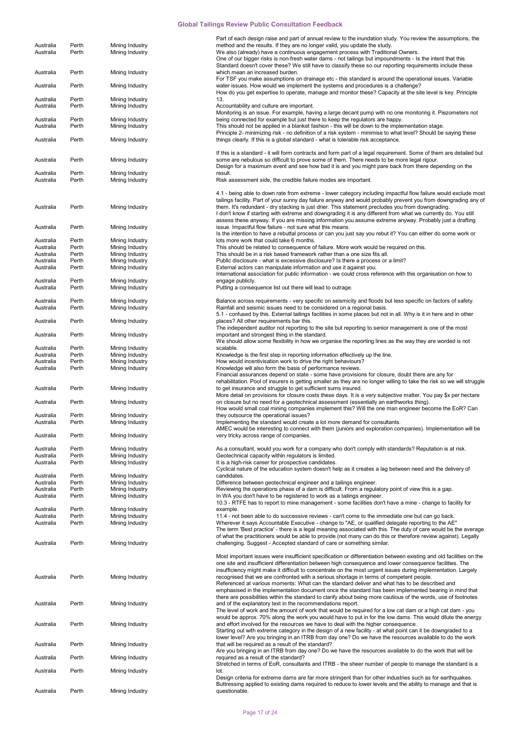| | | | |
|---|---|---|---|
| Australia | Perth | Mining Industry | Part of each design raise and part of annual review to the inundation study. You review the assumptions, the method and the results. If they are no longer valid, you update the study. |
| Australia | Perth | Mining Industry | We also (already) have a continuous engagement process with Traditional Owners. |
| Australia | Perth | Mining Industry | One of our bigger risks is non-fresh water dams - not tailings but impoundments - Is the intent that this Standard doesn't cover these? We still have to classify these so our reporting requirements include these which mean an increased burden. |
| Australia | Perth | Mining Industry | For TSF you make assumptions on drainage etc - this standard is around the operational issues. Variable water issues. How would we implement the systems and procedures is a challenge? |
| Australia | Perth | Mining Industry | How do you get expertise to operate, manage and monitor these? Capacity at the site level is key. Principle 13. |
| Australia | Perth | Mining Industry | Accountability and culture are important. |
| Australia | Perth | Mining Industry | Monitoring is an issue. For example, having a large decant pump with no one monitoring it. Piezometers not being connected for example but just there to keep the regulators are happy. |
| Australia | Perth | Mining Industry | This should not be applied in a blanket fashion - this will be down to the implementation stage. |
| Australia | Perth | Mining Industry | Principle 2- minimizing risk - no definition of a risk system - minimise to what level? Should be saying these things clearly. If this is a global standard - what is tolerable risk acceptance. |
| Australia | Perth | Mining Industry | If this is a standard - it will form contracts and form part of a legal requirement. Some of them are detailed but some are nebulous so difficult to prove some of them. There needs to be more legal rigour. |
| Australia | Perth | Mining Industry | Design for a maximum event and see how bad it is and you might pare back from there depending on the result. |
| Australia | Perth | Mining Industry | Risk assessment side, the credible failure modes are important. |
| Australia | Perth | Mining Industry | 4.1 - being able to down rate from extreme - lower category including impactful flow failure would exclude most tailings facility. Part of your sunny day failure anyway and would probably prevent you from downgrading any of them. It's redundant - dry stacking is just drier. This statement precludes you from downgrading. |
| Australia | Perth | Mining Industry | I don't know if starting with extreme and downgrading it is any different from what we currently do. You still assess these anyway. If you are missing information you assume extreme anyway. Probably just a drafting issue. Impactful flow failure - not sure what this means. |
| Australia | Perth | Mining Industry | Is the intention to have a rebuttal process or can you just say you rebut it? You can either do some work or lots more work that could take 6 months. |
| Australia | Perth | Mining Industry | This should be related to consequence of failure. More work would be required on this. |
| Australia | Perth | Mining Industry | This should be in a risk based framework rather than a one size fits all. |
| Australia | Perth | Mining Industry | Public disclosure - what is excessive disclosure? Is there a process or a limit? |
| Australia | Perth | Mining Industry | External actors can manipulate information and use it against you. |
| Australia | Perth | Mining Industry | International association for public information - we could cross reference with this organisation on how to engage publicly. |
| Australia | Perth | Mining Industry | Putting a consequence list out there will lead to outrage. |
| Australia | Perth | Mining Industry | Balance across requirements - very specific on seismicity and floods but less specific on factors of safety. |
| Australia | Perth | Mining Industry | Rainfall and seismic issues need to be considered on a regional basis. |
| Australia | Perth | Mining Industry | 5.1 - confused by this. External tailings facilities in some places but not in all. Why is it in here and in other places? All other requirements bar this. |
| Australia | Perth | Mining Industry | The independent auditor not reporting to the site but reporting to senior management is one of the most important and strongest thing in the standard. |
| Australia | Perth | Mining Industry | We should allow some flexibility in how we organise the reporting lines as the way they are worded is not scalable. |
| Australia | Perth | Mining Industry | Knowledge is the first step in reporting information effectively up the line. |
| Australia | Perth | Mining Industry | How would incentivisation work to drive the right behaviours? |
| Australia | Perth | Mining Industry | Knowledge will also form the basis of performance reviews. |
| Australia | Perth | Mining Industry | Financial assurances depend on state - some have provisions for closure, doubt there are any for rehabilitation. Pool of insurers is getting smaller as they are no longer willing to take the risk so we will struggle to get insurance and struggle to get sufficient sums insured. |
| Australia | Perth | Mining Industry | More detail on provisions for closure costs these days. It is a very subjective matter. You pay $x per hectare on closure but no need for a geotechnical assessment (essentially an earthworks thing). |
| Australia | Perth | Mining Industry | How would small coal mining companies implement this? Will the one man engineer become the EoR? Can they outsource the operational issues? |
| Australia | Perth | Mining Industry | Implementing the standard would create a lot more demand for consultants. |
| Australia | Perth | Mining Industry | AMEC would be interesting to connect with them (juniors and exploration companies). Implementation will be very tricky across range of companies. |
| Australia | Perth | Mining Industry | As a consultant, would you work for a company who don't comply with standards? Reputation is at risk. |
| Australia | Perth | Mining Industry | Geotechnical capacity within regulators is limited. |
| Australia | Perth | Mining Industry | It is a high-risk career for prospective candidates. |
| Australia | Perth | Mining Industry | Cyclical nature of the education system doesn't help as it creates a lag between need and the delivery of candidates. |
| Australia | Perth | Mining Industry | Difference between geotechnical engineer and a tailings engineer. |
| Australia | Perth | Mining Industry | Reviewing the operations phase of a dam is difficult. From a regulatory point of view this is a gap. |
| Australia | Perth | Mining Industry | In WA you don't have to be registered to work as a tailings engineer. |
| Australia | Perth | Mining Industry | 10.3 - RTFE has to report to mine management - some facilities don't have a mine - change to facility for example. |
| Australia | Perth | Mining Industry | 11.4 - not been able to do successive reviews - can't come to the immediate one but can go back. |
| Australia | Perth | Mining Industry | Wherever it says Accountable Executive - change to "AE, or qualified delegate reporting to the AE" |
| Australia | Perth | Mining Industry | The term 'Best practice' - there is a legal meaning associated with this. The duty of care would be the average of what the practitioners would be able to provide (not many can do this or therefore review against). Legally challenging. Suggest - Accepted standard of care or something similar. |
| Australia | Perth | Mining Industry | Most important issues were insufficient specification or differentiation between existing and old facilities on the one site and insufficient differentiation between high consequence and lower consequence facilities. The insufficiency might make it difficult to concentrate on the most urgent issues during implementation. Largely recognised that we are confronted with a serious shortage in terms of competent people. |
| Australia | Perth | Mining Industry | Referenced at various moments: What can the standard deliver and what has to be described and emphasised in the implementation document once the standard has been implemented bearing in mind that there are possibilities within the standard to clarify about being more cautious of the words, use of footnotes and of the explanatory text in the recommendations report. |
| Australia | Perth | Mining Industry | The level of work and the amount of work that would be required for a low cat dam or a high cat dam - you would be approx. 70% along the work you would have to put in for the low dams. This would dilute the energy and effort involved for the resources we have to deal with the higher consequence. |
| Australia | Perth | Mining Industry | Starting out with extreme category in the design of a new facility - at what point can it be downgraded to a lower level? Are you bringing in an ITRB from day one? Do we have the resources available to do the work that will be required as a result of the standard? |
| Australia | Perth | Mining Industry | Are you bringing in an ITRB from day one? Do we have the resources available to do the work that will be required as a result of the standard? |
| Australia | Perth | Mining Industry | Stretched in terms of EoR, consultants and ITRB - the sheer number of people to manage the standard is a lot. |
| Australia | Perth | Mining Industry | Design criteria for extreme dams are far more stringent than for other industries such as for earthquakes. Buttressing applied to existing dams required to reduce to lower levels and the ability to manage and that is questionable. |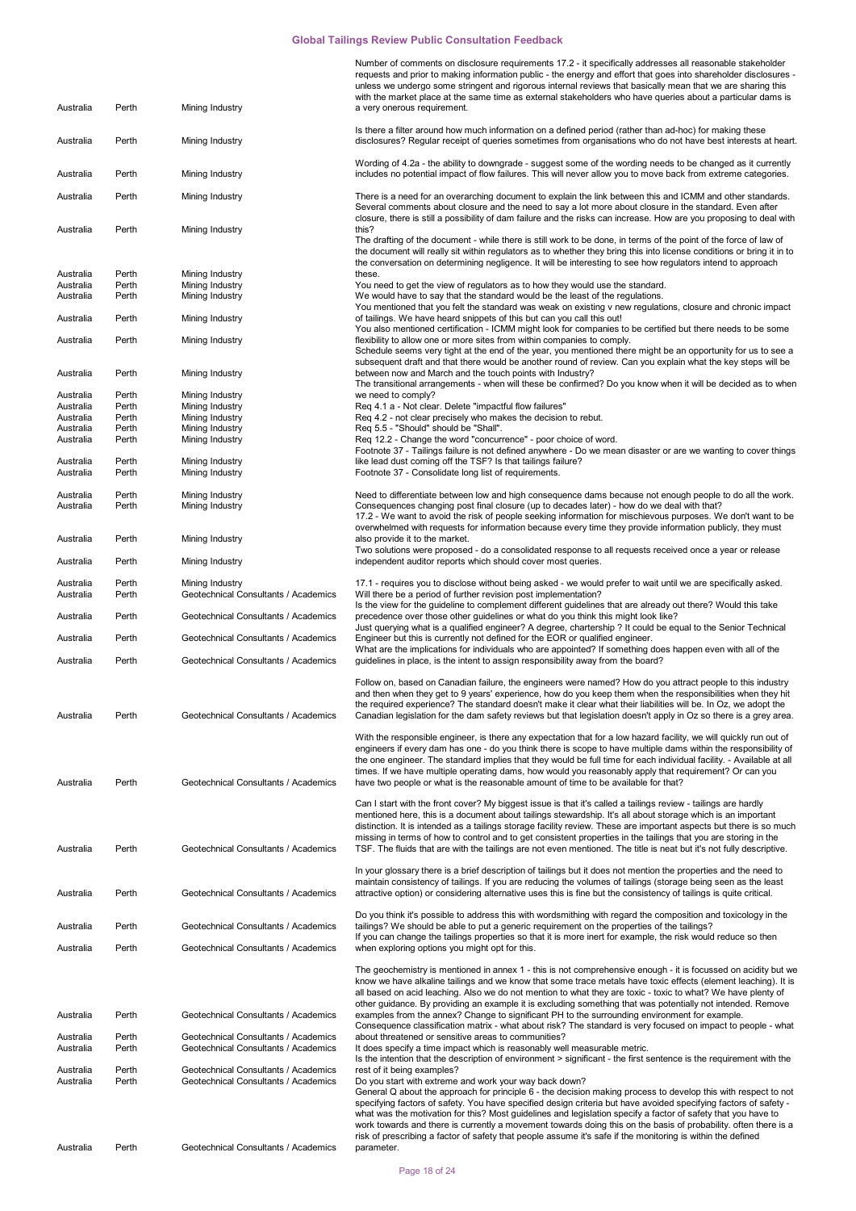| | | | |
|---|---|---|---|
| Australia | Perth | Mining Industry | Number of comments on disclosure requirements 17.2 - it specifically addresses all reasonable stakeholder requests and prior to making information public - the energy and effort that goes into shareholder disclosures - unless we undergo some stringent and rigorous internal reviews that basically mean that we are sharing this with the market place at the same time as external stakeholders who have queries about a particular dams is a very onerous requirement. |
| Australia | Perth | Mining Industry | Is there a filter around how much information on a defined period (rather than ad-hoc) for making these disclosures? Regular receipt of queries sometimes from organisations who do not have best interests at heart. |
| Australia | Perth | Mining Industry | Wording of 4.2a - the ability to downgrade - suggest some of the wording needs to be changed as it currently includes no potential impact of flow failures. This will never allow you to move back from extreme categories. |
| Australia | Perth | Mining Industry | There is a need for an overarching document to explain the link between this and ICMM and other standards. |
| Australia | Perth | Mining Industry | Several comments about closure and the need to say a lot more about closure in the standard. Even after closure, there is still a possibility of dam failure and the risks can increase. How are you proposing to deal with this? |
| Australia | Perth | Mining Industry | The drafting of the document - while there is still work to be done, in terms of the point of the force of law of the document will really sit within regulators as to whether they bring this into license conditions or bring it in to the conversation on determining negligence. It will be interesting to see how regulators intend to approach these. |
| Australia | Perth | Mining Industry | You need to get the view of regulators as to how they would use the standard. |
| Australia | Perth | Mining Industry | We would have to say that the standard would be the least of the regulations. |
| Australia | Perth | Mining Industry | You mentioned that you felt the standard was weak on existing v new regulations, closure and chronic impact of tailings. We have heard snippets of this but can you call this out! |
| Australia | Perth | Mining Industry | You also mentioned certification - ICMM might look for companies to be certified but there needs to be some flexibility to allow one or more sites from within companies to comply. |
| Australia | Perth | Mining Industry | Schedule seems very tight at the end of the year, you mentioned there might be an opportunity for us to see a subsequent draft and that there would be another round of review. Can you explain what the key steps will be between now and March and the touch points with Industry? |
| Australia | Perth | Mining Industry | The transitional arrangements - when will these be confirmed? Do you know when it will be decided as to when we need to comply? |
| Australia | Perth | Mining Industry | Req 4.1 a - Not clear. Delete "impactful flow failures" |
| Australia | Perth | Mining Industry | Req 4.2 - not clear precisely who makes the decision to rebut. |
| Australia | Perth | Mining Industry | Req 5.5 - "Should" should be "Shall". |
| Australia | Perth | Mining Industry | Req 12.2 - Change the word "concurrence" - poor choice of word. |
| Australia | Perth | Mining Industry | Footnote 37 - Tailings failure is not defined anywhere - Do we mean disaster or are we wanting to cover things like lead dust coming off the TSF? Is that tailings failure? |
| Australia | Perth | Mining Industry | Footnote 37 - Consolidate long list of requirements. |
| Australia | Perth | Mining Industry | Need to differentiate between low and high consequence dams because not enough people to do all the work. |
| Australia | Perth | Mining Industry | Consequences changing post final closure (up to decades later) - how do we deal with that? |
| Australia | Perth | Mining Industry | 17.2 - We want to avoid the risk of people seeking information for mischievous purposes. We don't want to be overwhelmed with requests for information because every time they provide information publicly, they must also provide it to the market. |
| Australia | Perth | Mining Industry | Two solutions were proposed - do a consolidated response to all requests received once a year or release independent auditor reports which should cover most queries. |
| Australia | Perth | Mining Industry | 17.1 - requires you to disclose without being asked - we would prefer to wait until we are specifically asked. |
| Australia | Perth | Geotechnical Consultants / Academics | Will there be a period of further revision post implementation? |
| Australia | Perth | Geotechnical Consultants / Academics | Is the view for the guideline to complement different guidelines that are already out there? Would this take precedence over those other guidelines or what do you think this might look like? |
| Australia | Perth | Geotechnical Consultants / Academics | Just querying what is a qualified engineer? A degree, chartership ? It could be equal to the Senior Technical Engineer but this is currently not defined for the EOR or qualified engineer. |
| Australia | Perth | Geotechnical Consultants / Academics | What are the implications for individuals who are appointed? If something does happen even with all of the guidelines in place, is the intent to assign responsibility away from the board? |
| Australia | Perth | Geotechnical Consultants / Academics | Follow on, based on Canadian failure, the engineers were named? How do you attract people to this industry and then when they get to 9 years' experience, how do you keep them when the responsibilities when they hit the required experience? The standard doesn't make it clear what their liabilities will be. In Oz, we adopt the Canadian legislation for the dam safety reviews but that legislation doesn't apply in Oz so there is a grey area. |
| Australia | Perth | Geotechnical Consultants / Academics | With the responsible engineer, is there any expectation that for a low hazard facility, we will quickly run out of engineers if every dam has one - do you think there is scope to have multiple dams within the responsibility of the one engineer. The standard implies that they would be full time for each individual facility. - Available at all times. If we have multiple operating dams, how would you reasonably apply that requirement? Or can you have two people or what is the reasonable amount of time to be available for that? |
| Australia | Perth | Geotechnical Consultants / Academics | Can I start with the front cover? My biggest issue is that it's called a tailings review - tailings are hardly mentioned here, this is a document about tailings stewardship. It's all about storage which is an important distinction. It is intended as a tailings storage facility review. These are important aspects but there is so much missing in terms of how to control and to get consistent properties in the tailings that you are storing in the TSF. The fluids that are with the tailings are not even mentioned. The title is neat but it's not fully descriptive. |
| Australia | Perth | Geotechnical Consultants / Academics | In your glossary there is a brief description of tailings but it does not mention the properties and the need to maintain consistency of tailings. If you are reducing the volumes of tailings (storage being seen as the least attractive option) or considering alternative uses this is fine but the consistency of tailings is quite critical. |
| Australia | Perth | Geotechnical Consultants / Academics | Do you think it's possible to address this with wordsmithing with regard the composition and toxicology in the tailings? We should be able to put a generic requirement on the properties of the tailings? |
| Australia | Perth | Geotechnical Consultants / Academics | If you can change the tailings properties so that it is more inert for example, the risk would reduce so then when exploring options you might opt for this. |
| Australia | Perth | Geotechnical Consultants / Academics | The geochemistry is mentioned in annex 1 - this is not comprehensive enough - it is focussed on acidity but we know we have alkaline tailings and we know that some trace metals have toxic effects (element leaching). It is all based on acid leaching. Also we do not mention to what they are toxic - toxic to what? We have plenty of other guidance. By providing an example it is excluding something that was potentially not intended. Remove examples from the annex? Change to significant PH to the surrounding environment for example. |
| Australia | Perth | Geotechnical Consultants / Academics | Consequence classification matrix - what about risk? The standard is very focused on impact to people - what about threatened or sensitive areas to communities? |
| Australia | Perth | Geotechnical Consultants / Academics | It does specify a time impact which is reasonably well measurable metric. |
| Australia | Perth | Geotechnical Consultants / Academics | Is the intention that the description of environment > significant - the first sentence is the requirement with the rest of it being examples? |
| Australia | Perth | Geotechnical Consultants / Academics | Do you start with extreme and work your way back down? |
| Australia | Perth | Geotechnical Consultants / Academics | General Q about the approach for principle 6 - the decision making process to develop this with respect to not specifying factors of safety. You have specified design criteria but have avoided specifying factors of safety - what was the motivation for this? Most guidelines and legislation specify a factor of safety that you have to work towards and there is currently a movement towards doing this on the basis of probability. often there is a risk of prescribing a factor of safety that people assume it's safe if the monitoring is within the defined parameter. |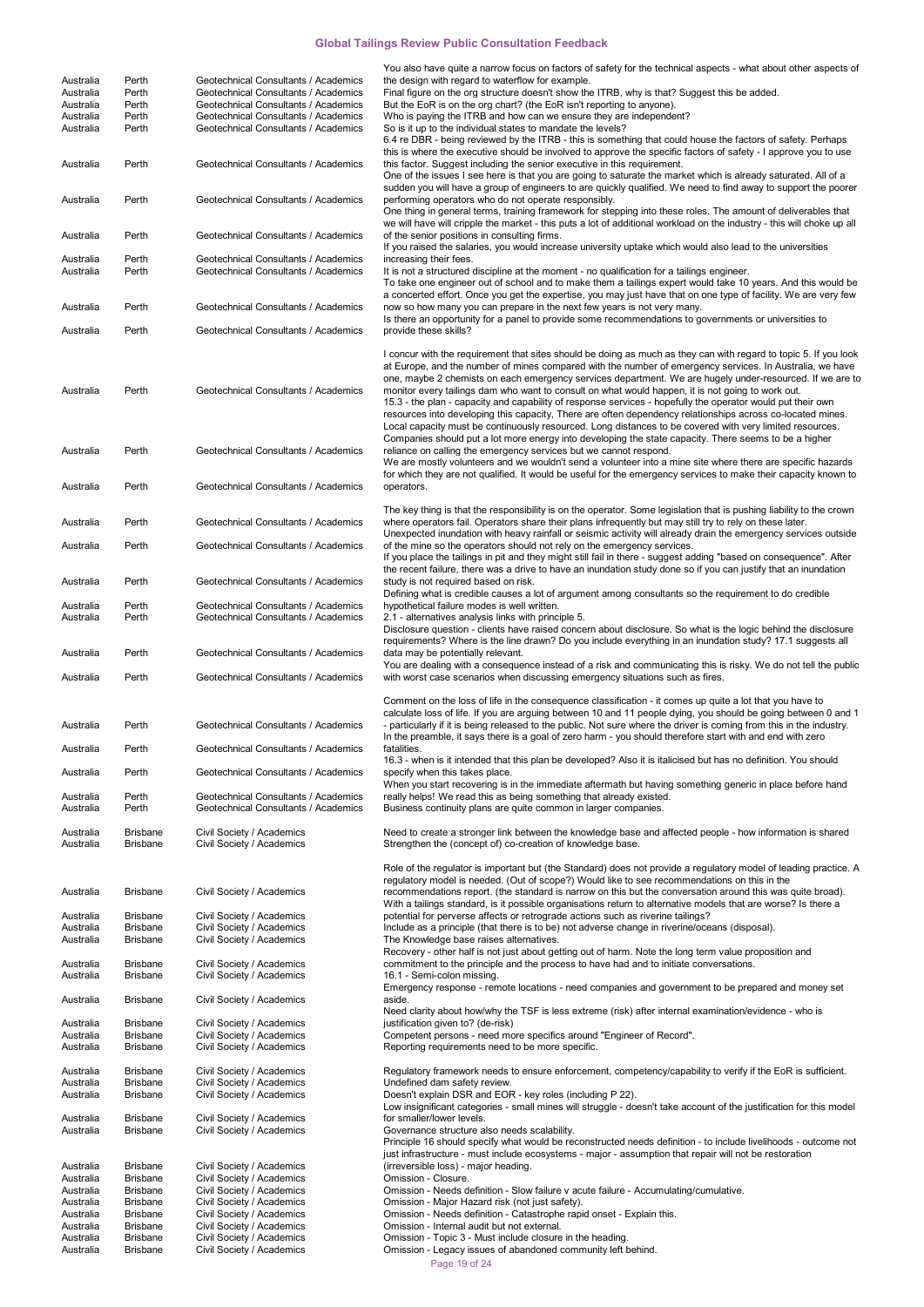| | | | |
|---|---|---|---|
| Australia | Perth | Geotechnical Consultants / Academics | You also have quite a narrow focus on factors of safety for the technical aspects - what about other aspects of the design with regard to waterflow for example. |
| Australia | Perth | Geotechnical Consultants / Academics | Final figure on the org structure doesn't show the ITRB, why is that? Suggest this be added. |
| Australia | Perth | Geotechnical Consultants / Academics | But the EoR is on the org chart? (the EoR isn't reporting to anyone). |
| Australia | Perth | Geotechnical Consultants / Academics | Who is paying the ITRB and how can we ensure they are independent? |
| Australia | Perth | Geotechnical Consultants / Academics | So is it up to the individual states to mandate the levels? |
| Australia | Perth | Geotechnical Consultants / Academics | 6.4 re DBR - being reviewed by the ITRB - this is something that could house the factors of safety. Perhaps this is where the executive should be involved to approve the specific factors of safety - I approve you to use this factor. Suggest including the senior executive in this requirement. |
| Australia | Perth | Geotechnical Consultants / Academics | One of the issues I see here is that you are going to saturate the market which is already saturated. All of a sudden you will have a group of engineers to are quickly qualified. We need to find away to support the poorer performing operators who do not operate responsibly. |
| Australia | Perth | Geotechnical Consultants / Academics | One thing in general terms, training framework for stepping into these roles. The amount of deliverables that we will have with requirement 9 will cripple the market - this puts a lot of additional workload on the industry - this will choke up all of the senior positions in consulting firms. |
| Australia | Perth | Geotechnical Consultants / Academics | If you raised the salaries, you would increase university uptake which would also lead to the universities increasing their fees. |
| Australia | Perth | Geotechnical Consultants / Academics | It is not a structured discipline at the moment - no qualification for a tailings engineer. |
| Australia | Perth | Geotechnical Consultants / Academics | To take one engineer out of school and to make them a tailings expert would take 10 years. And this would be a concerted effort. Once you get the expertise, you may just have that on one type of facility. We are very few now so how many you can prepare in the next few years is not very many. |
| Australia | Perth | Geotechnical Consultants / Academics | Is there an opportunity for a panel to provide some recommendations to governments or universities to provide these skills? |
| Australia | Perth | Geotechnical Consultants / Academics | I concur with the requirement that sites should be doing as much as they can with regard to topic 5. If you look at Europe, and the number of mines compared with the number of emergency services. In Australia, we have one, maybe 2 chemists on each emergency services department. We are hugely under-resourced. If we are to monitor every tailings dam who want to consult on what would happen, it is not going to work out.<br>15.3 - the plan - capacity and capability of response services - hopefully the operator would put their own resources into developing this capacity, There are often dependency relationships across co-located mines. Local capacity must be continuously resourced. Long distances to be covered with very limited resources. |
| Australia | Perth | Geotechnical Consultants / Academics | Companies should put a lot more energy into developing the state capacity. There seems to be a higher reliance on calling the emergency services but we cannot respond. |
| Australia | Perth | Geotechnical Consultants / Academics | We are mostly volunteers and we wouldn't send a volunteer into a mine site where there are specific hazards for which they are not qualified. It would be useful for the emergency services to make their capacity known to operators. |
| Australia | Perth | Geotechnical Consultants / Academics | The key thing is that the responsibility is on the operator. Some legislation that is pushing liability to the crown where operators fail. Operators share their plans infrequently but may still try to rely on these later. |
| Australia | Perth | Geotechnical Consultants / Academics | Unexpected inundation with heavy rainfall or seismic activity will already drain the emergency services outside of the mine so the operators should not rely on the emergency services. |
| Australia | Perth | Geotechnical Consultants / Academics | If you place the tailings in pit and they might still fail in there - suggest adding "based on consequence". After the recent failure, there was a drive to have an inundation study done so if you can justify that an inundation study is not required based on risk. |
| Australia | Perth | Geotechnical Consultants / Academics | Defining what is credible causes a lot of argument among consultants so the requirement to do credible hypothetical failure modes is well written. |
| Australia | Perth | Geotechnical Consultants / Academics | 2.1 - alternatives analysis links with principle 5. |
| Australia | Perth | Geotechnical Consultants / Academics | Disclosure question - clients have raised concern about disclosure. So what is the logic behind the disclosure requirements? Where is the line drawn? Do you include everything in an inundation study? 17.1 suggests all data may be potentially relevant. |
| Australia | Perth | Geotechnical Consultants / Academics | You are dealing with a consequence instead of a risk and communicating this is risky. We do not tell the public with worst case scenarios when discussing emergency situations such as fires. |
| Australia | Perth | Geotechnical Consultants / Academics | Comment on the loss of life in the consequence classification - it comes up quite a lot that you have to calculate loss of life. If you are arguing between 10 and 11 people dying, you should be going between 0 and 1 - particularly if it is being released to the public. Not sure where the driver is coming from this in the industry. |
| Australia | Perth | Geotechnical Consultants / Academics | In the preamble, it says there is a goal of zero harm - you should therefore start with and end with zero fatalities. |
| Australia | Perth | Geotechnical Consultants / Academics | 16.3 - when is it intended that this plan be developed? Also it is italicised but has no definition. You should specify when this takes place. |
| Australia | Perth | Geotechnical Consultants / Academics | When you start recovering is in the immediate aftermath but having something generic in place before hand really helps! We read this as being something that already existed. |
| Australia | Perth | Geotechnical Consultants / Academics | Business continuity plans are quite common in larger companies. |
| Australia | Brisbane | Civil Society / Academics | Need to create a stronger link between the knowledge base and affected people - how information is shared |
| Australia | Brisbane | Civil Society / Academics | Strengthen the (concept of) co-creation of knowledge base. |
| Australia | Brisbane | Civil Society / Academics | Role of the regulator is important but (the Standard) does not provide a regulatory model of leading practice. A regulatory model is needed. (Out of scope?) Would like to see recommendations on this in the recommendations report. (the standard is narrow on this but the conversation around this was quite broad). |
| Australia | Brisbane | Civil Society / Academics | With a tailings standard, is it possible organisations return to alternative models that are worse? Is there a potential for perverse affects or retrograde actions such as riverine tailings? |
| Australia | Brisbane | Civil Society / Academics | Include as a principle (that there is to be) not adverse change in riverine/oceans (disposal). |
| Australia | Brisbane | Civil Society / Academics | The Knowledge base raises alternatives. |
| Australia | Brisbane | Civil Society / Academics | Recovery - other half is not just about getting out of harm. Note the long term value proposition and commitment to the principle and the process to have had and to initiate conversations. |
| Australia | Brisbane | Civil Society / Academics | 16.1 - Semi-colon missing. |
| Australia | Brisbane | Civil Society / Academics | Emergency response - remote locations - need companies and government to be prepared and money set aside. |
| Australia | Brisbane | Civil Society / Academics | Need clarity about how/why the TSF is less extreme (risk) after internal examination/evidence - who is justification given to? (de-risk) |
| Australia | Brisbane | Civil Society / Academics | Competent persons - need more specifics around "Engineer of Record". |
| Australia | Brisbane | Civil Society / Academics | Reporting requirements need to be more specific. |
| Australia | Brisbane | Civil Society / Academics | Regulatory framework needs to ensure enforcement, competency/capability to verify if the EoR is sufficient. |
| Australia | Brisbane | Civil Society / Academics | Undefined dam safety review. |
| Australia | Brisbane | Civil Society / Academics | Doesn't explain DSR and EOR - key roles (including P 22). |
| Australia | Brisbane | Civil Society / Academics | Low insignificant categories - small mines will struggle - doesn't take account of the justification for this model for smaller/lower levels. |
| Australia | Brisbane | Civil Society / Academics | Governance structure also needs scalability. |
| Australia | Brisbane | Civil Society / Academics | Principle 16 should specify what would be reconstructed needs definition - to include livelihoods - outcome not just infrastructure - must include ecosystems - major - assumption that repair will not be restoration (irreversible loss) - major heading. |
| Australia | Brisbane | Civil Society / Academics | Omission - Closure. |
| Australia | Brisbane | Civil Society / Academics | Omission - Needs definition - Slow failure v acute failure - Accumulating/cumulative. |
| Australia | Brisbane | Civil Society / Academics | Omission - Major Hazard risk (not just safety). |
| Australia | Brisbane | Civil Society / Academics | Omission - Needs definition - Catastrophe rapid onset - Explain this. |
| Australia | Brisbane | Civil Society / Academics | Omission - Internal audit but not external. |
| Australia | Brisbane | Civil Society / Academics | Omission - Topic 3 - Must include closure in the heading. |
| Australia | Brisbane | Civil Society / Academics | Omission - Legacy issues of abandoned community left behind. |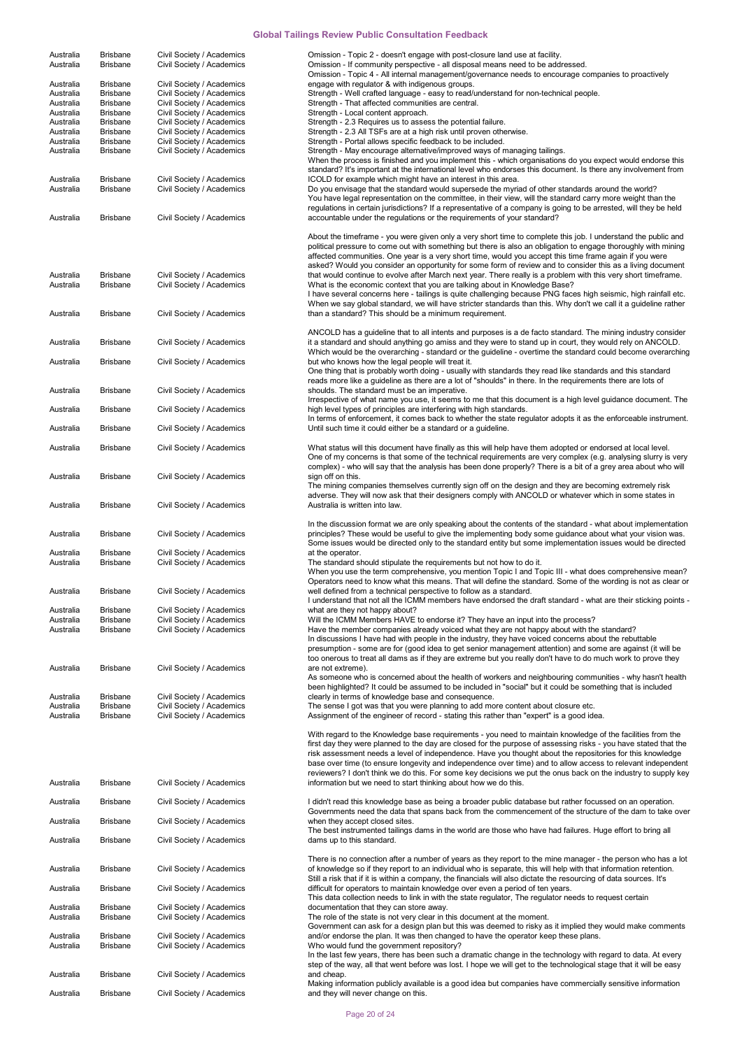| | | | |
|---|---|---|---|
| Australia | Brisbane | Civil Society / Academics | Omission - Topic 2 - doesn't engage with post-closure land use at facility. |
| Australia | Brisbane | Civil Society / Academics | Omission - If community perspective - all disposal means need to be addressed. |
| Australia | Brisbane | Civil Society / Academics | Omission - Topic 4 - All internal management/governance needs to encourage companies to proactively engage with regulator & with indigenous groups. |
| Australia | Brisbane | Civil Society / Academics | Strength - Well crafted language - easy to read/understand for non-technical people. |
| Australia | Brisbane | Civil Society / Academics | Strength - That affected communities are central. |
| Australia | Brisbane | Civil Society / Academics | Strength - Local content approach. |
| Australia | Brisbane | Civil Society / Academics | Strength - 2.3 Requires us to assess the potential failure. |
| Australia | Brisbane | Civil Society / Academics | Strength - 2.3 All TSFs are at a high risk until proven otherwise. |
| Australia | Brisbane | Civil Society / Academics | Strength - Portal allows specific feedback to be included. |
| Australia | Brisbane | Civil Society / Academics | Strength - May encourage alternative/improved ways of managing tailings. |
| Australia | Brisbane | Civil Society / Academics | When the process is finished and you implement this - which organisations do you expect would endorse this standard? It's important at the international level who endorses this document. Is there any involvement from ICOLD for example which might have an interest in this area. |
| Australia | Brisbane | Civil Society / Academics | Do you envisage that the standard would supersede the myriad of other standards around the world? |
| Australia | Brisbane | Civil Society / Academics | You have legal representation on the committee, in their view, will the standard carry more weight than the regulations in certain jurisdictions? If a representative of a company is going to be arrested, will they be held accountable under the regulations or the requirements of your standard? |
| Australia | Brisbane | Civil Society / Academics | About the timeframe - you were given only a very short time to complete this job. I understand the public and political pressure to come out with something but there is also an obligation to engage thoroughly with mining affected communities. One year is a very short time, would you accept this time frame again if you were asked? Would you consider an opportunity for some form of review and to consider this as a living document that would continue to evolve after March next year. There really is a problem with this very short timeframe. |
| Australia | Brisbane | Civil Society / Academics | What is the economic context that you are talking about in Knowledge Base? |
| Australia | Brisbane | Civil Society / Academics | I have several concerns here - tailings is quite challenging because PNG faces high seismic, high rainfall etc. When we say global standard, we will have stricter standards than this. Why don't we call it a guideline rather than a standard? This should be a minimum requirement. |
| Australia | Brisbane | Civil Society / Academics | ANCOLD has a guideline that to all intents and purposes is a de facto standard. The mining industry consider it a standard and should anything go amiss and they were to stand up in court, they would rely on ANCOLD. |
| Australia | Brisbane | Civil Society / Academics | Which would be the overarching - standard or the guideline - overtime the standard could become overarching but who knows how the legal people will treat it. |
| Australia | Brisbane | Civil Society / Academics | One thing that is probably worth doing - usually with standards they read like standards and this standard reads more like a guideline as there are a lot of "shoulds" in there. In the requirements there are lots of shoulds. The standard must be an imperative. |
| Australia | Brisbane | Civil Society / Academics | Irrespective of what name you use, it seems to me that this document is a high level guidance document. The high level types of principles are interfering with high standards. |
| Australia | Brisbane | Civil Society / Academics | In terms of enforcement, it comes back to whether the state regulator adopts it as the enforceable instrument. Until such time it could either be a standard or a guideline. |
| Australia | Brisbane | Civil Society / Academics | What status will this document have finally as this will help have them adopted or endorsed at local level. |
| Australia | Brisbane | Civil Society / Academics | One of my concerns is that some of the technical requirements are very complex (e.g. analysing slurry is very complex) - who will say that the analysis has been done properly? There is a bit of a grey area about who will sign off on this. |
| Australia | Brisbane | Civil Society / Academics | The mining companies themselves currently sign off on the design and they are becoming extremely risk adverse. They will now ask that their designers comply with ANCOLD or whatever which in some states in Australia is written into law. |
| Australia | Brisbane | Civil Society / Academics | In the discussion format we are only speaking about the contents of the standard - what about implementation principles? These would be useful to give the implementing body some guidance about what your vision was. |
| Australia | Brisbane | Civil Society / Academics | Some issues would be directed only to the standard entity but some implementation issues would be directed at the operator. |
| Australia | Brisbane | Civil Society / Academics | The standard should stipulate the requirements but not how to do it. |
| Australia | Brisbane | Civil Society / Academics | When you use the term comprehensive, you mention Topic I and Topic III - what does comprehensive mean? Operators need to know what this means. That will define the standard. Some of the wording is not as clear or well defined from a technical perspective to follow as a standard. |
| Australia | Brisbane | Civil Society / Academics | I understand that not all the ICMM members have endorsed the draft standard - what are their sticking points - what are they not happy about? |
| Australia | Brisbane | Civil Society / Academics | Will the ICMM Members HAVE to endorse it? They have an input into the process? |
| Australia | Brisbane | Civil Society / Academics | Have the member companies already voiced what they are not happy about with the standard? |
| Australia | Brisbane | Civil Society / Academics | In discussions I have had with people in the industry, they have voiced concerns about the rebuttable presumption - some are for (good idea to get senior management attention) and some are against (it will be too onerous to treat all dams as if they are extreme but you really don't have to do much work to prove they are not extreme). |
| Australia | Brisbane | Civil Society / Academics | As someone who is concerned about the health of workers and neighbouring communities - why hasn't health been highlighted? It could be assumed to be included in "social" but it could be something that is included clearly in terms of knowledge base and consequence. |
| Australia | Brisbane | Civil Society / Academics | The sense I got was that you were planning to add more content about closure etc. |
| Australia | Brisbane | Civil Society / Academics | Assignment of the engineer of record - stating this rather than "expert" is a good idea. |
| Australia | Brisbane | Civil Society / Academics | With regard to the Knowledge base requirements - you need to maintain knowledge of the facilities from the first day they were planned to the day are closed for the purpose of assessing risks - you have stated that the risk assessment needs a level of independence. Have you thought about the repositories for this knowledge base over time (to ensure longevity and independence over time) and to allow access to relevant independent reviewers? I don't think we do this. For some key decisions we put the onus back on the industry to supply key information but we need to start thinking about how we do this. |
| Australia | Brisbane | Civil Society / Academics | I didn't read this knowledge base as being a broader public database but rather focussed on an operation. |
| Australia | Brisbane | Civil Society / Academics | Governments need the data that spans back from the commencement of the structure of the dam to take over when they accept closed sites. |
| Australia | Brisbane | Civil Society / Academics | The best instrumented tailings dams in the world are those who have had failures. Huge effort to bring all dams up to this standard. |
| Australia | Brisbane | Civil Society / Academics | There is no connection after a number of years as they report to the mine manager - the person who has a lot of knowledge so if they report to an individual who is separate, this will help with that information retention. |
| Australia | Brisbane | Civil Society / Academics | Still a risk that if it is within a company, the financials will also dictate the resourcing of data sources. It's difficult for operators to maintain knowledge over even a period of ten years. |
| Australia | Brisbane | Civil Society / Academics | This data collection needs to link in with the state regulator, The regulator needs to request certain documentation that they can store away. |
| Australia | Brisbane | Civil Society / Academics | The role of the state is not very clear in this document at the moment. |
| Australia | Brisbane | Civil Society / Academics | Government can ask for a design plan but this was deemed to risky as it implied they would make comments and/or endorse the plan. It was then changed to have the operator keep these plans. |
| Australia | Brisbane | Civil Society / Academics | Who would fund the government repository? |
| Australia | Brisbane | Civil Society / Academics | In the last few years, there has been such a dramatic change in the technology with regard to data. At every step of the way, all that went before was lost. I hope we will get to the technological stage that it will be easy and cheap. |
| Australia | Brisbane | Civil Society / Academics | Making information publicly available is a good idea but companies have commercially sensitive information and they will never change on this. |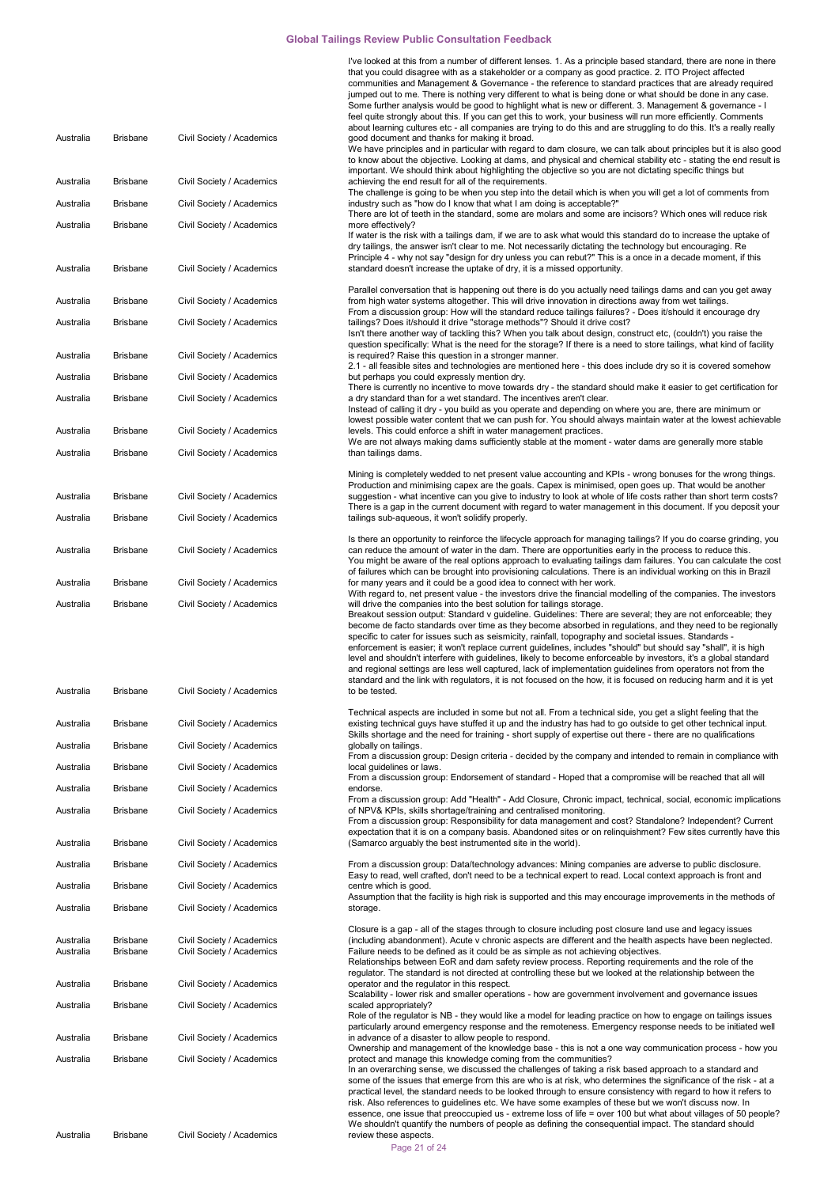| | | | |
|---|---|---|---|
| Australia | Brisbane | Civil Society / Academics | I've looked at this from a number of different lenses. 1. As a principle based standard, there are none in there that you could disagree with as a stakeholder or a company as good practice. 2. ITO Project affected communities and Management & Governance - the reference to standard practices that are already required jumped out to me. There is nothing very different to what is being done or what should be done in any case. Some further analysis would be good to highlight what is new or different. 3. Management & governance - I feel quite strongly about this. If you can get this to work, your business will run more efficiently. Comments about learning cultures etc - all companies are trying to do this and are struggling to do this. It's a really really good document and thanks for making it broad. |
| Australia | Brisbane | Civil Society / Academics | We have principles and in particular with regard to dam closure, we can talk about principles but it is also good to know about the objective. Looking at dams, and physical and chemical stability etc - stating the end result is important. We should think about highlighting the objective so you are not dictating specific things but achieving the end result for all of the requirements. |
| Australia | Brisbane | Civil Society / Academics | The challenge is going to be when you step into the detail which is when you will get a lot of comments from industry such as "how do I know that what I am doing is acceptable?" |
| Australia | Brisbane | Civil Society / Academics | There are lot of teeth in the standard, some are molars and some are incisors? Which ones will reduce risk more effectively? |
| Australia | Brisbane | Civil Society / Academics | If water is the risk with a tailings dam, if we are to ask what would this standard do to increase the uptake of dry tailings, the answer isn't clear to me. Not necessarily dictating the technology but encouraging. Re Principle 4 - why not say "design for dry unless you can rebut?" This is a once in a decade moment, if this standard doesn't increase the uptake of dry, it is a missed opportunity. |
| Australia | Brisbane | Civil Society / Academics | Parallel conversation that is happening out there is do you actually need tailings dams and can you get away from high water systems altogether. This will drive innovation in directions away from wet tailings. |
| Australia | Brisbane | Civil Society / Academics | From a discussion group: How will the standard reduce tailings failures? - Does it/should it encourage dry tailings? Does it/should it drive "storage methods"? Should it drive cost? |
| Australia | Brisbane | Civil Society / Academics | Isn't there another way of tackling this? When you talk about design, construct etc, (couldn't) you raise the question specifically: What is the need for the storage? If there is a need to store tailings, what kind of facility is required? Raise this question in a stronger manner. |
| Australia | Brisbane | Civil Society / Academics | 2.1 - all feasible sites and technologies are mentioned here - this does include dry so it is covered somehow but perhaps you could expressly mention dry. |
| Australia | Brisbane | Civil Society / Academics | There is currently no incentive to move towards dry - the standard should make it easier to get certification for a dry standard than for a wet standard. The incentives aren't clear. |
| Australia | Brisbane | Civil Society / Academics | Instead of calling it dry - you build as you operate and depending on where you are, there are minimum or lowest possible water content that we can push for. You should always maintain water at the lowest achievable levels. This could enforce a shift in water management practices. |
| Australia | Brisbane | Civil Society / Academics | We are not always making dams sufficiently stable at the moment - water dams are generally more stable than tailings dams. |
| Australia | Brisbane | Civil Society / Academics | Mining is completely wedded to net present value accounting and KPIs - wrong bonuses for the wrong things. Production and minimising capex are the goals. Capex is minimised, open goes up. That would be another suggestion - what incentive can you give to industry to look at whole of life costs rather than short term costs? |
| Australia | Brisbane | Civil Society / Academics | There is a gap in the current document with regard to water management in this document. If you deposit your tailings sub-aqueous, it won't solidify properly. |
| Australia | Brisbane | Civil Society / Academics | Is there an opportunity to reinforce the lifecycle approach for managing tailings? If you do coarse grinding, you can reduce the amount of water in the dam. There are opportunities early in the process to reduce this. |
| Australia | Brisbane | Civil Society / Academics | You might be aware of the real options approach to evaluating tailings dam failures. You can calculate the cost of failures which can be brought into provisioning calculations. There is an individual working on this in Brazil for many years and it could be a good idea to connect with her work. |
| Australia | Brisbane | Civil Society / Academics | With regard to, net present value - the investors drive the financial modelling of the companies. The investors will drive the companies into the best solution for tailings storage. |
| Australia | Brisbane | Civil Society / Academics | Breakout session output: Standard v guideline. Guidelines: There are several; they are not enforceable; they become de facto standards over time as they become absorbed in regulations, and they need to be regionally specific to cater for issues such as seismicity, rainfall, topography and societal issues. Standards - enforcement is easier; it won't replace current guidelines, includes "should" but should say "shall", it is high level and shouldn't interfere with guidelines, likely to become enforceable by investors, it's a global standard and regional settings are less well captured, lack of implementation guidelines from operators not from the standard and the link with regulators, it is not focused on the how, it is focused on reducing harm and it is yet to be tested. |
| Australia | Brisbane | Civil Society / Academics | Technical aspects are included in some but not all. From a technical side, you get a slight feeling that the existing technical guys have stuffed it up and the industry has had to go outside to get other technical input. |
| Australia | Brisbane | Civil Society / Academics | Skills shortage and the need for training - short supply of expertise out there - there are no qualifications globally on tailings. |
| Australia | Brisbane | Civil Society / Academics | From a discussion group: Design criteria - decided by the company and intended to remain in compliance with local guidelines or laws. |
| Australia | Brisbane | Civil Society / Academics | From a discussion group: Endorsement of standard - Hoped that a compromise will be reached that all will endorse. |
| Australia | Brisbane | Civil Society / Academics | From a discussion group: Add "Health" - Add Closure, Chronic impact, technical, social, economic implications of NPV& KPIs, skills shortage/training and centralised monitoring. |
| Australia | Brisbane | Civil Society / Academics | From a discussion group: Responsibility for data management and cost? Standalone? Independent? Current expectation that it is on a company basis. Abandoned sites or on relinquishment? Few sites currently have this (Samarco arguably the best instrumented site in the world). |
| Australia | Brisbane | Civil Society / Academics | From a discussion group: Data/technology advances: Mining companies are adverse to public disclosure. |
| Australia | Brisbane | Civil Society / Academics | Easy to read, well crafted, don't need to be a technical expert to read. Local context approach is front and centre which is good. |
| Australia | Brisbane | Civil Society / Academics | Assumption that the facility is high risk is supported and this may encourage improvements in the methods of storage. |
| Australia | Brisbane | Civil Society / Academics | Closure is a gap - all of the stages through to closure including post closure land use and legacy issues (including abandonment). Acute v chronic aspects are different and the health aspects have been neglected. |
| Australia | Brisbane | Civil Society / Academics | Failure needs to be defined as it could be as simple as not achieving objectives. |
| Australia | Brisbane | Civil Society / Academics | Relationships between EoR and dam safety review process. Reporting requirements and the role of the regulator. The standard is not directed at controlling these but we looked at the relationship between the operator and the regulator in this respect. |
| Australia | Brisbane | Civil Society / Academics | Scalability - lower risk and smaller operations - how are government involvement and governance issues scaled appropriately? |
| Australia | Brisbane | Civil Society / Academics | Role of the regulator is NB - they would like a model for leading practice on how to engage on tailings issues particularly around emergency response and the remoteness. Emergency response needs to be initiated well in advance of a disaster to allow people to respond. |
| Australia | Brisbane | Civil Society / Academics | Ownership and management of the knowledge base - this is not a one way communication process - how you protect and manage this knowledge coming from the communities? |
| Australia | Brisbane | Civil Society / Academics | In an overarching sense, we discussed the challenges of taking a risk based approach to a standard and some of the issues that emerge from this are who is at risk, who determines the significance of the risk - at a practical level, the standard needs to be looked through to ensure consistency with regard to how it refers to risk. Also references to guidelines etc. We have some examples of these but we won't discuss now. In essence, one issue that preoccupied us - extreme loss of life = over 100 but what about villages of 50 people? We shouldn't quantify the numbers of people as defining the consequential impact. The standard should review these aspects. |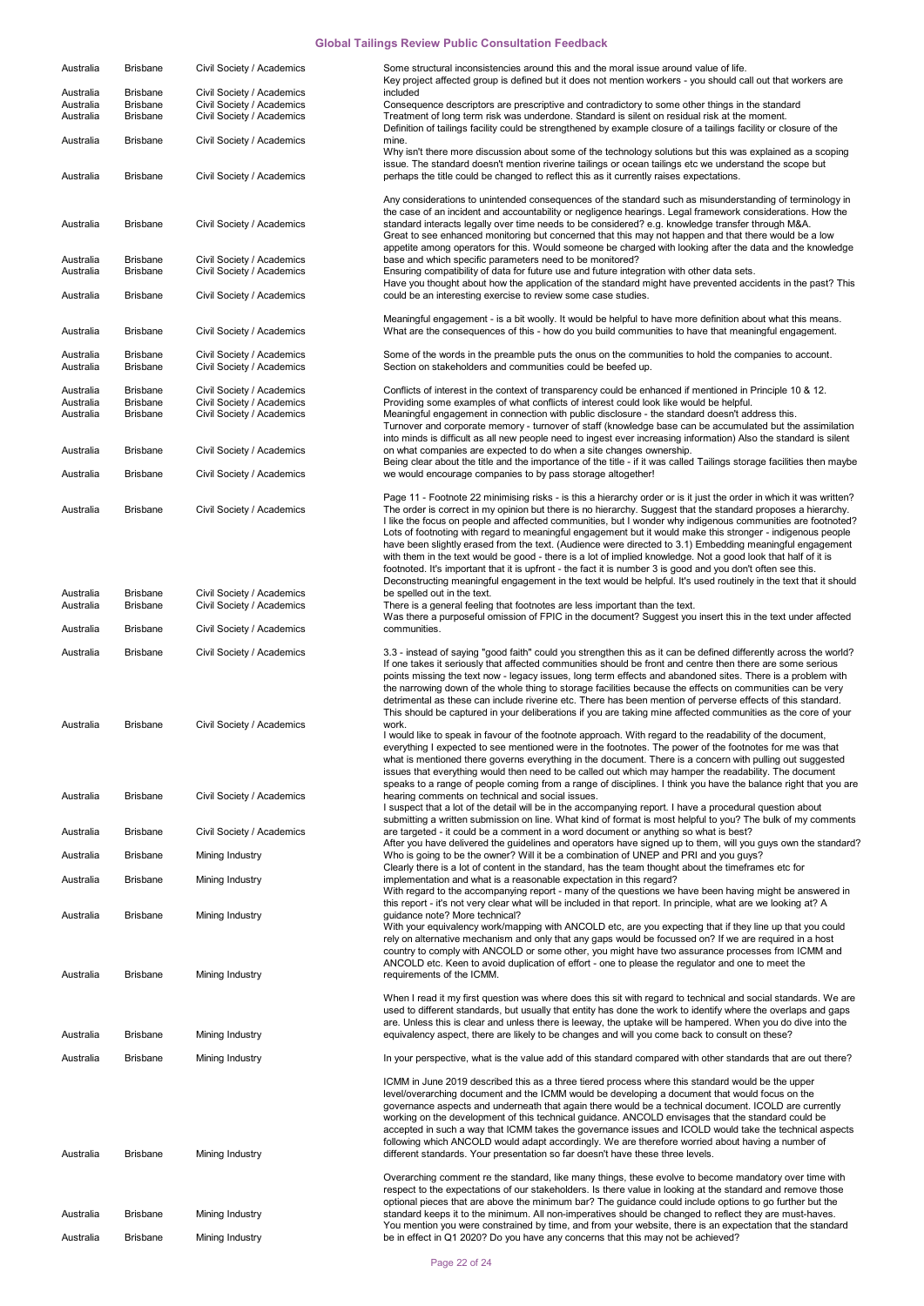| | | | |
|---|---|---|---|
| Australia | Brisbane | Civil Society / Academics | Some structural inconsistencies around this and the moral issue around value of life. |
| Australia | Brisbane | Civil Society / Academics | Key project affected group is defined but it does not mention workers - you should call out that workers are included |
| Australia | Brisbane | Civil Society / Academics | Consequence descriptors are prescriptive and contradictory to some other things in the standard |
| Australia | Brisbane | Civil Society / Academics | Treatment of long term risk was underdone. Standard is silent on residual risk at the moment. |
| Australia | Brisbane | Civil Society / Academics | Definition of tailings facility could be strengthened by example closure of a tailings facility or closure of the mine. |
| Australia | Brisbane | Civil Society / Academics | Why isn't there more discussion about some of the technology solutions but this was explained as a scoping issue. The standard doesn't mention riverine tailings or ocean tailings etc we understand the scope but perhaps the title could be changed to reflect this as it currently raises expectations. |
| Australia | Brisbane | Civil Society / Academics | Any considerations to unintended consequences of the standard such as misunderstanding of terminology in the case of an incident and accountability or negligence hearings. Legal framework considerations. How the standard interacts legally over time needs to be considered? e.g. knowledge transfer through M&A. |
| Australia | Brisbane | Civil Society / Academics | Great to see enhanced monitoring but concerned that this may not happen and that there would be a low appetite among operators for this. Would someone be charged with looking after the data and the knowledge base and which specific parameters need to be monitored? |
| Australia | Brisbane | Civil Society / Academics | Ensuring compatibility of data for future use and future integration with other data sets. |
| Australia | Brisbane | Civil Society / Academics | Have you thought about how the application of the standard might have prevented accidents in the past? This could be an interesting exercise to review some case studies. |
| Australia | Brisbane | Civil Society / Academics | Meaningful engagement - is a bit woolly. It would be helpful to have more definition about what this means. What are the consequences of this - how do you build communities to have that meaningful engagement. |
| Australia | Brisbane | Civil Society / Academics | Some of the words in the preamble puts the onus on the communities to hold the companies to account. |
| Australia | Brisbane | Civil Society / Academics | Section on stakeholders and communities could be beefed up. |
| Australia | Brisbane | Civil Society / Academics | Conflicts of interest in the context of transparency could be enhanced if mentioned in Principle 10 & 12. |
| Australia | Brisbane | Civil Society / Academics | Providing some examples of what conflicts of interest could look like would be helpful. |
| Australia | Brisbane | Civil Society / Academics | Meaningful engagement in connection with public disclosure - the standard doesn't address this. |
| Australia | Brisbane | Civil Society / Academics | Turnover and corporate memory - turnover of staff (knowledge base can be accumulated but the assimilation into minds is difficult as all new people need to ingest ever increasing information) Also the standard is silent on what companies are expected to do when a site changes ownership. |
| Australia | Brisbane | Civil Society / Academics | Being clear about the title and the importance of the title - if it was called Tailings storage facilities then maybe we would encourage companies to by pass storage altogether! |
| Australia | Brisbane | Civil Society / Academics | Page 11 - Footnote 22 minimising risks - is this a hierarchy order or is it just the order in which it was written? The order is correct in my opinion but there is no hierarchy. Suggest that the standard proposes a hierarchy. |
| Australia | Brisbane | Civil Society / Academics | I like the focus on people and affected communities, but I wonder why indigenous communities are footnoted? Lots of footnoting with regard to meaningful engagement but it would make this stronger - indigenous people have been slightly erased from the text. (Audience were directed to 3.1) Embedding meaningful engagement with them in the text would be good - there is a lot of implied knowledge. Not a good look that half of it is footnoted. It's important that it is upfront - the fact it is number 3 is good and you don't often see this. Deconstructing meaningful engagement in the text would be helpful. It's used routinely in the text that it should be spelled out in the text. |
| Australia | Brisbane | Civil Society / Academics | There is a general feeling that footnotes are less important than the text. |
| Australia | Brisbane | Civil Society / Academics | Was there a purposeful omission of FPIC in the document? Suggest you insert this in the text under affected communities. |
| Australia | Brisbane | Civil Society / Academics | 3.3 - instead of saying "good faith" could you strengthen this as it can be defined differently across the world? |
| Australia | Brisbane | Civil Society / Academics | If one takes it seriously that affected communities should be front and centre then there are some serious points missing the text now - legacy issues, long term effects and abandoned sites. There is a problem with the narrowing down of the whole thing to storage facilities because the effects on communities can be very detrimental as these can include riverine etc. There has been mention of perverse effects of this standard. This should be captured in your deliberations if you are taking mine affected communities as the core of your work. |
| Australia | Brisbane | Civil Society / Academics | I would like to speak in favour of the footnote approach. With regard to the readability of the document, everything I expected to see mentioned were in the footnotes. The power of the footnotes for me was that what is mentioned there governs everything in the document. There is a concern with pulling out suggested issues that everything would then need to be called out which may hamper the readability. The document speaks to a range of people coming from a range of disciplines. I think you have the balance right that you are hearing comments on technical and social issues. |
| Australia | Brisbane | Civil Society / Academics | I suspect that a lot of the detail will be in the accompanying report. I have a procedural question about submitting a written submission on line. What kind of format is most helpful to you? The bulk of my comments are targeted - it could be a comment in a word document or anything so what is best? |
| Australia | Brisbane | Mining Industry | After you have delivered the guidelines and operators have signed up to them, will you guys own the standard? Who is going to be the owner? Will it be a combination of UNEP and PRI and you guys? |
| Australia | Brisbane | Mining Industry | Clearly there is a lot of content in the standard, has the team thought about the timeframes etc for implementation and what is a reasonable expectation in this regard? |
| Australia | Brisbane | Mining Industry | With regard to the accompanying report - many of the questions we have been having might be answered in this report - it's not very clear what will be included in that report. In principle, what are we looking at? A guidance note? More technical? |
| Australia | Brisbane | Mining Industry | With your equivalency work/mapping with ANCOLD etc, are you expecting that if they line up that you could rely on alternative mechanism and only that any gaps would be focussed on? If we are required in a host country to comply with ANCOLD or some other, you might have two assurance processes from ICMM and ANCOLD etc. Keen to avoid duplication of effort - one to please the regulator and one to meet the requirements of the ICMM. |
| Australia | Brisbane | Mining Industry | When I read it my first question was where does this sit with regard to technical and social standards. We are used to different standards, but usually that entity has done the work to identify where the overlaps and gaps are. Unless this is clear and unless there is leeway, the uptake will be hampered. When you do dive into the equivalency aspect, there are likely to be changes and will you come back to consult on these? |
| Australia | Brisbane | Mining Industry | In your perspective, what is the value add of this standard compared with other standards that are out there? |
| Australia | Brisbane | Mining Industry | ICMM in June 2019 described this as a three tiered process where this standard would be the upper level/overarching document and the ICMM would be developing a document that would focus on the governance aspects and underneath that again there would be a technical document. ICOLD are currently working on the development of this technical guidance. ANCOLD envisages that the standard could be accepted in such a way that ICMM takes the governance issues and ICOLD would take the technical aspects following which ANCOLD would adapt accordingly. We are therefore worried about having a number of different standards. Your presentation so far doesn't have these three levels. |
| Australia | Brisbane | Mining Industry | Overarching comment re the standard, like many things, these evolve to become mandatory over time with respect to the expectations of our stakeholders. Is there value in looking at the standard and remove those optional pieces that are above the minimum bar? The guidance could include options to go further but the standard keeps it to the minimum. All non-imperatives should be changed to reflect they are must-haves. |
| Australia | Brisbane | Mining Industry | You mention you were constrained by time, and from your website, there is an expectation that the standard be in effect in Q1 2020? Do you have any concerns that this may not be achieved? |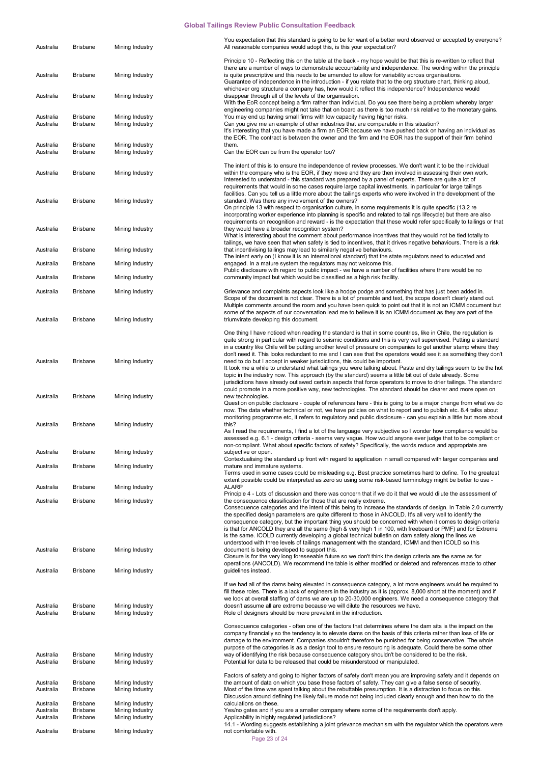| | | | |
|---|---|---|---|
| Australia | Brisbane | Mining Industry | You expectation that this standard is going to be for want of a better word observed or accepted by everyone? All reasonable companies would adopt this, is this your expectation? |
| Australia | Brisbane | Mining Industry | Principle 10 - Reflecting this on the table at the back - my hope would be that this is re-written to reflect that there are a number of ways to demonstrate accountability and independence. The wording within the principle is quite prescriptive and this needs to be amended to allow for variability across organisations. |
| Australia | Brisbane | Mining Industry | Guarantee of independence in the introduction - if you relate that to the org structure chart, thinking aloud, whichever org structure a company has, how would it reflect this independence? Independence would disappear through all of the levels of the organisation. |
| Australia | Brisbane | Mining Industry | With the EoR concept being a firm rather than individual. Do you see there being a problem whereby larger engineering companies might not take that on board as there is too much risk relative to the monetary gains. You may end up having small firms with low capacity having higher risks. |
| Australia | Brisbane | Mining Industry | Can you give me an example of other industries that are comparable in this situation? |
| Australia | Brisbane | Mining Industry | It's interesting that you have made a firm an EOR because we have pushed back on having an individual as the EOR. The contract is between the owner and the firm and the EOR has the support of their firm behind them. |
| Australia | Brisbane | Mining Industry | Can the EOR can be from the operator too? |
| Australia | Brisbane | Mining Industry | The intent of this is to ensure the independence of review processes. We don't want it to be the individual within the company who is the EOR, if they move and they are then involved in assessing their own work. |
| Australia | Brisbane | Mining Industry | Interested to understand - this standard was prepared by a panel of experts. There are quite a lot of requirements that would in some cases require large capital investments, in particular for large tailings facilities. Can you tell us a little more about the tailings experts who were involved in the development of the standard. Was there any involvement of the owners? |
| Australia | Brisbane | Mining Industry | On principle 13 with respect to organisation culture, in some requirements it is quite specific (13.2 re incorporating worker experience into planning is specific and related to tailings lifecycle) but there are also requirements on recognition and reward - is the expectation that these would refer specifically to tailings or that they would have a broader recognition system? |
| Australia | Brisbane | Mining Industry | What is interesting about the comment about performance incentives that they would not be tied totally to tailings, we have seen that when safety is tied to incentives, that it drives negative behaviours. There is a risk that incentivising tailings may lead to similarly negative behaviours. |
| Australia | Brisbane | Mining Industry | The intent early on (I know it is an international standard) that the state regulators need to educated and engaged. In a mature system the regulators may not welcome this. |
| Australia | Brisbane | Mining Industry | Public disclosure with regard to public impact - we have a number of facilities where there would be no community impact but which would be classified as a high risk facility. |
| Australia | Brisbane | Mining Industry | Grievance and complaints aspects look like a hodge podge and something that has just been added in. |
| Australia | Brisbane | Mining Industry | Scope of the document is not clear. There is a lot of preamble and text, the scope doesn't clearly stand out. Multiple comments around the room and you have been quick to point out that it is not an ICMM document but some of the aspects of our conversation lead me to believe it is an ICMM document as they are part of the triumvirate developing this document. |
| Australia | Brisbane | Mining Industry | One thing I have noticed when reading the standard is that in some countries, like in Chile, the regulation is quite strong in particular with regard to seismic conditions and this is very well supervised. Putting a standard in a country like Chile will be putting another level of pressure on companies to get another stamp where they don't need it. This looks redundant to me and I can see that the operators would see it as something they don't need to do but I accept in weaker jurisdictions, this could be important. |
| Australia | Brisbane | Mining Industry | It took me a while to understand what tailings you were talking about. Paste and dry tailings seem to be the hot topic in the industry now. This approach (by the standard) seems a little bit out of date already. Some jurisdictions have already outlawed certain aspects that force operators to move to drier tailings. The standard could promote in a more positive way, new technologies. The standard should be clearer and more open on new technologies. |
| Australia | Brisbane | Mining Industry | Question on public disclosure - couple of references here - this is going to be a major change from what we do now. The data whether technical or not, we have policies on what to report and to publish etc. 8.4 talks about monitoring programme etc, it refers to regulatory and public disclosure - can you explain a little but more about this? |
| Australia | Brisbane | Mining Industry | As I read the requirements, I find a lot of the language very subjective so I wonder how compliance would be assessed e.g. 6.1 - design criteria - seems very vague. How would anyone ever judge that to be compliant or non-compliant. What about specific factors of safety? Specifically, the words reduce and appropriate are subjective or open. |
| Australia | Brisbane | Mining Industry | Contextualising the standard up front with regard to application in small compared with larger companies and mature and immature systems. |
| Australia | Brisbane | Mining Industry | Terms used in some cases could be misleading e.g. Best practice sometimes hard to define. To the greatest extent possible could be interpreted as zero so using some risk-based terminology might be better to use - ALARP |
| Australia | Brisbane | Mining Industry | Principle 4 - Lots of discussion and there was concern that if we do it that we would dilute the assessment of the consequence classification for those that are really extreme. |
| Australia | Brisbane | Mining Industry | Consequence categories and the intent of this being to increase the standards of design. In Table 2.0 currently the specified design parameters are quite different to those in ANCOLD. It's all very well to identify the consequence category, but the important thing you should be concerned with when it comes to design criteria is that for ANCOLD they are all the same (high & very high 1 in 100, with freeboard or PMF) and for Extreme is the same. ICOLD currently developing a global technical bulletin on dam safety along the lines we understood with three levels of tailings management with the standard, ICMM and then ICOLD so this document is being developed to support this. |
| Australia | Brisbane | Mining Industry | Closure is for the very long foreseeable future so we don't think the design criteria are the same as for operations (ANCOLD). We recommend the table is either modified or deleted and references made to other guidelines instead. |
| Australia | Brisbane | Mining Industry | If we had all of the dams being elevated in consequence category, a lot more engineers would be required to fill these roles. There is a lack of engineers in the industry as it is (approx. 8,000 short at the moment) and if we look at overall staffing of dams we are up to 20-30,000 engineers. We need a consequence category that doesn't assume all are extreme because we will dilute the resources we have. |
| Australia | Brisbane | Mining Industry | Role of designers should be more prevalent in the introduction. |
| Australia | Brisbane | Mining Industry | Consequence categories - often one of the factors that determines where the dam sits is the impact on the company financially so the tendency is to elevate dams on the basis of this criteria rather than loss of life or damage to the environment. Companies shouldn't therefore be punished for being conservative. The whole purpose of the categories is as a design tool to ensure resourcing is adequate. Could there be some other way of identifying the risk because consequence category shouldn't be considered to be the risk. |
| Australia | Brisbane | Mining Industry | Potential for data to be released that could be misunderstood or manipulated. |
| Australia | Brisbane | Mining Industry | Factors of safety and going to higher factors of safety don't mean you are improving safety and it depends on the amount of data on which you base these factors of safety. They can give a false sense of security. |
| Australia | Brisbane | Mining Industry | Most of the time was spent talking about the rebuttable presumption. It is a distraction to focus on this. |
| Australia | Brisbane | Mining Industry | Discussion around defining the likely failure mode not being included clearly enough and then how to do the calculations on these. |
| Australia | Brisbane | Mining Industry | Yes/no gates and if you are a smaller company where some of the requirements don't apply. |
| Australia | Brisbane | Mining Industry | Applicability in highly regulated jurisdictions? |
| Australia | Brisbane | Mining Industry | 14.1 - Wording suggests establishing a joint grievance mechanism with the regulator which the operators were not comfortable with. |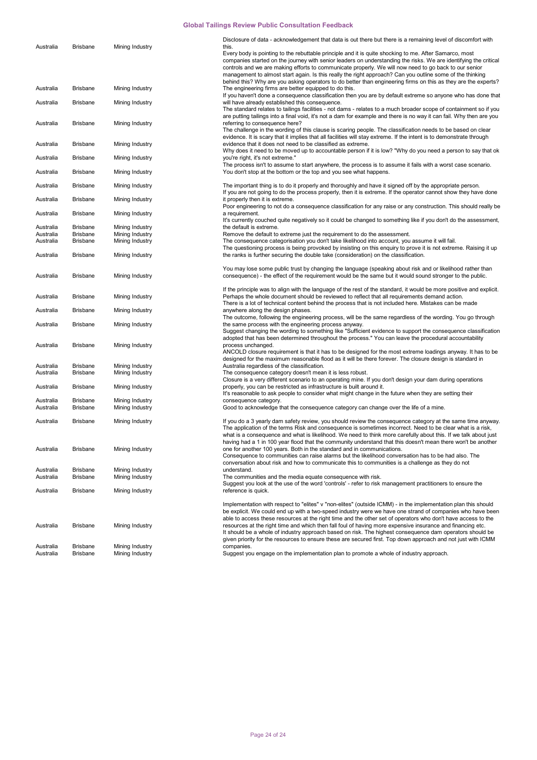| | | | |
|---|---|---|---|
| Australia | Brisbane | Mining Industry | Disclosure of data - acknowledgement that data is out there but there is a remaining level of discomfort with this. |
| Australia | Brisbane | Mining Industry | Every body is pointing to the rebuttable principle and it is quite shocking to me. After Samarco, most companies started on the journey with senior leaders on understanding the risks. We are identifying the critical controls and we are making efforts to communicate properly. We will now need to go back to our senior management to almost start again. Is this really the right approach? Can you outline some of the thinking behind this? Why are you asking operators to do better than engineering firms on this as they are the experts? The engineering firms are better equipped to do this. |
| Australia | Brisbane | Mining Industry | If you haven't done a consequence classification then you are by default extreme so anyone who has done that will have already established this consequence. |
| Australia | Brisbane | Mining Industry | The standard relates to tailings facilities - not dams - relates to a much broader scope of containment so if you are putting tailings into a final void, it's not a dam for example and there is no way it can fail. Why then are you referring to consequence here? |
| Australia | Brisbane | Mining Industry | The challenge in the wording of this clause is scaring people. The classification needs to be based on clear evidence. It is scary that it implies that all facilities will stay extreme. If the intent is to demonstrate through evidence that it does not need to be classified as extreme. |
| Australia | Brisbane | Mining Industry | Why does it need to be moved up to accountable person if it is low? "Why do you need a person to say that ok you're right, it's not extreme." |
| Australia | Brisbane | Mining Industry | The process isn't to assume to start anywhere, the process is to assume it fails with a worst case scenario. You don't stop at the bottom or the top and you see what happens. |
| Australia | Brisbane | Mining Industry | The important thing is to do it properly and thoroughly and have it signed off by the appropriate person. |
| Australia | Brisbane | Mining Industry | If you are not going to do the process properly, then it is extreme. If the operator cannot show they have done it properly then it is extreme. |
| Australia | Brisbane | Mining Industry | Poor engineering to not do a consequence classification for any raise or any construction. This should really be a requirement. |
| Australia | Brisbane | Mining Industry | It's currently couched quite negatively so it could be changed to something like if you don't do the assessment, the default is extreme. |
| Australia | Brisbane | Mining Industry | Remove the default to extreme just the requirement to do the assessment. |
| Australia | Brisbane | Mining Industry | The consequence categorisation you don't take likelihood into account, you assume it will fail. |
| Australia | Brisbane | Mining Industry | The questioning process is being provoked by insisting on this enquiry to prove it is not extreme. Raising it up the ranks is further securing the double take (consideration) on the classification. |
| Australia | Brisbane | Mining Industry | You may lose some public trust by changing the language (speaking about risk and or likelihood rather than consequence) - the effect of the requirement would be the same but it would sound stronger to the public. |
| Australia | Brisbane | Mining Industry | If the principle was to align with the language of the rest of the standard, it would be more positive and explicit. Perhaps the whole document should be reviewed to reflect that all requirements demand action. |
| Australia | Brisbane | Mining Industry | There is a lot of technical content behind the process that is not included here. Mistakes can be made anywhere along the design phases. |
| Australia | Brisbane | Mining Industry | The outcome, following the engineering process, will be the same regardless of the wording. You go through the same process with the engineering process anyway. |
| Australia | Brisbane | Mining Industry | Suggest changing the wording to something like "Sufficient evidence to support the consequence classification adopted that has been determined throughout the process." You can leave the procedural accountability process unchanged. |
| Australia | Brisbane | Mining Industry | ANCOLD closure requirement is that it has to be designed for the most extreme loadings anyway. It has to be designed for the maximum reasonable flood as it will be there forever. The closure design is standard in Australia regardless of the classification. |
| Australia | Brisbane | Mining Industry | The consequence category doesn't mean it is less robust. |
| Australia | Brisbane | Mining Industry | Closure is a very different scenario to an operating mine. If you don't design your dam during operations properly, you can be restricted as infrastructure is built around it. |
| Australia | Brisbane | Mining Industry | It's reasonable to ask people to consider what might change in the future when they are setting their consequence category. |
| Australia | Brisbane | Mining Industry | Good to acknowledge that the consequence category can change over the life of a mine. |
| Australia | Brisbane | Mining Industry | If you do a 3 yearly dam safety review, you should review the consequence category at the same time anyway. |
| Australia | Brisbane | Mining Industry | The application of the terms Risk and consequence is sometimes incorrect. Need to be clear what is a risk, what is a consequence and what is likelihood. We need to think more carefully about this. If we talk about just having had a 1 in 100 year flood that the community understand that this doesn't mean there won't be another one for another 100 years. Both in the standard and in communications. |
| Australia | Brisbane | Mining Industry | Consequence to communities can raise alarms but the likelihood conversation has to be had also. The conversation about risk and how to communicate this to communities is a challenge as they do not understand. |
| Australia | Brisbane | Mining Industry | The communities and the media equate consequence with risk. |
| Australia | Brisbane | Mining Industry | Suggest you look at the use of the word 'controls' - refer to risk management practitioners to ensure the reference is quick. |
| Australia | Brisbane | Mining Industry | Implementation with respect to "elites" v "non-elites" (outside ICMM) - in the implementation plan this should be explicit. We could end up with a two-speed industry were we have one strand of companies who have been able to access these resources at the right time and the other set of operators who don't have access to the resources at the right time and which then fall foul of having more expensive insurance and financing etc. |
| Australia | Brisbane | Mining Industry | It should be a whole of industry approach based on risk. The highest consequence dam operators should be given priority for the resources to ensure these are secured first. Top down approach and not just with ICMM companies. |
| Australia | Brisbane | Mining Industry | Suggest you engage on the implementation plan to promote a whole of industry approach. |